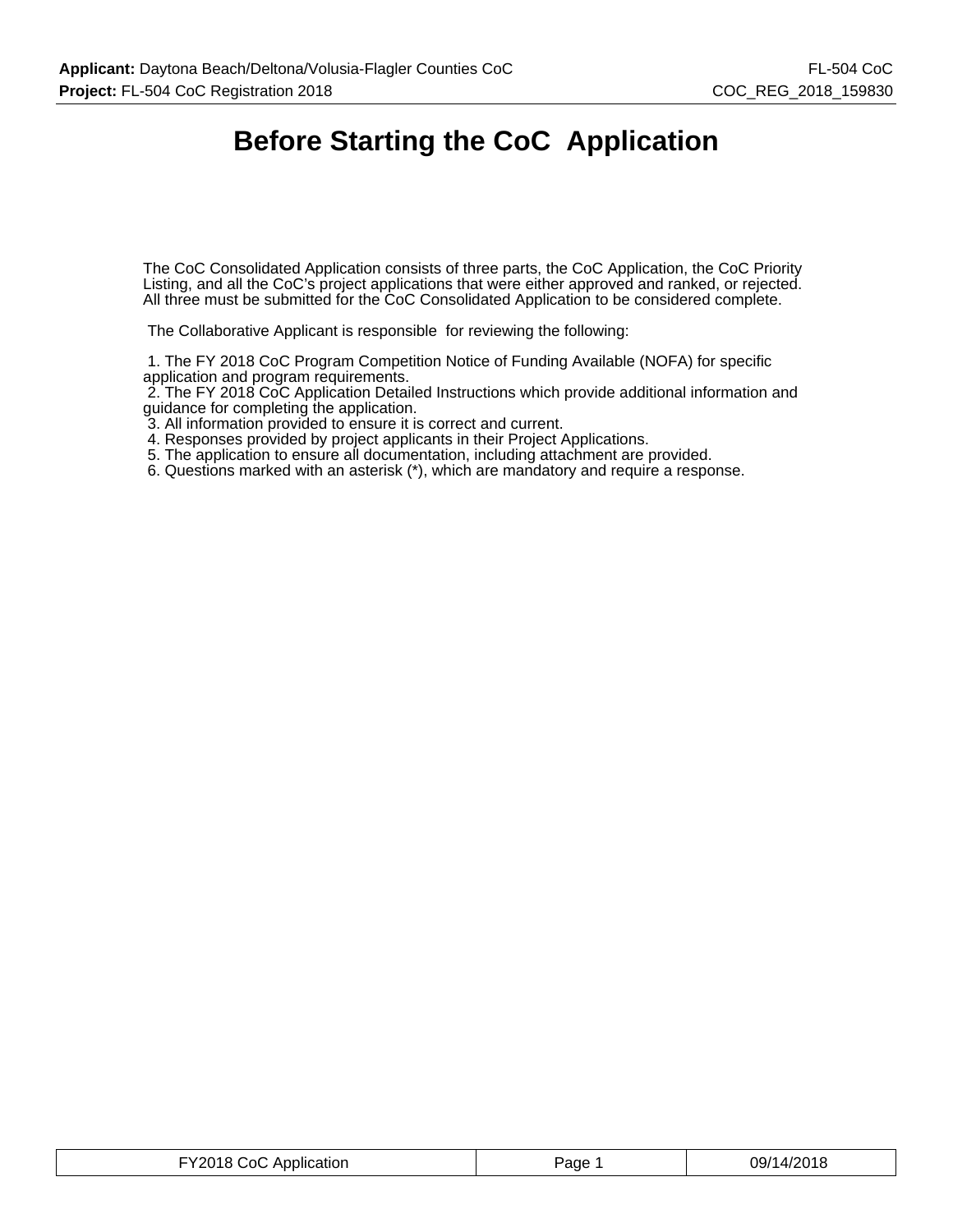# Before Starting the CoC Application

The CoC Consolidated Application consists of three parts, the CoC Application, the CoC Priority Listing, and all the CoC's project applications that were either approved and ranked, or rejected. All three must be submitted for the CoC Consolidated Application to be considered complete.

The Collaborative Applicant is responsible for reviewing the following:

1. The FY 2018 CoC Program Competition Notice of Funding Available (NOFA) for specific application and program requirements.
2. The FY 2018 CoC Application Detailed Instructions which provide additional information and guidance for completing the application.
3. All information provided to ensure it is correct and current.
4. Responses provided by project applicants in their Project Applications.
5. The application to ensure all documentation, including attachment are provided.
6. Questions marked with an asterisk (*), which are mandatory and require a response.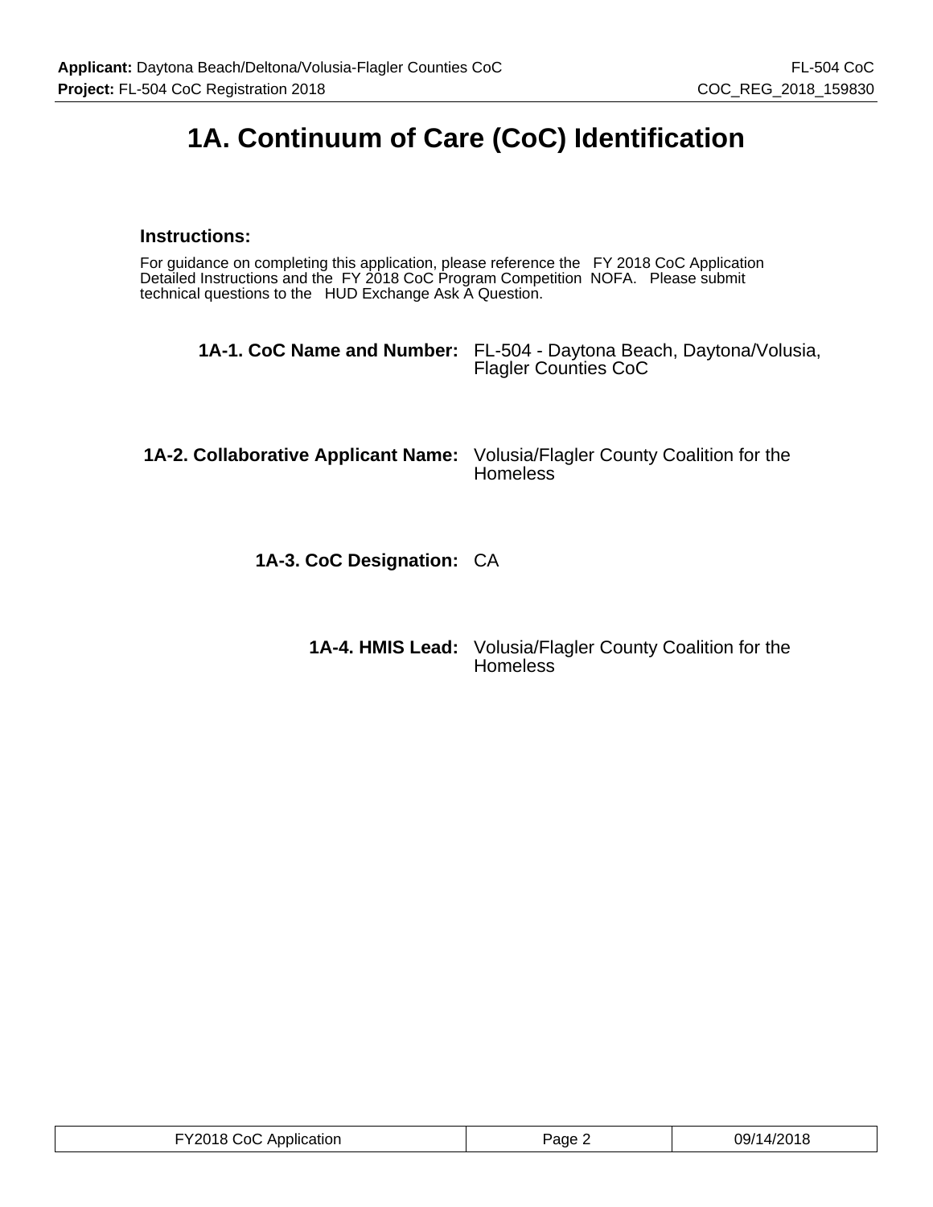# 1A. Continuum of Care (CoC) Identification

**Instructions:**

For guidance on completing this application, please reference the FY 2018 CoC Application Detailed Instructions and the FY 2018 CoC Program Competition NOFA. Please submit technical questions to the HUD Exchange Ask A Question.

**1A-1. CoC Name and Number:** FL-504 - Daytona Beach, Daytona/Volusia, Flagler Counties CoC

**1A-2. Collaborative Applicant Name:** Volusia/Flagler County Coalition for the Homeless

**1A-3. CoC Designation:** CA

**1A-4. HMIS Lead:** Volusia/Flagler County Coalition for the Homeless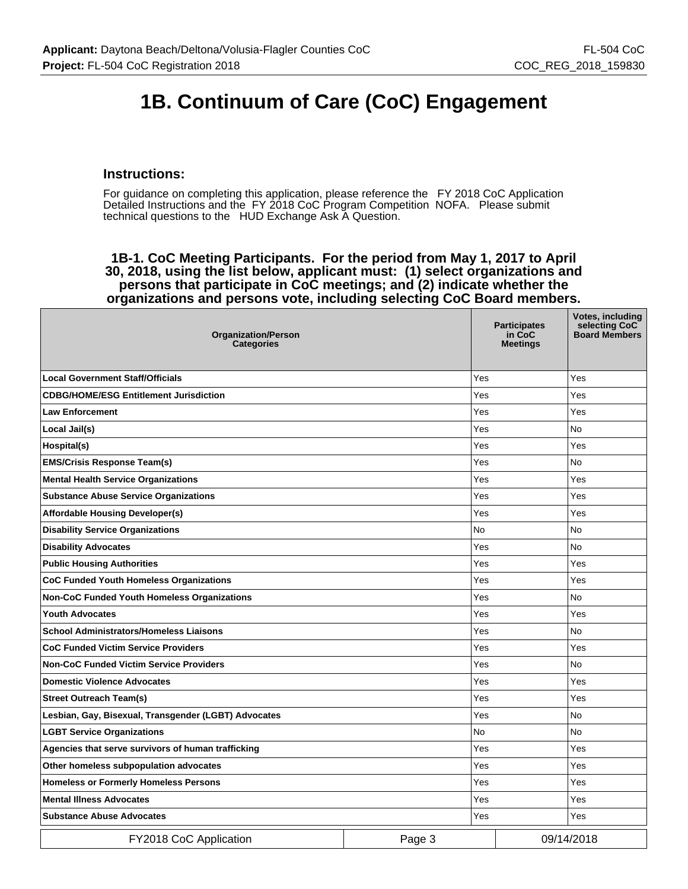# 1B. Continuum of Care (CoC) Engagement

### Instructions:

For guidance on completing this application, please reference the FY 2018 CoC Application Detailed Instructions and the FY 2018 CoC Program Competition NOFA. Please submit technical questions to the HUD Exchange Ask A Question.

### 1B-1. CoC Meeting Participants. For the period from May 1, 2017 to April 30, 2018, using the list below, applicant must: (1) select organizations and persons that participate in CoC meetings; and (2) indicate whether the organizations and persons vote, including selecting CoC Board members.

| Organization/Person Categories | Participates in CoC Meetings | Votes, including selecting CoC Board Members |
|---|---|---|
| **Local Government Staff/Officials** | Yes | Yes |
| **CDBG/HOME/ESG Entitlement Jurisdiction** | Yes | Yes |
| **Law Enforcement** | Yes | Yes |
| **Local Jail(s)** | Yes | No |
| **Hospital(s)** | Yes | Yes |
| **EMS/Crisis Response Team(s)** | Yes | No |
| **Mental Health Service Organizations** | Yes | Yes |
| **Substance Abuse Service Organizations** | Yes | Yes |
| **Affordable Housing Developer(s)** | Yes | Yes |
| **Disability Service Organizations** | No | No |
| **Disability Advocates** | Yes | No |
| **Public Housing Authorities** | Yes | Yes |
| **CoC Funded Youth Homeless Organizations** | Yes | Yes |
| **Non-CoC Funded Youth Homeless Organizations** | Yes | No |
| **Youth Advocates** | Yes | Yes |
| **School Administrators/Homeless Liaisons** | Yes | No |
| **CoC Funded Victim Service Providers** | Yes | Yes |
| **Non-CoC Funded Victim Service Providers** | Yes | No |
| **Domestic Violence Advocates** | Yes | Yes |
| **Street Outreach Team(s)** | Yes | Yes |
| **Lesbian, Gay, Bisexual, Transgender (LGBT) Advocates** | Yes | No |
| **LGBT Service Organizations** | No | No |
| **Agencies that serve survivors of human trafficking** | Yes | Yes |
| **Other homeless subpopulation advocates** | Yes | Yes |
| **Homeless or Formerly Homeless Persons** | Yes | Yes |
| **Mental Illness Advocates** | Yes | Yes |
| **Substance Abuse Advocates** | Yes | Yes |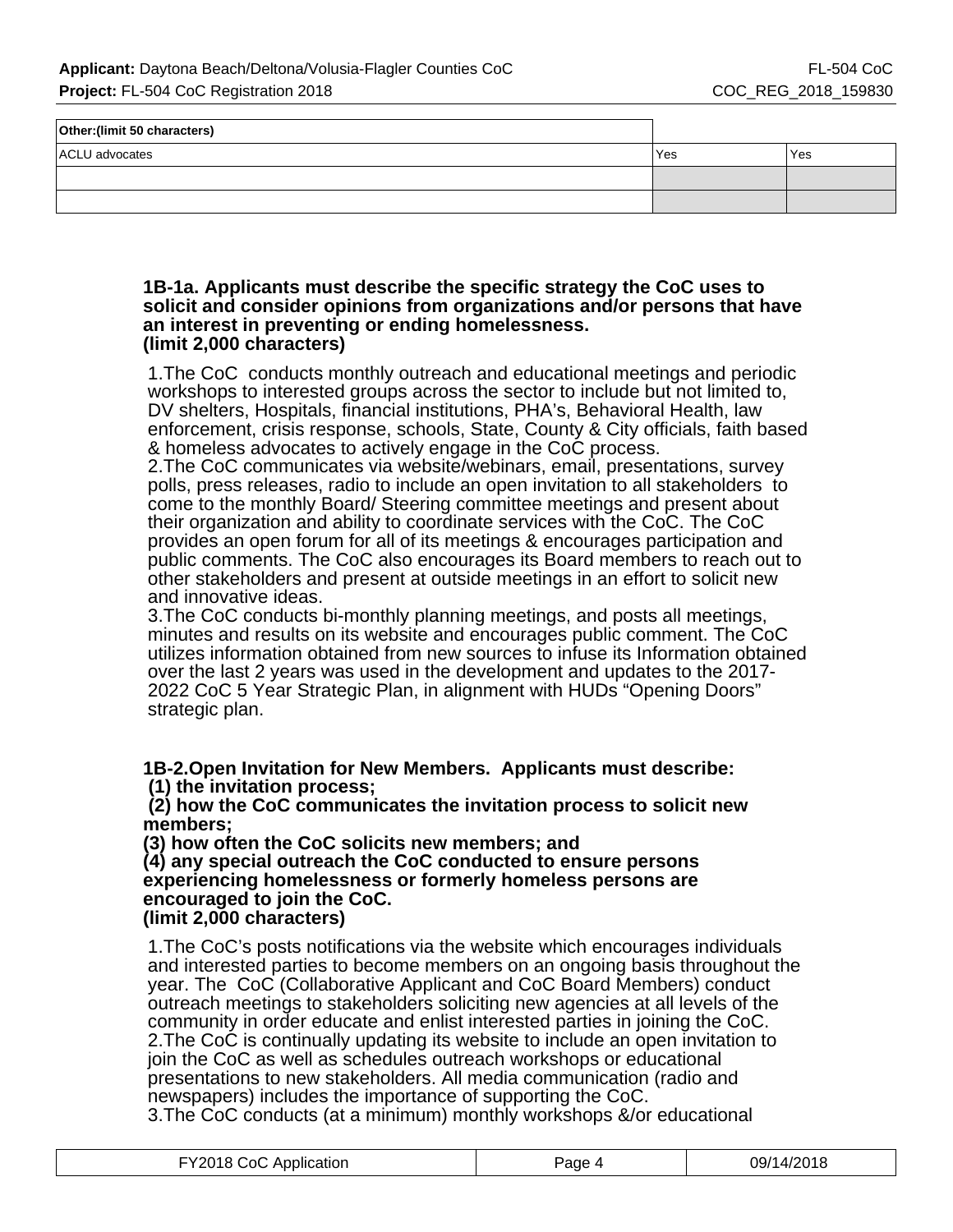| Other:(limit 50 characters) | | |
|---|---|---|
| ACLU advocates | Yes | Yes |
| | | |
| | | |

**1B-1a. Applicants must describe the specific strategy the CoC uses to solicit and consider opinions from organizations and/or persons that have an interest in preventing or ending homelessness.**
**(limit 2,000 characters)**

1.The CoC conducts monthly outreach and educational meetings and periodic workshops to interested groups across the sector to include but not limited to, DV shelters, Hospitals, financial institutions, PHA's, Behavioral Health, law enforcement, crisis response, schools, State, County & City officials, faith based & homeless advocates to actively engage in the CoC process.
2.The CoC communicates via website/webinars, email, presentations, survey polls, press releases, radio to include an open invitation to all stakeholders to come to the monthly Board/ Steering committee meetings and present about their organization and ability to coordinate services with the CoC. The CoC provides an open forum for all of its meetings & encourages participation and public comments. The CoC also encourages its Board members to reach out to other stakeholders and present at outside meetings in an effort to solicit new and innovative ideas.
3.The CoC conducts bi-monthly planning meetings, and posts all meetings, minutes and results on its website and encourages public comment. The CoC utilizes information obtained from new sources to infuse its Information obtained over the last 2 years was used in the development and updates to the 2017-2022 CoC 5 Year Strategic Plan, in alignment with HUDs "Opening Doors" strategic plan.

**1B-2.Open Invitation for New Members. Applicants must describe:**
**(1) the invitation process;**
**(2) how the CoC communicates the invitation process to solicit new members;**
**(3) how often the CoC solicits new members; and**
**(4) any special outreach the CoC conducted to ensure persons experiencing homelessness or formerly homeless persons are encouraged to join the CoC.**
**(limit 2,000 characters)**

1.The CoC's posts notifications via the website which encourages individuals and interested parties to become members on an ongoing basis throughout the year. The CoC (Collaborative Applicant and CoC Board Members) conduct outreach meetings to stakeholders soliciting new agencies at all levels of the community in order educate and enlist interested parties in joining the CoC.
2.The CoC is continually updating its website to include an open invitation to join the CoC as well as schedules outreach workshops or educational presentations to new stakeholders. All media communication (radio and newspapers) includes the importance of supporting the CoC.
3.The CoC conducts (at a minimum) monthly workshops &/or educational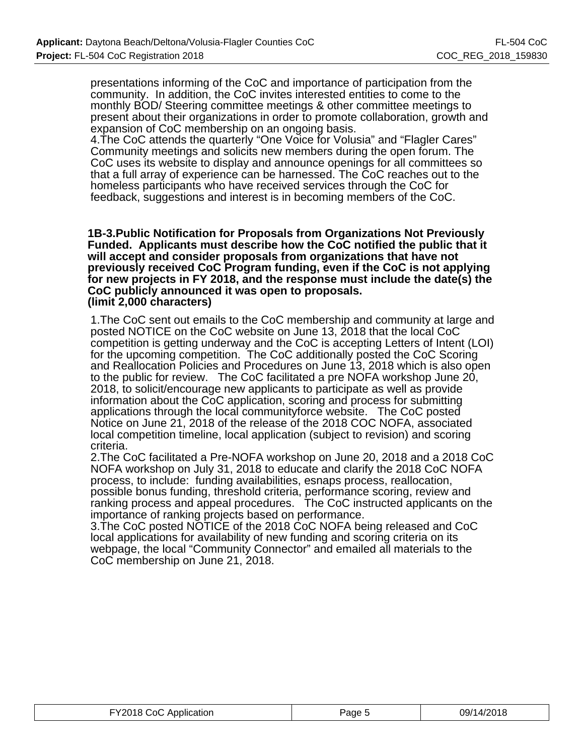presentations informing of the CoC and importance of participation from the community.  In addition, the CoC invites interested entities to come to the monthly BOD/ Steering committee meetings & other committee meetings to present about their organizations in order to promote collaboration, growth and expansion of CoC membership on an ongoing basis.
4.The CoC attends the quarterly "One Voice for Volusia" and "Flagler Cares" Community meetings and solicits new members during the open forum. The CoC uses its website to display and announce openings for all committees so that a full array of experience can be harnessed. The CoC reaches out to the homeless participants who have received services through the CoC for feedback, suggestions and interest is in becoming members of the CoC.

**1B-3.Public Notification for Proposals from Organizations Not Previously Funded.  Applicants must describe how the CoC notified the public that it will accept and consider proposals from organizations that have not previously received CoC Program funding, even if the CoC is not applying for new projects in FY 2018, and the response must include the date(s) the CoC publicly announced it was open to proposals.**
**(limit 2,000 characters)**

1.The CoC sent out emails to the CoC membership and community at large and posted NOTICE on the CoC website on June 13, 2018 that the local CoC competition is getting underway and the CoC is accepting Letters of Intent (LOI) for the upcoming competition.  The CoC additionally posted the CoC Scoring and Reallocation Policies and Procedures on June 13, 2018 which is also open to the public for review.   The CoC facilitated a pre NOFA workshop June 20, 2018, to solicit/encourage new applicants to participate as well as provide information about the CoC application, scoring and process for submitting applications through the local communityforce website.   The CoC posted Notice on June 21, 2018 of the release of the 2018 COC NOFA, associated local competition timeline, local application (subject to revision) and scoring criteria.
2.The CoC facilitated a Pre-NOFA workshop on June 20, 2018 and a 2018 CoC NOFA workshop on July 31, 2018 to educate and clarify the 2018 CoC NOFA process, to include:  funding availabilities, esnaps process, reallocation, possible bonus funding, threshold criteria, performance scoring, review and ranking process and appeal procedures.   The CoC instructed applicants on the importance of ranking projects based on performance.
3.The CoC posted NOTICE of the 2018 CoC NOFA being released and CoC local applications for availability of new funding and scoring criteria on its webpage, the local "Community Connector" and emailed all materials to the CoC membership on June 21, 2018.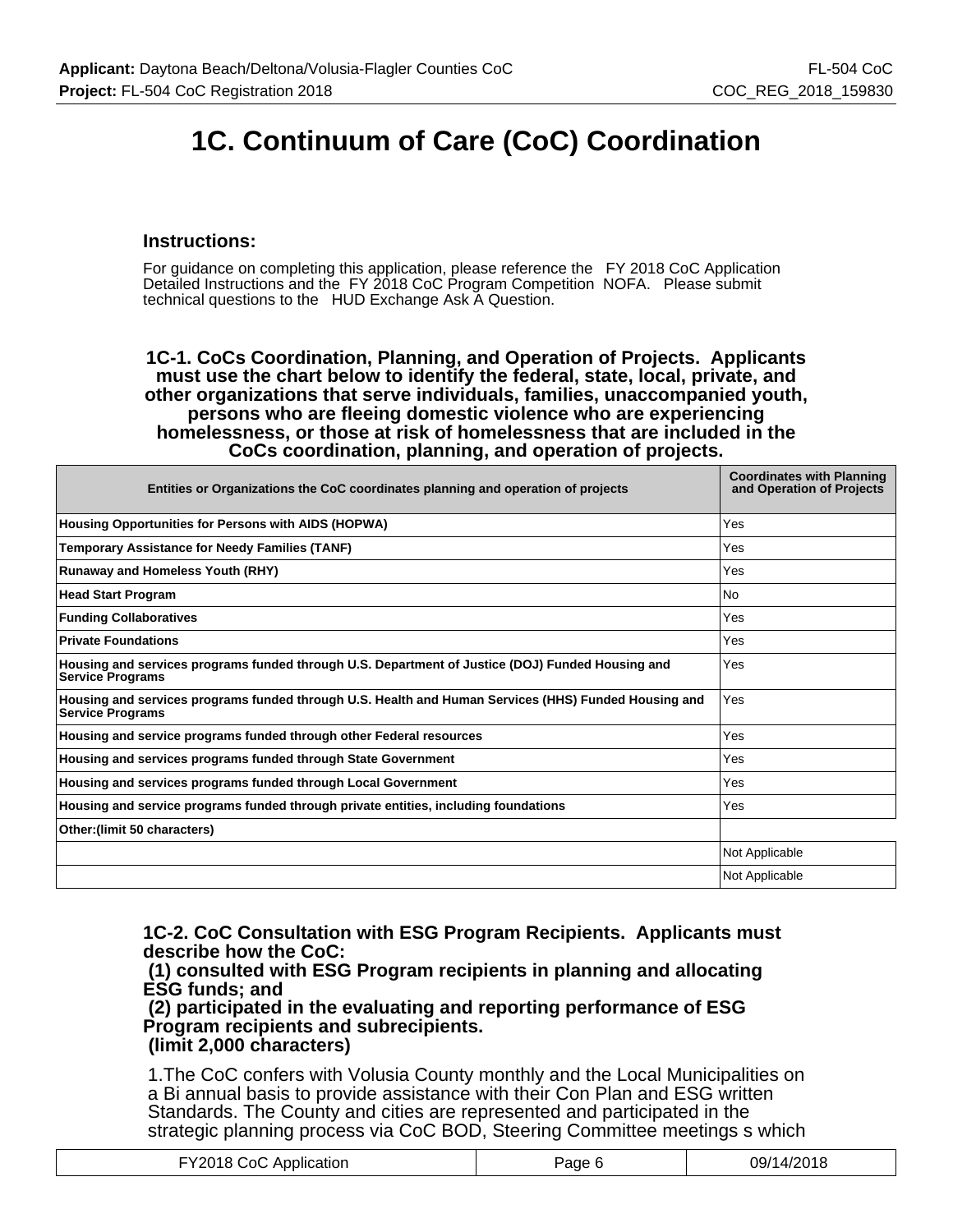# 1C. Continuum of Care (CoC) Coordination

### Instructions:

For guidance on completing this application, please reference the FY 2018 CoC Application Detailed Instructions and the FY 2018 CoC Program Competition NOFA. Please submit technical questions to the HUD Exchange Ask A Question.

**1C-1. CoCs Coordination, Planning, and Operation of Projects. Applicants must use the chart below to identify the federal, state, local, private, and other organizations that serve individuals, families, unaccompanied youth, persons who are fleeing domestic violence who are experiencing homelessness, or those at risk of homelessness that are included in the CoCs coordination, planning, and operation of projects.**

| Entities or Organizations the CoC coordinates planning and operation of projects | Coordinates with Planning and Operation of Projects |
|---|---|
| **Housing Opportunities for Persons with AIDS (HOPWA)** | Yes |
| **Temporary Assistance for Needy Families (TANF)** | Yes |
| **Runaway and Homeless Youth (RHY)** | Yes |
| **Head Start Program** | No |
| **Funding Collaboratives** | Yes |
| **Private Foundations** | Yes |
| **Housing and services programs funded through U.S. Department of Justice (DOJ) Funded Housing and Service Programs** | Yes |
| **Housing and services programs funded through U.S. Health and Human Services (HHS) Funded Housing and Service Programs** | Yes |
| **Housing and service programs funded through other Federal resources** | Yes |
| **Housing and services programs funded through State Government** | Yes |
| **Housing and services programs funded through Local Government** | Yes |
| **Housing and service programs funded through private entities, including foundations** | Yes |
| **Other:(limit 50 characters)** | |
| | Not Applicable |
| | Not Applicable |

**1C-2. CoC Consultation with ESG Program Recipients. Applicants must describe how the CoC:**
**(1) consulted with ESG Program recipients in planning and allocating ESG funds; and**
**(2) participated in the evaluating and reporting performance of ESG Program recipients and subrecipients.**
**(limit 2,000 characters)**

1.The CoC confers with Volusia County monthly and the Local Municipalities on a Bi annual basis to provide assistance with their Con Plan and ESG written Standards. The County and cities are represented and participated in the strategic planning process via CoC BOD, Steering Committee meetings s which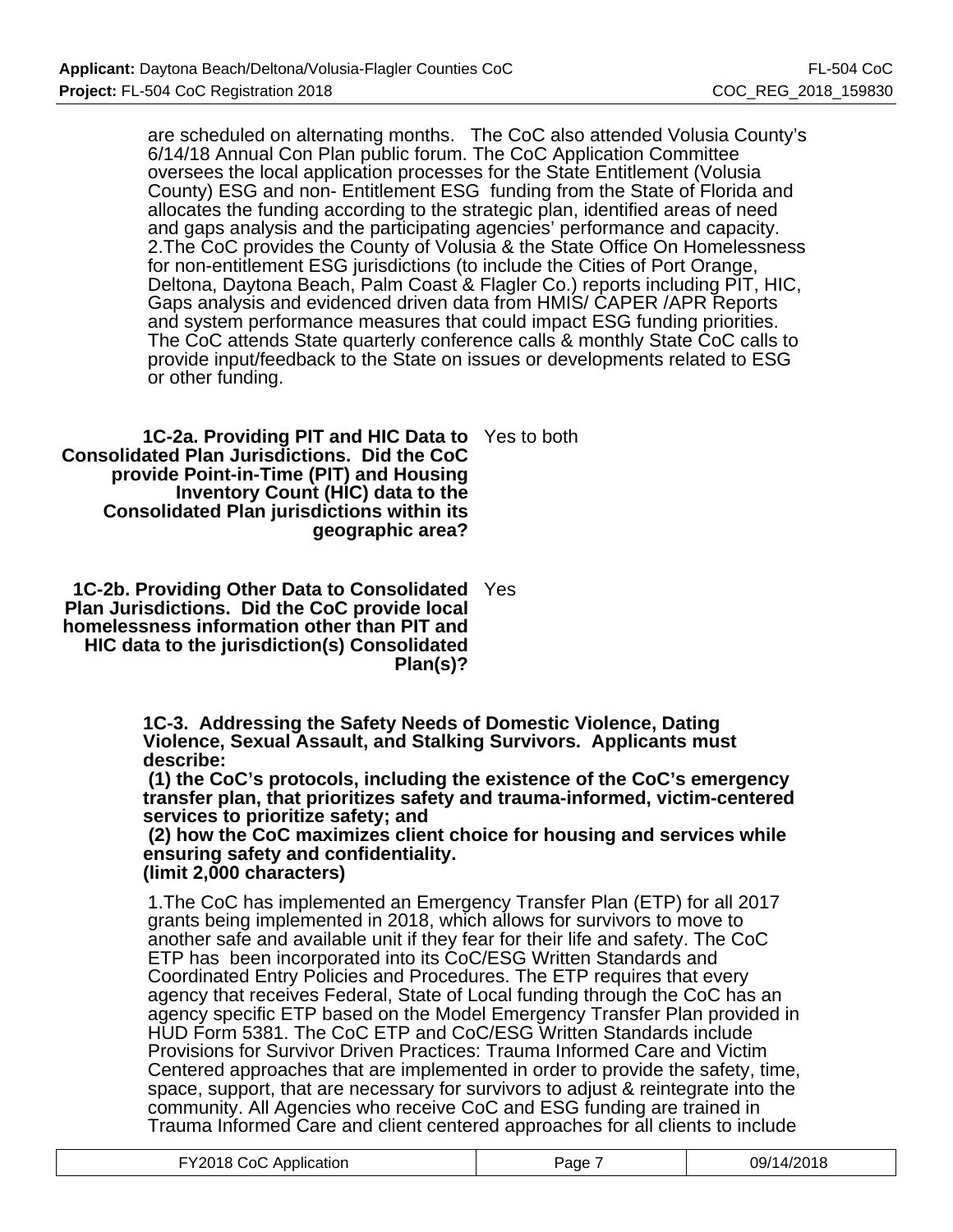are scheduled on alternating months. The CoC also attended Volusia County's 6/14/18 Annual Con Plan public forum. The CoC Application Committee oversees the local application processes for the State Entitlement (Volusia County) ESG and non- Entitlement ESG funding from the State of Florida and allocates the funding according to the strategic plan, identified areas of need and gaps analysis and the participating agencies' performance and capacity. 2.The CoC provides the County of Volusia & the State Office On Homelessness for non-entitlement ESG jurisdictions (to include the Cities of Port Orange, Deltona, Daytona Beach, Palm Coast & Flagler Co.) reports including PIT, HIC, Gaps analysis and evidenced driven data from HMIS/ CAPER /APR Reports and system performance measures that could impact ESG funding priorities. The CoC attends State quarterly conference calls & monthly State CoC calls to provide input/feedback to the State on issues or developments related to ESG or other funding.

**1C-2a. Providing PIT and HIC Data to Consolidated Plan Jurisdictions. Did the CoC provide Point-in-Time (PIT) and Housing Inventory Count (HIC) data to the Consolidated Plan jurisdictions within its geographic area?** Yes to both

**1C-2b. Providing Other Data to Consolidated Plan Jurisdictions. Did the CoC provide local homelessness information other than PIT and HIC data to the jurisdiction(s) Consolidated Plan(s)?** Yes

**1C-3. Addressing the Safety Needs of Domestic Violence, Dating Violence, Sexual Assault, and Stalking Survivors. Applicants must describe:**
**(1) the CoC's protocols, including the existence of the CoC's emergency transfer plan, that prioritizes safety and trauma-informed, victim-centered services to prioritize safety; and**
**(2) how the CoC maximizes client choice for housing and services while ensuring safety and confidentiality.**
**(limit 2,000 characters)**

1.The CoC has implemented an Emergency Transfer Plan (ETP) for all 2017 grants being implemented in 2018, which allows for survivors to move to another safe and available unit if they fear for their life and safety. The CoC ETP has been incorporated into its CoC/ESG Written Standards and Coordinated Entry Policies and Procedures. The ETP requires that every agency that receives Federal, State of Local funding through the CoC has an agency specific ETP based on the Model Emergency Transfer Plan provided in HUD Form 5381. The CoC ETP and CoC/ESG Written Standards include Provisions for Survivor Driven Practices: Trauma Informed Care and Victim Centered approaches that are implemented in order to provide the safety, time, space, support, that are necessary for survivors to adjust & reintegrate into the community. All Agencies who receive CoC and ESG funding are trained in Trauma Informed Care and client centered approaches for all clients to include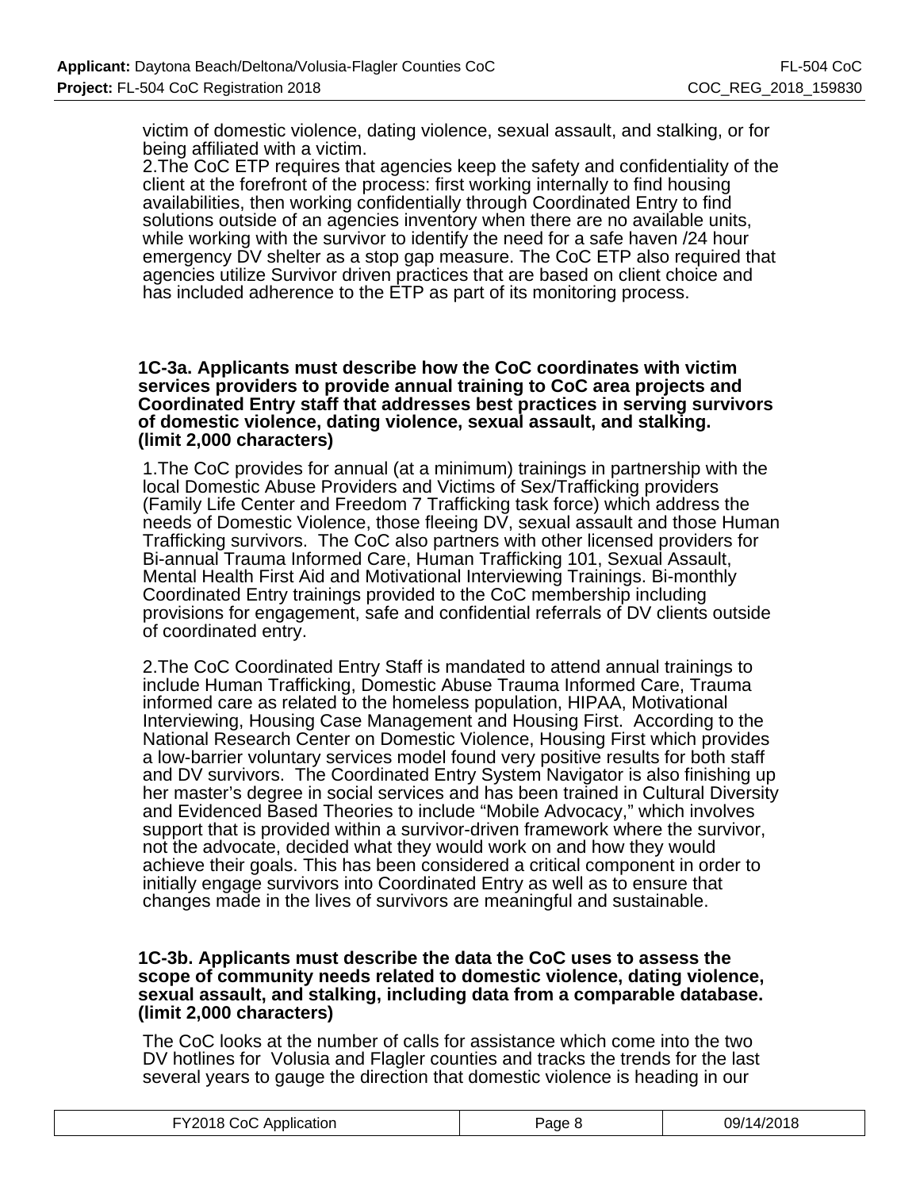victim of domestic violence, dating violence, sexual assault, and stalking, or for being affiliated with a victim.
2.The CoC ETP requires that agencies keep the safety and confidentiality of the client at the forefront of the process: first working internally to find housing availabilities, then working confidentially through Coordinated Entry to find solutions outside of an agencies inventory when there are no available units, while working with the survivor to identify the need for a safe haven /24 hour emergency DV shelter as a stop gap measure. The CoC ETP also required that agencies utilize Survivor driven practices that are based on client choice and has included adherence to the ETP as part of its monitoring process.

**1C-3a. Applicants must describe how the CoC coordinates with victim services providers to provide annual training to CoC area projects and Coordinated Entry staff that addresses best practices in serving survivors of domestic violence, dating violence, sexual assault, and stalking. (limit 2,000 characters)**

1.The CoC provides for annual (at a minimum) trainings in partnership with the local Domestic Abuse Providers and Victims of Sex/Trafficking providers (Family Life Center and Freedom 7 Trafficking task force) which address the needs of Domestic Violence, those fleeing DV, sexual assault and those Human Trafficking survivors. The CoC also partners with other licensed providers for Bi-annual Trauma Informed Care, Human Trafficking 101, Sexual Assault, Mental Health First Aid and Motivational Interviewing Trainings. Bi-monthly Coordinated Entry trainings provided to the CoC membership including provisions for engagement, safe and confidential referrals of DV clients outside of coordinated entry.

2.The CoC Coordinated Entry Staff is mandated to attend annual trainings to include Human Trafficking, Domestic Abuse Trauma Informed Care, Trauma informed care as related to the homeless population, HIPAA, Motivational Interviewing, Housing Case Management and Housing First. According to the National Research Center on Domestic Violence, Housing First which provides a low-barrier voluntary services model found very positive results for both staff and DV survivors. The Coordinated Entry System Navigator is also finishing up her master's degree in social services and has been trained in Cultural Diversity and Evidenced Based Theories to include "Mobile Advocacy," which involves support that is provided within a survivor-driven framework where the survivor, not the advocate, decided what they would work on and how they would achieve their goals. This has been considered a critical component in order to initially engage survivors into Coordinated Entry as well as to ensure that changes made in the lives of survivors are meaningful and sustainable.

**1C-3b. Applicants must describe the data the CoC uses to assess the scope of community needs related to domestic violence, dating violence, sexual assault, and stalking, including data from a comparable database. (limit 2,000 characters)**

The CoC looks at the number of calls for assistance which come into the two DV hotlines for Volusia and Flagler counties and tracks the trends for the last several years to gauge the direction that domestic violence is heading in our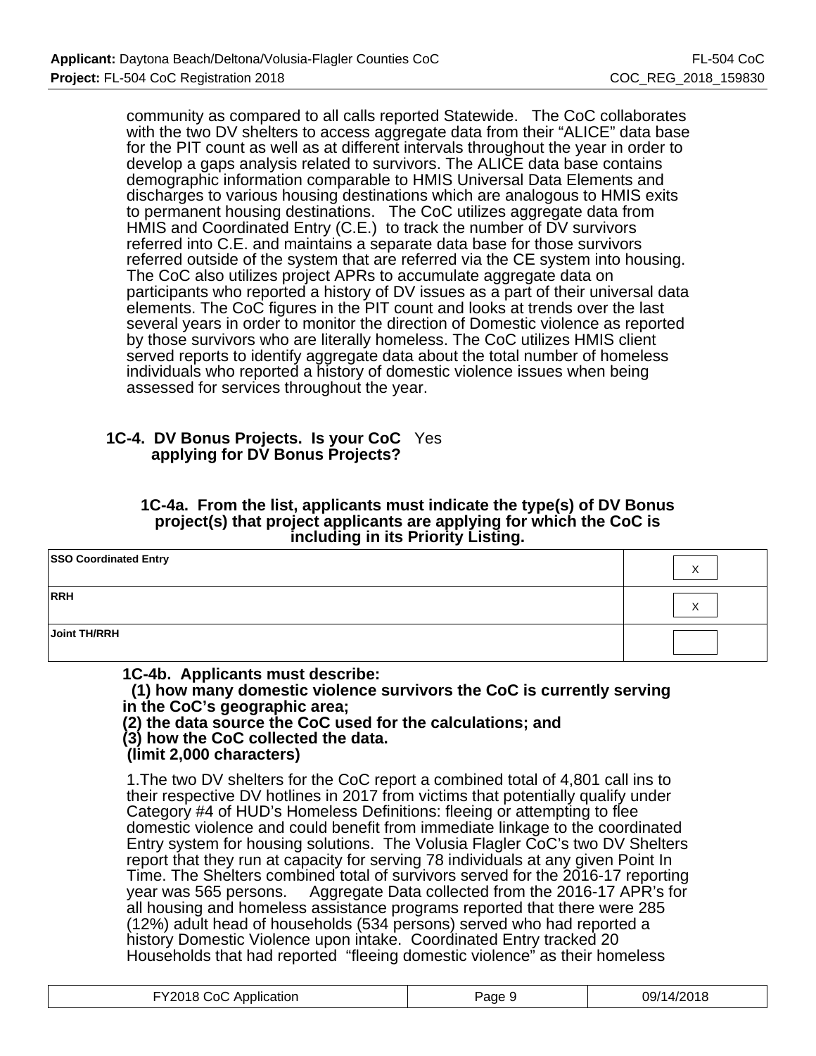community as compared to all calls reported Statewide. The CoC collaborates with the two DV shelters to access aggregate data from their "ALICE" data base for the PIT count as well as at different intervals throughout the year in order to develop a gaps analysis related to survivors. The ALICE data base contains demographic information comparable to HMIS Universal Data Elements and discharges to various housing destinations which are analogous to HMIS exits to permanent housing destinations. The CoC utilizes aggregate data from HMIS and Coordinated Entry (C.E.) to track the number of DV survivors referred into C.E. and maintains a separate data base for those survivors referred outside of the system that are referred via the CE system into housing. The CoC also utilizes project APRs to accumulate aggregate data on participants who reported a history of DV issues as a part of their universal data elements. The CoC figures in the PIT count and looks at trends over the last several years in order to monitor the direction of Domestic violence as reported by those survivors who are literally homeless. The CoC utilizes HMIS client served reports to identify aggregate data about the total number of homeless individuals who reported a history of domestic violence issues when being assessed for services throughout the year.

**1C-4. DV Bonus Projects. Is your CoC applying for DV Bonus Projects?** Yes

**1C-4a. From the list, applicants must indicate the type(s) of DV Bonus project(s) that project applicants are applying for which the CoC is including in its Priority Listing.**

| | |
|---|---|
| **SSO Coordinated Entry** | X |
| **RRH** | X |
| **Joint TH/RRH** | |

**1C-4b. Applicants must describe:**
**(1) how many domestic violence survivors the CoC is currently serving in the CoC's geographic area;**
**(2) the data source the CoC used for the calculations; and**
**(3) how the CoC collected the data.**
**(limit 2,000 characters)**

1.The two DV shelters for the CoC report a combined total of 4,801 call ins to their respective DV hotlines in 2017 from victims that potentially qualify under Category #4 of HUD's Homeless Definitions: fleeing or attempting to flee domestic violence and could benefit from immediate linkage to the coordinated Entry system for housing solutions. The Volusia Flagler CoC's two DV Shelters report that they run at capacity for serving 78 individuals at any given Point In Time. The Shelters combined total of survivors served for the 2016-17 reporting year was 565 persons. Aggregate Data collected from the 2016-17 APR's for all housing and homeless assistance programs reported that there were 285 (12%) adult head of households (534 persons) served who had reported a history Domestic Violence upon intake. Coordinated Entry tracked 20 Households that had reported "fleeing domestic violence" as their homeless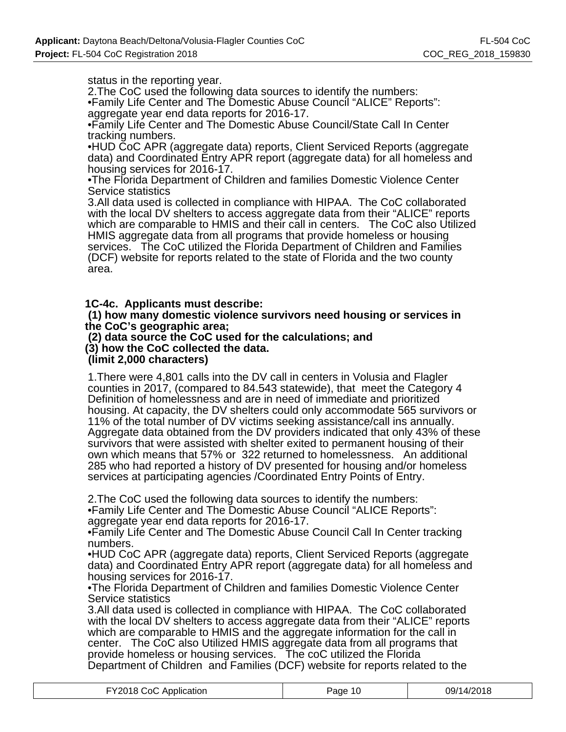status in the reporting year.
2.The CoC used the following data sources to identify the numbers:
•Family Life Center and The Domestic Abuse Council "ALICE" Reports": aggregate year end data reports for 2016-17.
•Family Life Center and The Domestic Abuse Council/State Call In Center tracking numbers.
•HUD CoC APR (aggregate data) reports, Client Serviced Reports (aggregate data) and Coordinated Entry APR report (aggregate data) for all homeless and housing services for 2016-17.
•The Florida Department of Children and families Domestic Violence Center Service statistics
3.All data used is collected in compliance with HIPAA. The CoC collaborated with the local DV shelters to access aggregate data from their "ALICE" reports which are comparable to HMIS and their call in centers. The CoC also Utilized HMIS aggregate data from all programs that provide homeless or housing services. The CoC utilized the Florida Department of Children and Families (DCF) website for reports related to the state of Florida and the two county area.

**1C-4c. Applicants must describe:**
**(1) how many domestic violence survivors need housing or services in the CoC's geographic area;**
**(2) data source the CoC used for the calculations; and**
**(3) how the CoC collected the data.**
**(limit 2,000 characters)**

1.There were 4,801 calls into the DV call in centers in Volusia and Flagler counties in 2017, (compared to 84.543 statewide), that meet the Category 4 Definition of homelessness and are in need of immediate and prioritized housing. At capacity, the DV shelters could only accommodate 565 survivors or 11% of the total number of DV victims seeking assistance/call ins annually. Aggregate data obtained from the DV providers indicated that only 43% of these survivors that were assisted with shelter exited to permanent housing of their own which means that 57% or 322 returned to homelessness. An additional 285 who had reported a history of DV presented for housing and/or homeless services at participating agencies /Coordinated Entry Points of Entry.

2.The CoC used the following data sources to identify the numbers:
•Family Life Center and The Domestic Abuse Council "ALICE Reports": aggregate year end data reports for 2016-17.
•Family Life Center and The Domestic Abuse Council Call In Center tracking numbers.
•HUD CoC APR (aggregate data) reports, Client Serviced Reports (aggregate data) and Coordinated Entry APR report (aggregate data) for all homeless and housing services for 2016-17.
•The Florida Department of Children and families Domestic Violence Center Service statistics
3.All data used is collected in compliance with HIPAA. The CoC collaborated with the local DV shelters to access aggregate data from their "ALICE" reports which are comparable to HMIS and the aggregate information for the call in center. The CoC also Utilized HMIS aggregate data from all programs that provide homeless or housing services. The coC utilized the Florida Department of Children and Families (DCF) website for reports related to the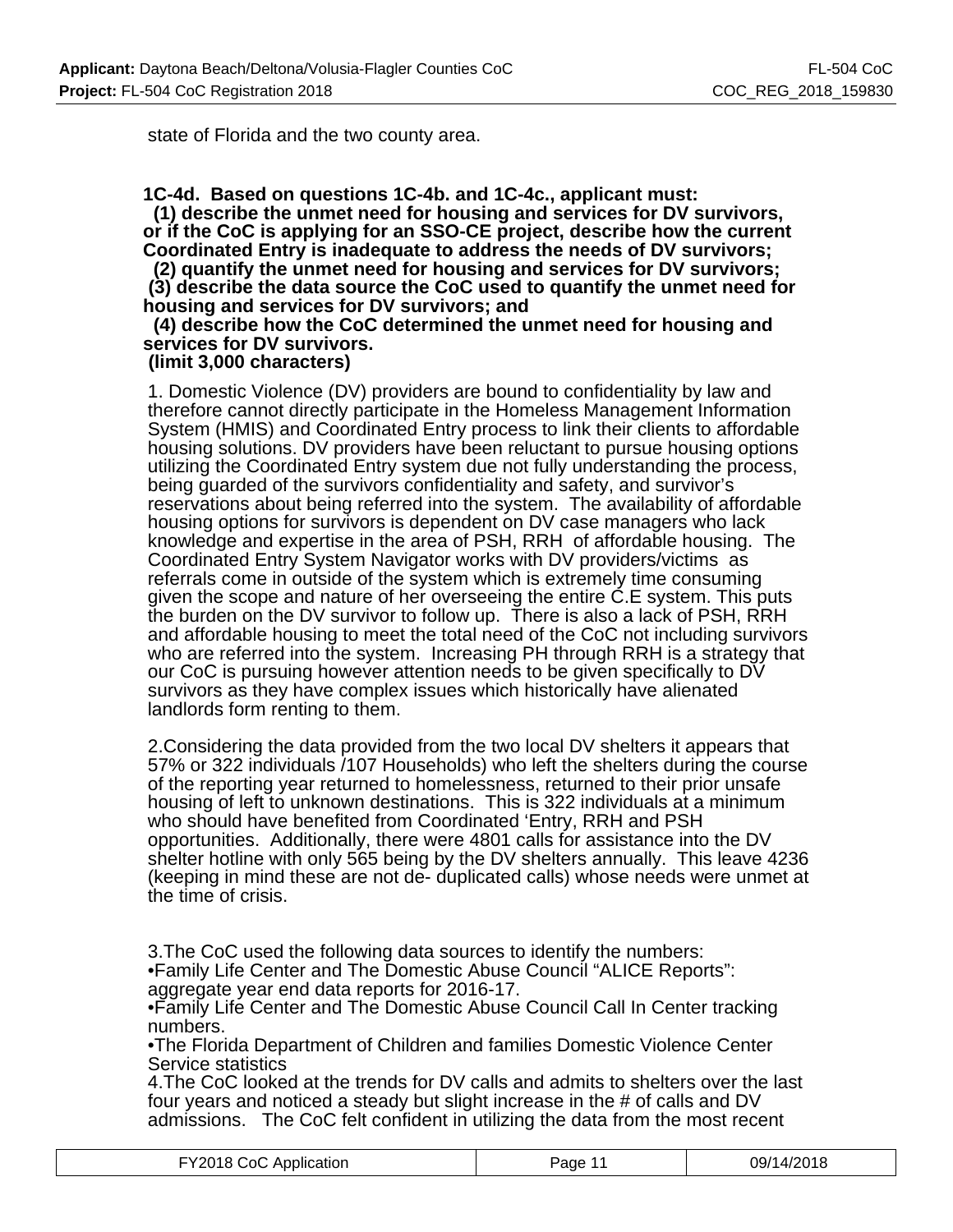state of Florida and the two county area.

**1C-4d. Based on questions 1C-4b. and 1C-4c., applicant must:**
**(1) describe the unmet need for housing and services for DV survivors, or if the CoC is applying for an SSO-CE project, describe how the current Coordinated Entry is inadequate to address the needs of DV survivors;**
**(2) quantify the unmet need for housing and services for DV survivors;**
**(3) describe the data source the CoC used to quantify the unmet need for housing and services for DV survivors; and**
**(4) describe how the CoC determined the unmet need for housing and services for DV survivors.**
**(limit 3,000 characters)**

1. Domestic Violence (DV) providers are bound to confidentiality by law and therefore cannot directly participate in the Homeless Management Information System (HMIS) and Coordinated Entry process to link their clients to affordable housing solutions. DV providers have been reluctant to pursue housing options utilizing the Coordinated Entry system due not fully understanding the process, being guarded of the survivors confidentiality and safety, and survivor's reservations about being referred into the system. The availability of affordable housing options for survivors is dependent on DV case managers who lack knowledge and expertise in the area of PSH, RRH of affordable housing. The Coordinated Entry System Navigator works with DV providers/victims as referrals come in outside of the system which is extremely time consuming given the scope and nature of her overseeing the entire C.E system. This puts the burden on the DV survivor to follow up. There is also a lack of PSH, RRH and affordable housing to meet the total need of the CoC not including survivors who are referred into the system. Increasing PH through RRH is a strategy that our CoC is pursuing however attention needs to be given specifically to DV survivors as they have complex issues which historically have alienated landlords form renting to them.

2.Considering the data provided from the two local DV shelters it appears that 57% or 322 individuals /107 Households) who left the shelters during the course of the reporting year returned to homelessness, returned to their prior unsafe housing of left to unknown destinations. This is 322 individuals at a minimum who should have benefited from Coordinated 'Entry, RRH and PSH opportunities. Additionally, there were 4801 calls for assistance into the DV shelter hotline with only 565 being by the DV shelters annually. This leave 4236 (keeping in mind these are not de- duplicated calls) whose needs were unmet at the time of crisis.

3.The CoC used the following data sources to identify the numbers:
•Family Life Center and The Domestic Abuse Council "ALICE Reports": aggregate year end data reports for 2016-17.
•Family Life Center and The Domestic Abuse Council Call In Center tracking numbers.
•The Florida Department of Children and families Domestic Violence Center Service statistics
4.The CoC looked at the trends for DV calls and admits to shelters over the last four years and noticed a steady but slight increase in the # of calls and DV admissions. The CoC felt confident in utilizing the data from the most recent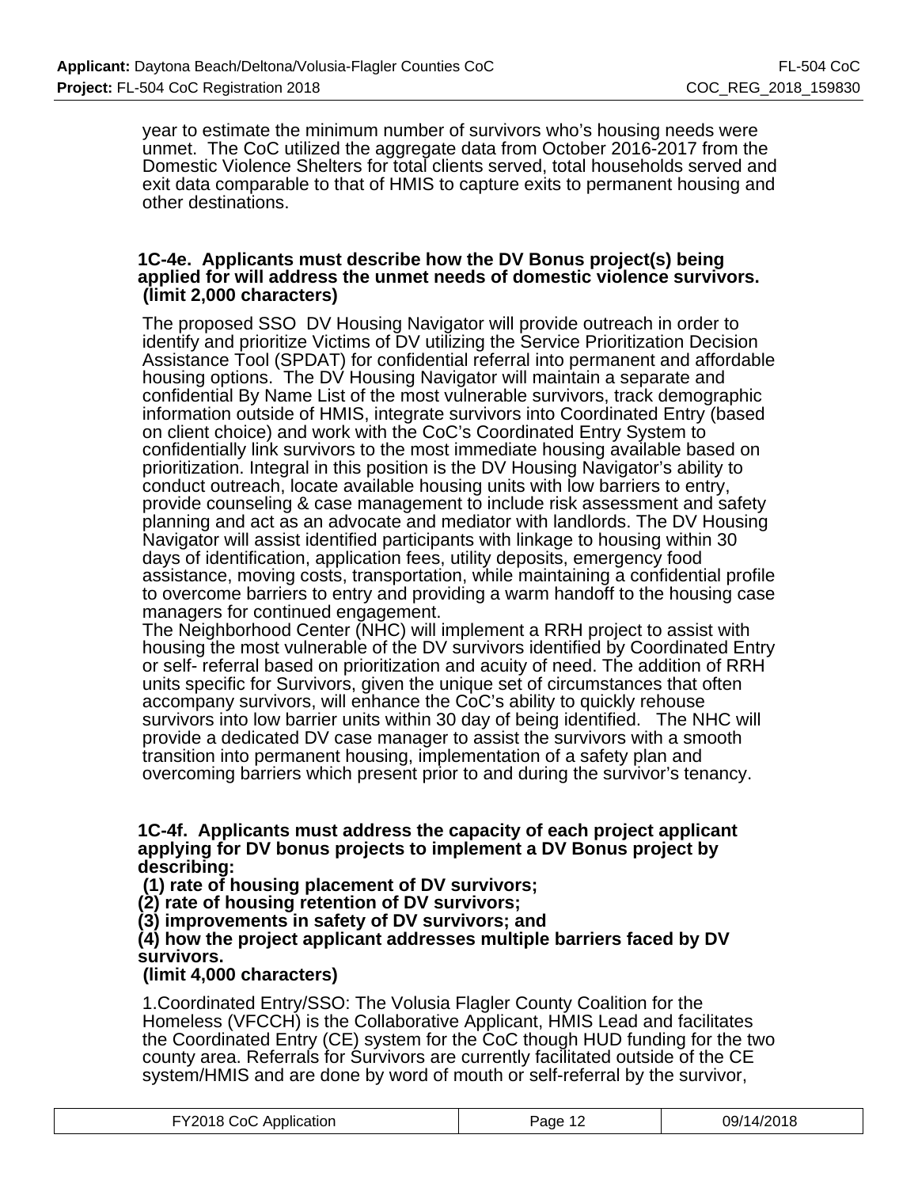year to estimate the minimum number of survivors who's housing needs were unmet. The CoC utilized the aggregate data from October 2016-2017 from the Domestic Violence Shelters for total clients served, total households served and exit data comparable to that of HMIS to capture exits to permanent housing and other destinations.

**1C-4e. Applicants must describe how the DV Bonus project(s) being applied for will address the unmet needs of domestic violence survivors. (limit 2,000 characters)**

The proposed SSO DV Housing Navigator will provide outreach in order to identify and prioritize Victims of DV utilizing the Service Prioritization Decision Assistance Tool (SPDAT) for confidential referral into permanent and affordable housing options. The DV Housing Navigator will maintain a separate and confidential By Name List of the most vulnerable survivors, track demographic information outside of HMIS, integrate survivors into Coordinated Entry (based on client choice) and work with the CoC's Coordinated Entry System to confidentially link survivors to the most immediate housing available based on prioritization. Integral in this position is the DV Housing Navigator's ability to conduct outreach, locate available housing units with low barriers to entry, provide counseling & case management to include risk assessment and safety planning and act as an advocate and mediator with landlords. The DV Housing Navigator will assist identified participants with linkage to housing within 30 days of identification, application fees, utility deposits, emergency food assistance, moving costs, transportation, while maintaining a confidential profile to overcome barriers to entry and providing a warm handoff to the housing case managers for continued engagement.
The Neighborhood Center (NHC) will implement a RRH project to assist with housing the most vulnerable of the DV survivors identified by Coordinated Entry or self- referral based on prioritization and acuity of need. The addition of RRH units specific for Survivors, given the unique set of circumstances that often accompany survivors, will enhance the CoC's ability to quickly rehouse survivors into low barrier units within 30 day of being identified. The NHC will provide a dedicated DV case manager to assist the survivors with a smooth transition into permanent housing, implementation of a safety plan and overcoming barriers which present prior to and during the survivor's tenancy.

**1C-4f. Applicants must address the capacity of each project applicant applying for DV bonus projects to implement a DV Bonus project by describing:**
**(1) rate of housing placement of DV survivors;**
**(2) rate of housing retention of DV survivors;**
**(3) improvements in safety of DV survivors; and**
**(4) how the project applicant addresses multiple barriers faced by DV survivors.**
**(limit 4,000 characters)**

1.Coordinated Entry/SSO: The Volusia Flagler County Coalition for the Homeless (VFCCH) is the Collaborative Applicant, HMIS Lead and facilitates the Coordinated Entry (CE) system for the CoC though HUD funding for the two county area. Referrals for Survivors are currently facilitated outside of the CE system/HMIS and are done by word of mouth or self-referral by the survivor,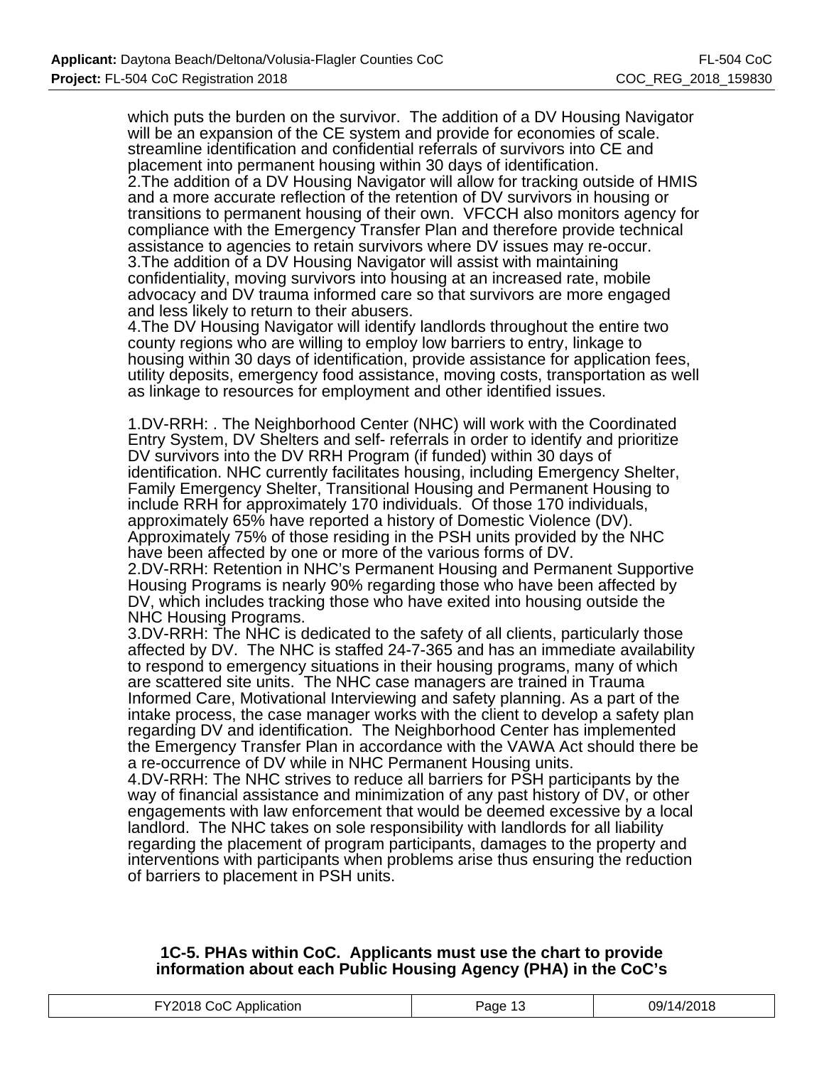which puts the burden on the survivor.  The addition of a DV Housing Navigator will be an expansion of the CE system and provide for economies of scale. streamline identification and confidential referrals of survivors into CE and placement into permanent housing within 30 days of identification.
2.The addition of a DV Housing Navigator will allow for tracking outside of HMIS and a more accurate reflection of the retention of DV survivors in housing or transitions to permanent housing of their own.  VFCCH also monitors agency for compliance with the Emergency Transfer Plan and therefore provide technical assistance to agencies to retain survivors where DV issues may re-occur.
3.The addition of a DV Housing Navigator will assist with maintaining confidentiality, moving survivors into housing at an increased rate, mobile advocacy and DV trauma informed care so that survivors are more engaged and less likely to return to their abusers.
4.The DV Housing Navigator will identify landlords throughout the entire two county regions who are willing to employ low barriers to entry, linkage to housing within 30 days of identification, provide assistance for application fees, utility deposits, emergency food assistance, moving costs, transportation as well as linkage to resources for employment and other identified issues.

1.DV-RRH: . The Neighborhood Center (NHC) will work with the Coordinated Entry System, DV Shelters and self- referrals in order to identify and prioritize DV survivors into the DV RRH Program (if funded) within 30 days of identification. NHC currently facilitates housing, including Emergency Shelter, Family Emergency Shelter, Transitional Housing and Permanent Housing to include RRH for approximately 170 individuals.  Of those 170 individuals, approximately 65% have reported a history of Domestic Violence (DV). Approximately 75% of those residing in the PSH units provided by the NHC have been affected by one or more of the various forms of DV.
2.DV-RRH: Retention in NHC's Permanent Housing and Permanent Supportive Housing Programs is nearly 90% regarding those who have been affected by DV, which includes tracking those who have exited into housing outside the NHC Housing Programs.
3.DV-RRH: The NHC is dedicated to the safety of all clients, particularly those affected by DV.  The NHC is staffed 24-7-365 and has an immediate availability to respond to emergency situations in their housing programs, many of which are scattered site units.  The NHC case managers are trained in Trauma Informed Care, Motivational Interviewing and safety planning. As a part of the intake process, the case manager works with the client to develop a safety plan regarding DV and identification.  The Neighborhood Center has implemented the Emergency Transfer Plan in accordance with the VAWA Act should there be a re-occurrence of DV while in NHC Permanent Housing units.
4.DV-RRH: The NHC strives to reduce all barriers for PSH participants by the way of financial assistance and minimization of any past history of DV, or other engagements with law enforcement that would be deemed excessive by a local landlord.  The NHC takes on sole responsibility with landlords for all liability regarding the placement of program participants, damages to the property and interventions with participants when problems arise thus ensuring the reduction of barriers to placement in PSH units.

**1C-5. PHAs within CoC.  Applicants must use the chart to provide information about each Public Housing Agency (PHA) in the CoC's**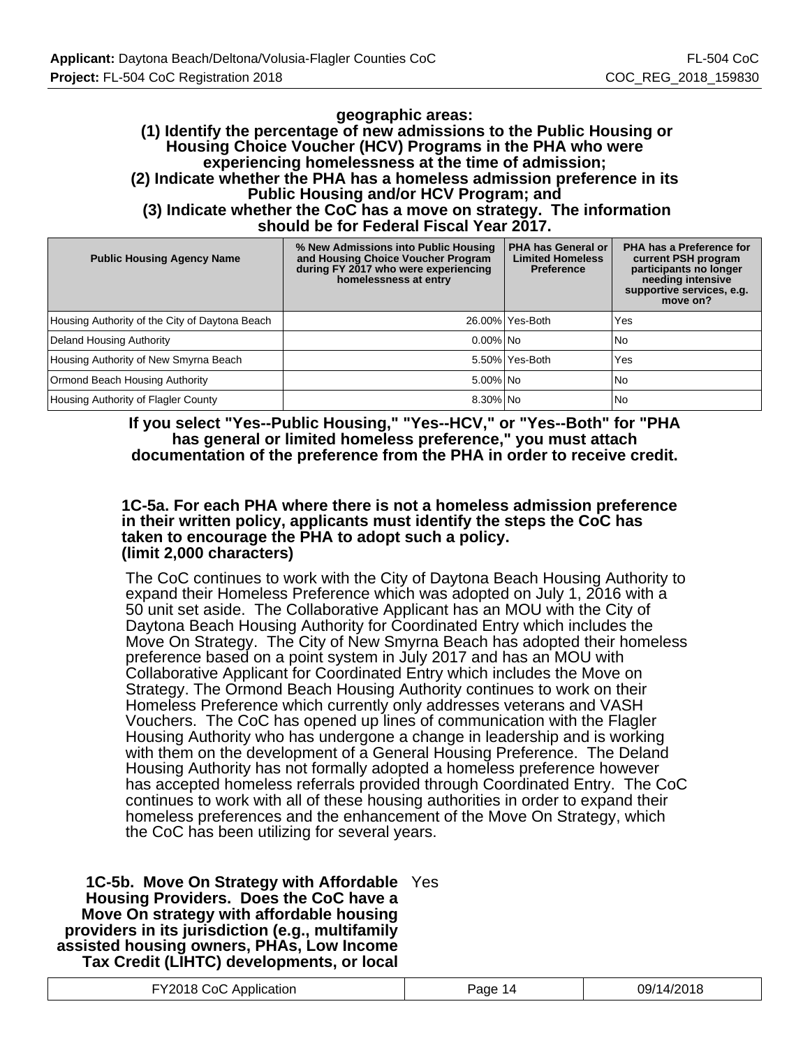**geographic areas:**
**(1) Identify the percentage of new admissions to the Public Housing or Housing Choice Voucher (HCV) Programs in the PHA who were experiencing homelessness at the time of admission;**
**(2) Indicate whether the PHA has a homeless admission preference in its Public Housing and/or HCV Program; and**
**(3) Indicate whether the CoC has a move on strategy. The information should be for Federal Fiscal Year 2017.**

| Public Housing Agency Name | % New Admissions into Public Housing and Housing Choice Voucher Program during FY 2017 who were experiencing homelessness at entry | PHA has General or Limited Homeless Preference | PHA has a Preference for current PSH program participants no longer needing intensive supportive services, e.g. move on? |
|---|---|---|---|
| Housing Authority of the City of Daytona Beach | 26.00% | Yes-Both | Yes |
| Deland Housing Authority | 0.00% | No | No |
| Housing Authority of New Smyrna Beach | 5.50% | Yes-Both | Yes |
| Ormond Beach Housing Authority | 5.00% | No | No |
| Housing Authority of Flagler County | 8.30% | No | No |

**If you select "Yes--Public Housing," "Yes--HCV," or "Yes--Both" for "PHA has general or limited homeless preference," you must attach documentation of the preference from the PHA in order to receive credit.**

**1C-5a. For each PHA where there is not a homeless admission preference in their written policy, applicants must identify the steps the CoC has taken to encourage the PHA to adopt such a policy. (limit 2,000 characters)**

The CoC continues to work with the City of Daytona Beach Housing Authority to expand their Homeless Preference which was adopted on July 1, 2016 with a 50 unit set aside. The Collaborative Applicant has an MOU with the City of Daytona Beach Housing Authority for Coordinated Entry which includes the Move On Strategy. The City of New Smyrna Beach has adopted their homeless preference based on a point system in July 2017 and has an MOU with Collaborative Applicant for Coordinated Entry which includes the Move on Strategy. The Ormond Beach Housing Authority continues to work on their Homeless Preference which currently only addresses veterans and VASH Vouchers. The CoC has opened up lines of communication with the Flagler Housing Authority who has undergone a change in leadership and is working with them on the development of a General Housing Preference. The Deland Housing Authority has not formally adopted a homeless preference however has accepted homeless referrals provided through Coordinated Entry. The CoC continues to work with all of these housing authorities in order to expand their homeless preferences and the enhancement of the Move On Strategy, which the CoC has been utilizing for several years.

**1C-5b. Move On Strategy with Affordable Housing Providers. Does the CoC have a Move On strategy with affordable housing providers in its jurisdiction (e.g., multifamily assisted housing owners, PHAs, Low Income Tax Credit (LIHTC) developments, or local** Yes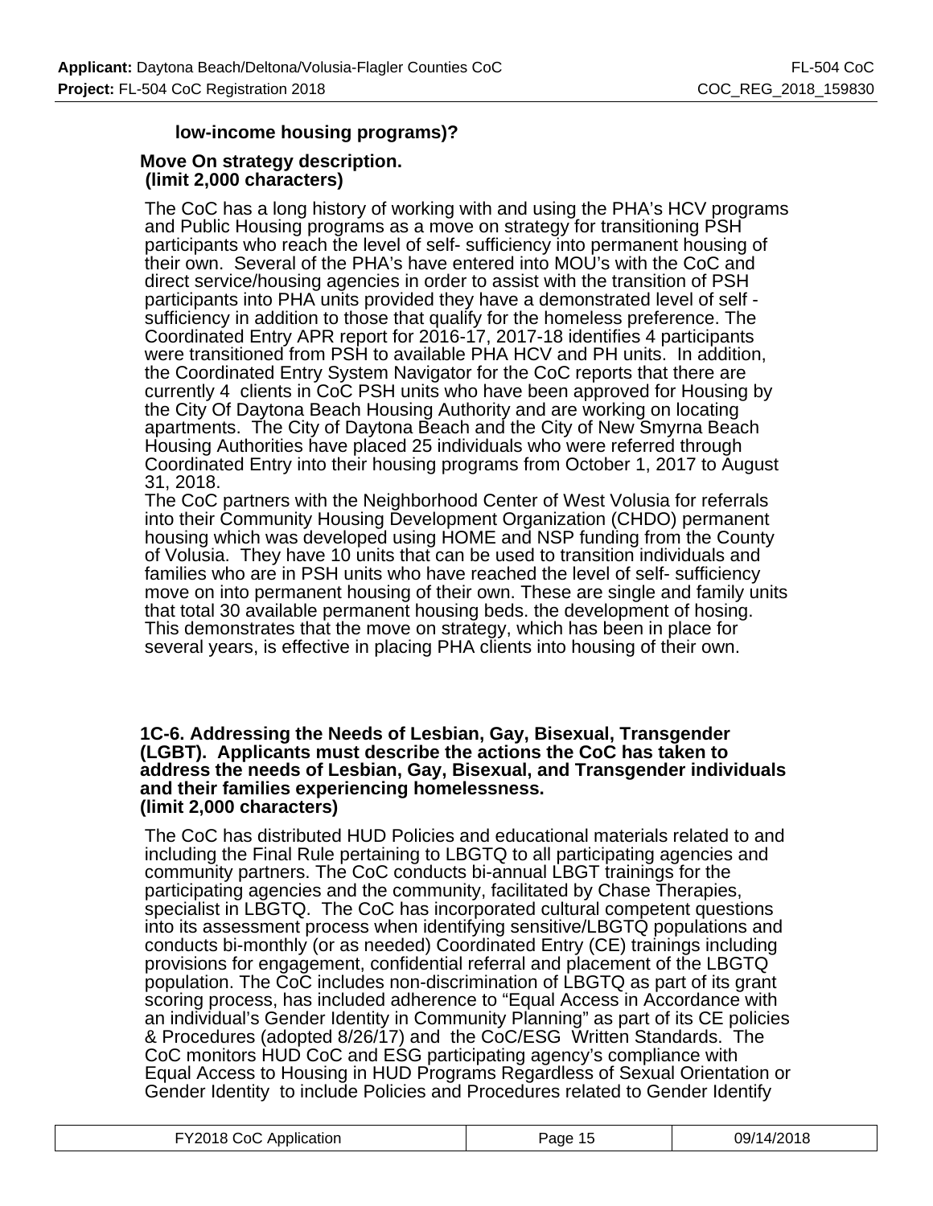**low-income housing programs)?**

**Move On strategy description.**
**(limit 2,000 characters)**

The CoC has a long history of working with and using the PHA's HCV programs and Public Housing programs as a move on strategy for transitioning PSH participants who reach the level of self- sufficiency into permanent housing of their own. Several of the PHA's have entered into MOU's with the CoC and direct service/housing agencies in order to assist with the transition of PSH participants into PHA units provided they have a demonstrated level of self - sufficiency in addition to those that qualify for the homeless preference. The Coordinated Entry APR report for 2016-17, 2017-18 identifies 4 participants were transitioned from PSH to available PHA HCV and PH units. In addition, the Coordinated Entry System Navigator for the CoC reports that there are currently 4 clients in CoC PSH units who have been approved for Housing by the City Of Daytona Beach Housing Authority and are working on locating apartments. The City of Daytona Beach and the City of New Smyrna Beach Housing Authorities have placed 25 individuals who were referred through Coordinated Entry into their housing programs from October 1, 2017 to August 31, 2018.
The CoC partners with the Neighborhood Center of West Volusia for referrals into their Community Housing Development Organization (CHDO) permanent housing which was developed using HOME and NSP funding from the County of Volusia. They have 10 units that can be used to transition individuals and families who are in PSH units who have reached the level of self- sufficiency move on into permanent housing of their own. These are single and family units that total 30 available permanent housing beds. the development of hosing. This demonstrates that the move on strategy, which has been in place for several years, is effective in placing PHA clients into housing of their own.

**1C-6. Addressing the Needs of Lesbian, Gay, Bisexual, Transgender (LGBT). Applicants must describe the actions the CoC has taken to address the needs of Lesbian, Gay, Bisexual, and Transgender individuals and their families experiencing homelessness.**
**(limit 2,000 characters)**

The CoC has distributed HUD Policies and educational materials related to and including the Final Rule pertaining to LBGTQ to all participating agencies and community partners. The CoC conducts bi-annual LBGT trainings for the participating agencies and the community, facilitated by Chase Therapies, specialist in LBGTQ. The CoC has incorporated cultural competent questions into its assessment process when identifying sensitive/LBGTQ populations and conducts bi-monthly (or as needed) Coordinated Entry (CE) trainings including provisions for engagement, confidential referral and placement of the LBGTQ population. The CoC includes non-discrimination of LBGTQ as part of its grant scoring process, has included adherence to "Equal Access in Accordance with an individual's Gender Identity in Community Planning" as part of its CE policies & Procedures (adopted 8/26/17) and the CoC/ESG Written Standards. The CoC monitors HUD CoC and ESG participating agency's compliance with Equal Access to Housing in HUD Programs Regardless of Sexual Orientation or Gender Identity to include Policies and Procedures related to Gender Identify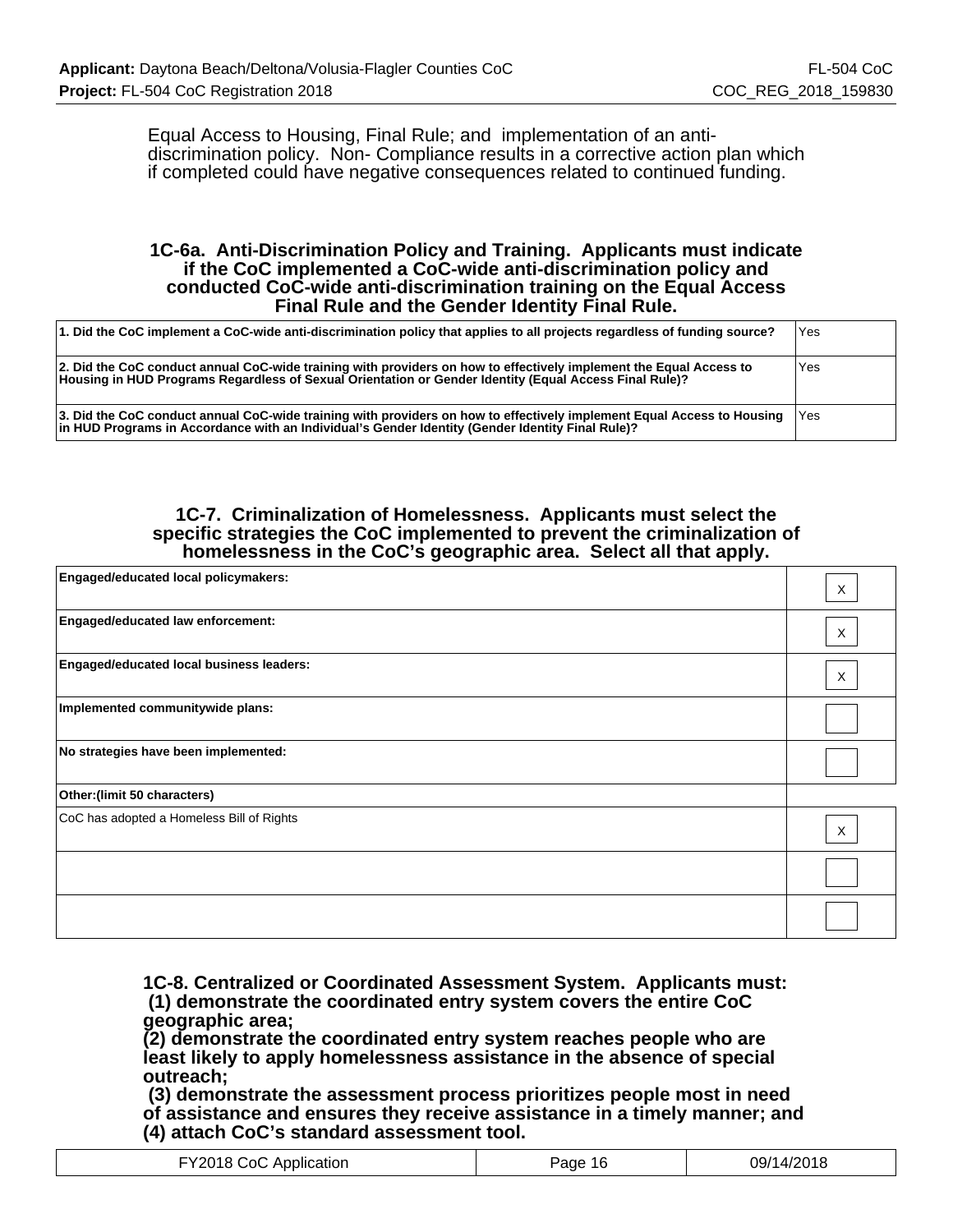Equal Access to Housing, Final Rule; and implementation of an anti-discrimination policy. Non- Compliance results in a corrective action plan which if completed could have negative consequences related to continued funding.

### 1C-6a. Anti-Discrimination Policy and Training. Applicants must indicate if the CoC implemented a CoC-wide anti-discrimination policy and conducted CoC-wide anti-discrimination training on the Equal Access Final Rule and the Gender Identity Final Rule.

| | |
|---|---|
| **1. Did the CoC implement a CoC-wide anti-discrimination policy that applies to all projects regardless of funding source?** | Yes |
| **2. Did the CoC conduct annual CoC-wide training with providers on how to effectively implement the Equal Access to Housing in HUD Programs Regardless of Sexual Orientation or Gender Identity (Equal Access Final Rule)?** | Yes |
| **3. Did the CoC conduct annual CoC-wide training with providers on how to effectively implement Equal Access to Housing in HUD Programs in Accordance with an Individual's Gender Identity (Gender Identity Final Rule)?** | Yes |

### 1C-7. Criminalization of Homelessness. Applicants must select the specific strategies the CoC implemented to prevent the criminalization of homelessness in the CoC's geographic area. Select all that apply.

| | |
|---|---|
| **Engaged/educated local policymakers:** | X |
| **Engaged/educated law enforcement:** | X |
| **Engaged/educated local business leaders:** | X |
| **Implemented communitywide plans:** | |
| **No strategies have been implemented:** | |
| **Other:(limit 50 characters)** | |
| CoC has adopted a Homeless Bill of Rights | X |
| | |
| | |

### 1C-8. Centralized or Coordinated Assessment System. Applicants must:
**(1) demonstrate the coordinated entry system covers the entire CoC geographic area;**
**(2) demonstrate the coordinated entry system reaches people who are least likely to apply homelessness assistance in the absence of special outreach;**
**(3) demonstrate the assessment process prioritizes people most in need of assistance and ensures they receive assistance in a timely manner; and**
**(4) attach CoC's standard assessment tool.**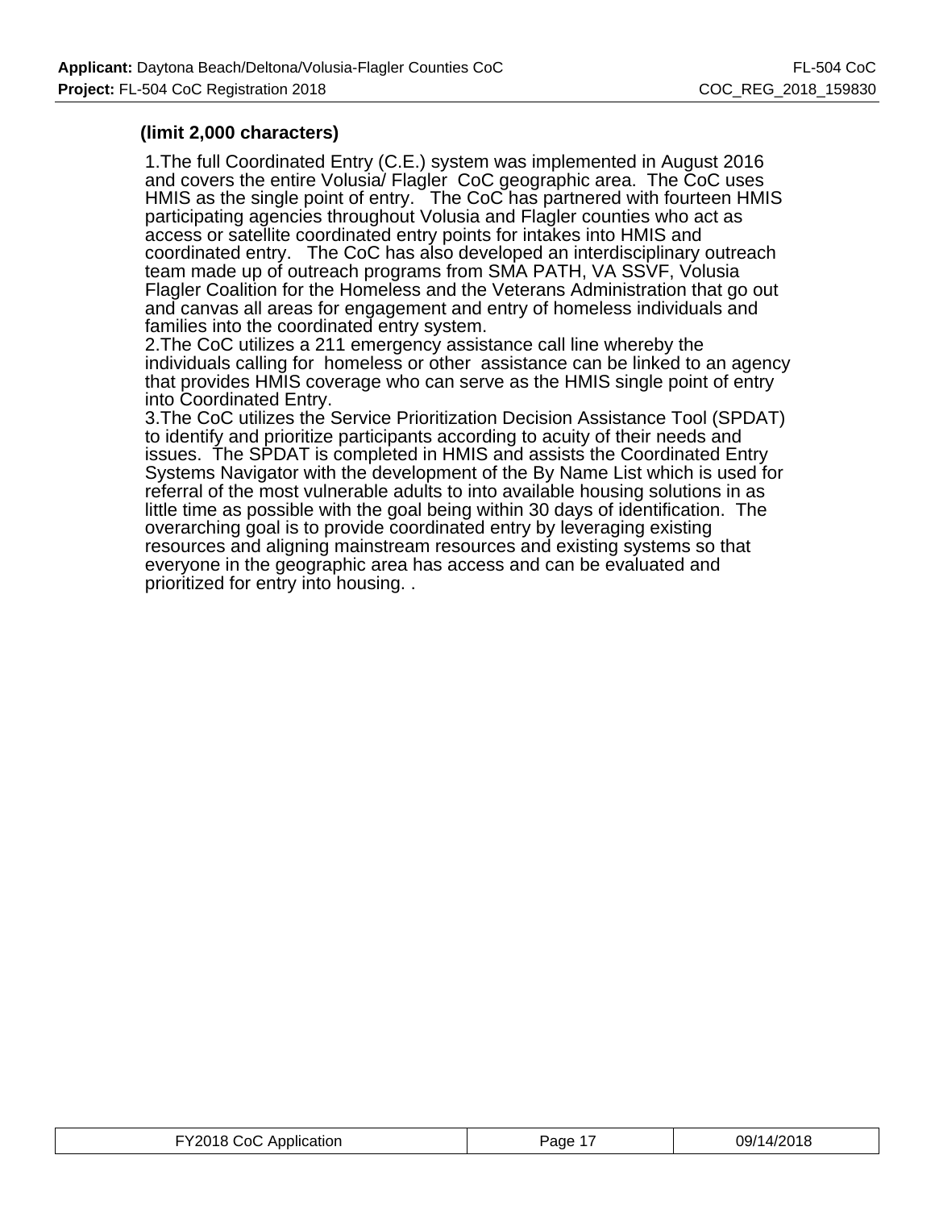**(limit 2,000 characters)**

1.The full Coordinated Entry (C.E.) system was implemented in August 2016 and covers the entire Volusia/ Flagler CoC geographic area. The CoC uses HMIS as the single point of entry. The CoC has partnered with fourteen HMIS participating agencies throughout Volusia and Flagler counties who act as access or satellite coordinated entry points for intakes into HMIS and coordinated entry. The CoC has also developed an interdisciplinary outreach team made up of outreach programs from SMA PATH, VA SSVF, Volusia Flagler Coalition for the Homeless and the Veterans Administration that go out and canvas all areas for engagement and entry of homeless individuals and families into the coordinated entry system.
2.The CoC utilizes a 211 emergency assistance call line whereby the individuals calling for homeless or other assistance can be linked to an agency that provides HMIS coverage who can serve as the HMIS single point of entry into Coordinated Entry.
3.The CoC utilizes the Service Prioritization Decision Assistance Tool (SPDAT) to identify and prioritize participants according to acuity of their needs and issues. The SPDAT is completed in HMIS and assists the Coordinated Entry Systems Navigator with the development of the By Name List which is used for referral of the most vulnerable adults to into available housing solutions in as little time as possible with the goal being within 30 days of identification. The overarching goal is to provide coordinated entry by leveraging existing resources and aligning mainstream resources and existing systems so that everyone in the geographic area has access and can be evaluated and prioritized for entry into housing. .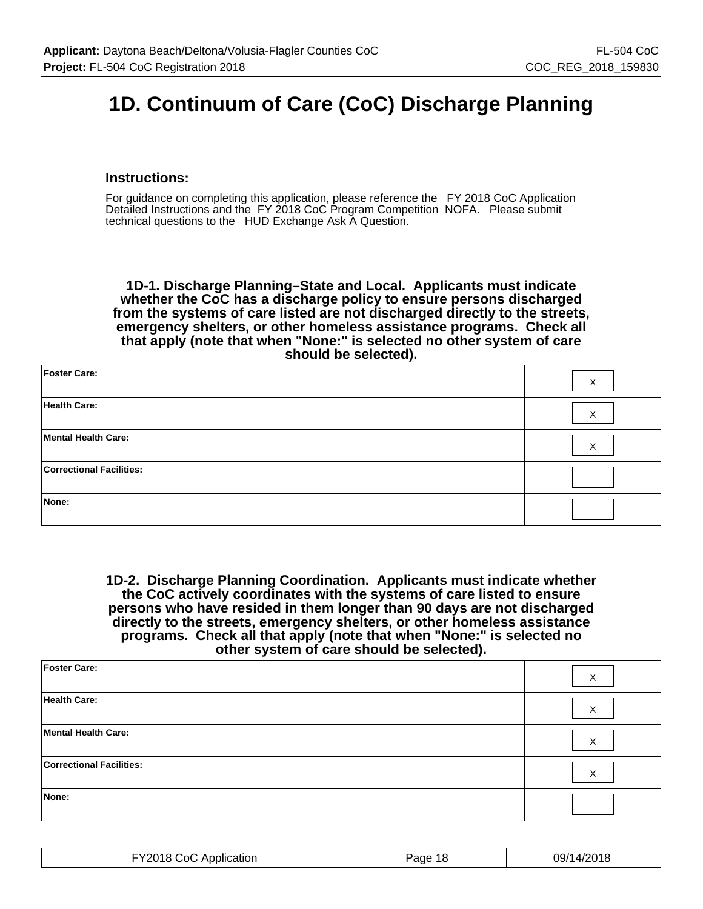# 1D. Continuum of Care (CoC) Discharge Planning

### Instructions:

For guidance on completing this application, please reference the FY 2018 CoC Application Detailed Instructions and the FY 2018 CoC Program Competition NOFA. Please submit technical questions to the HUD Exchange Ask A Question.

**1D-1. Discharge Planning–State and Local. Applicants must indicate whether the CoC has a discharge policy to ensure persons discharged from the systems of care listed are not discharged directly to the streets, emergency shelters, or other homeless assistance programs. Check all that apply (note that when "None:" is selected no other system of care should be selected).**

| | |
|---|---|
| **Foster Care:** | X |
| **Health Care:** | X |
| **Mental Health Care:** | X |
| **Correctional Facilities:** | |
| **None:** | |

**1D-2. Discharge Planning Coordination. Applicants must indicate whether the CoC actively coordinates with the systems of care listed to ensure persons who have resided in them longer than 90 days are not discharged directly to the streets, emergency shelters, or other homeless assistance programs. Check all that apply (note that when "None:" is selected no other system of care should be selected).**

| | |
|---|---|
| **Foster Care:** | X |
| **Health Care:** | X |
| **Mental Health Care:** | X |
| **Correctional Facilities:** | X |
| **None:** | |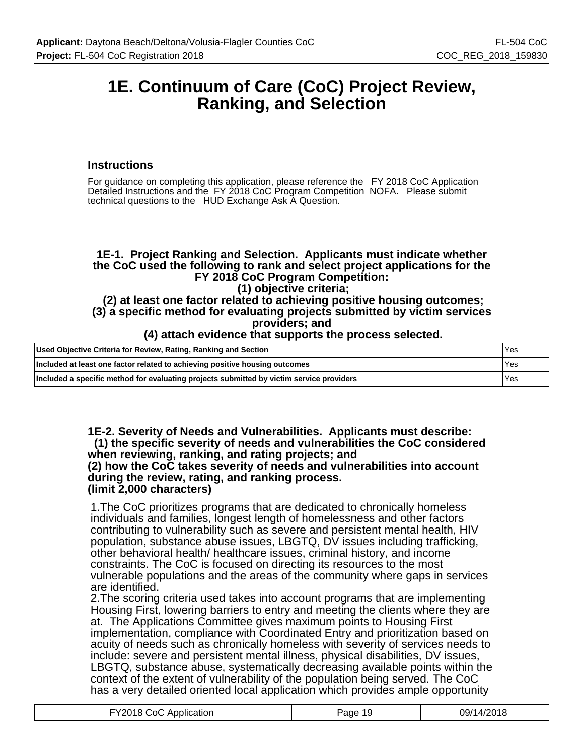# 1E. Continuum of Care (CoC) Project Review, Ranking, and Selection

### Instructions

For guidance on completing this application, please reference the FY 2018 CoC Application Detailed Instructions and the FY 2018 CoC Program Competition NOFA. Please submit technical questions to the HUD Exchange Ask A Question.

**1E-1. Project Ranking and Selection. Applicants must indicate whether the CoC used the following to rank and select project applications for the FY 2018 CoC Program Competition:**
**(1) objective criteria;**
**(2) at least one factor related to achieving positive housing outcomes;**
**(3) a specific method for evaluating projects submitted by victim services providers; and**
**(4) attach evidence that supports the process selected.**

| | |
|---|---|
| **Used Objective Criteria for Review, Rating, Ranking and Section** | Yes |
| **Included at least one factor related to achieving positive housing outcomes** | Yes |
| **Included a specific method for evaluating projects submitted by victim service providers** | Yes |

**1E-2. Severity of Needs and Vulnerabilities. Applicants must describe:**
**(1) the specific severity of needs and vulnerabilities the CoC considered when reviewing, ranking, and rating projects; and**
**(2) how the CoC takes severity of needs and vulnerabilities into account during the review, rating, and ranking process.**
**(limit 2,000 characters)**

1.The CoC prioritizes programs that are dedicated to chronically homeless individuals and families, longest length of homelessness and other factors contributing to vulnerability such as severe and persistent mental health, HIV population, substance abuse issues, LBGTQ, DV issues including trafficking, other behavioral health/ healthcare issues, criminal history, and income constraints. The CoC is focused on directing its resources to the most vulnerable populations and the areas of the community where gaps in services are identified.
2.The scoring criteria used takes into account programs that are implementing Housing First, lowering barriers to entry and meeting the clients where they are at. The Applications Committee gives maximum points to Housing First implementation, compliance with Coordinated Entry and prioritization based on acuity of needs such as chronically homeless with severity of services needs to include: severe and persistent mental illness, physical disabilities, DV issues, LBGTQ, substance abuse, systematically decreasing available points within the context of the extent of vulnerability of the population being served. The CoC has a very detailed oriented local application which provides ample opportunity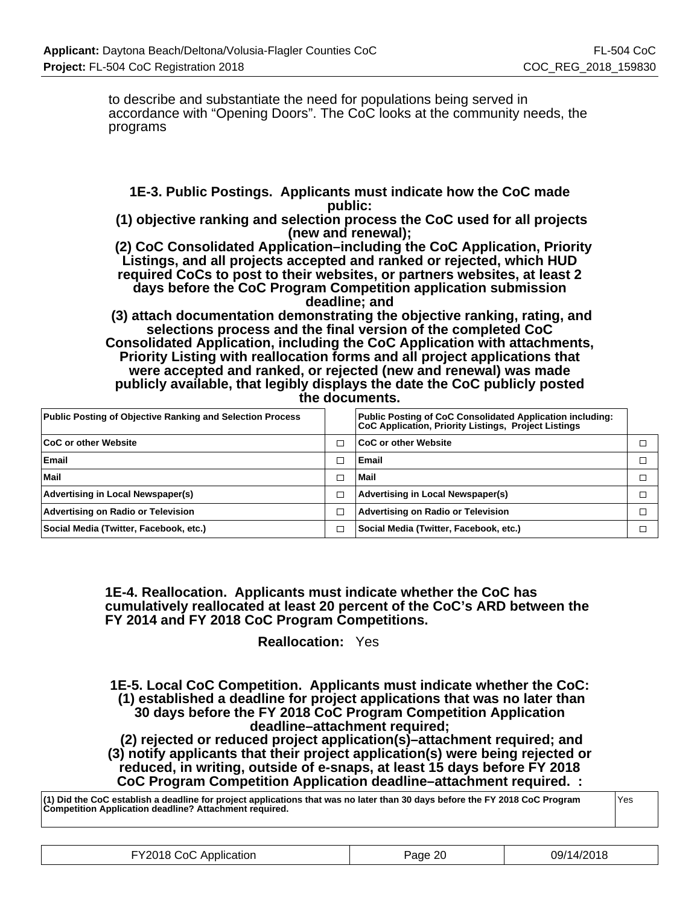to describe and substantiate the need for populations being served in accordance with “Opening Doors”. The CoC looks at the community needs, the programs

**1E-3. Public Postings. Applicants must indicate how the CoC made public:**
**(1) objective ranking and selection process the CoC used for all projects (new and renewal);**
**(2) CoC Consolidated Application–including the CoC Application, Priority Listings, and all projects accepted and ranked or rejected, which HUD required CoCs to post to their websites, or partners websites, at least 2 days before the CoC Program Competition application submission deadline; and**
**(3) attach documentation demonstrating the objective ranking, rating, and selections process and the final version of the completed CoC Consolidated Application, including the CoC Application with attachments, Priority Listing with reallocation forms and all project applications that were accepted and ranked, or rejected (new and renewal) was made publicly available, that legibly displays the date the CoC publicly posted the documents.**

| Public Posting of Objective Ranking and Selection Process | | Public Posting of CoC Consolidated Application including: CoC Application, Priority Listings, Project Listings | |
|---|---|---|---|
| CoC or other Website | ☐ | CoC or other Website | ☐ |
| Email | ☐ | Email | ☐ |
| Mail | ☐ | Mail | ☐ |
| Advertising in Local Newspaper(s) | ☐ | Advertising in Local Newspaper(s) | ☐ |
| Advertising on Radio or Television | ☐ | Advertising on Radio or Television | ☐ |
| Social Media (Twitter, Facebook, etc.) | ☐ | Social Media (Twitter, Facebook, etc.) | ☐ |

**1E-4. Reallocation. Applicants must indicate whether the CoC has cumulatively reallocated at least 20 percent of the CoC’s ARD between the FY 2014 and FY 2018 CoC Program Competitions.**

**Reallocation:** Yes

**1E-5. Local CoC Competition. Applicants must indicate whether the CoC:**
**(1) established a deadline for project applications that was no later than 30 days before the FY 2018 CoC Program Competition Application deadline–attachment required;**
**(2) rejected or reduced project application(s)–attachment required; and**
**(3) notify applicants that their project application(s) were being rejected or reduced, in writing, outside of e-snaps, at least 15 days before FY 2018 CoC Program Competition Application deadline–attachment required. :**

| (1) Did the CoC establish a deadline for project applications that was no later than 30 days before the FY 2018 CoC Program Competition Application deadline? Attachment required. | Yes |
|---|---|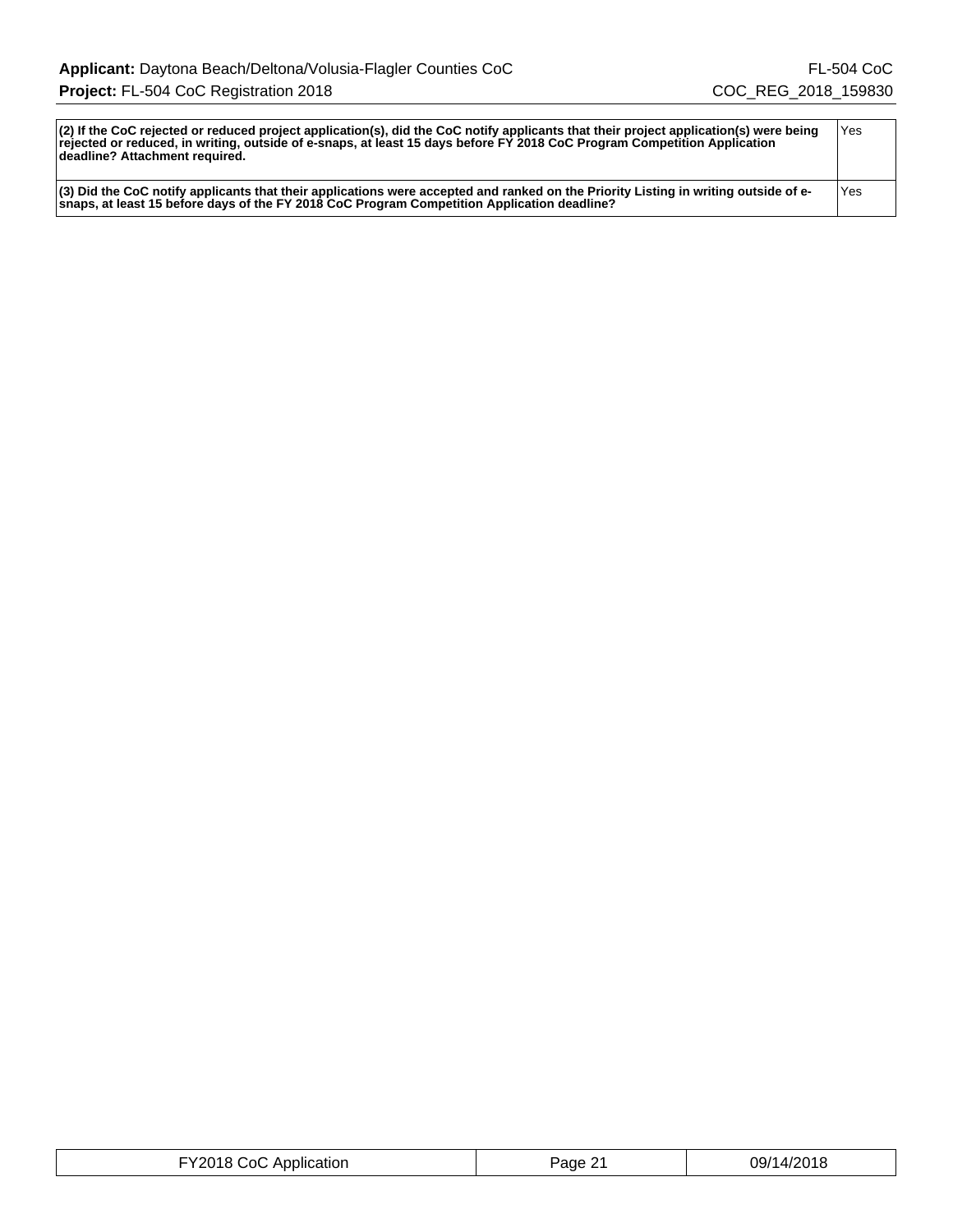| | |
|---|---|
| **(2) If the CoC rejected or reduced project application(s), did the CoC notify applicants that their project application(s) were being rejected or reduced, in writing, outside of e-snaps, at least 15 days before FY 2018 CoC Program Competition Application deadline? Attachment required.** | Yes |
| **(3) Did the CoC notify applicants that their applications were accepted and ranked on the Priority Listing in writing outside of e-snaps, at least 15 before days of the FY 2018 CoC Program Competition Application deadline?** | Yes |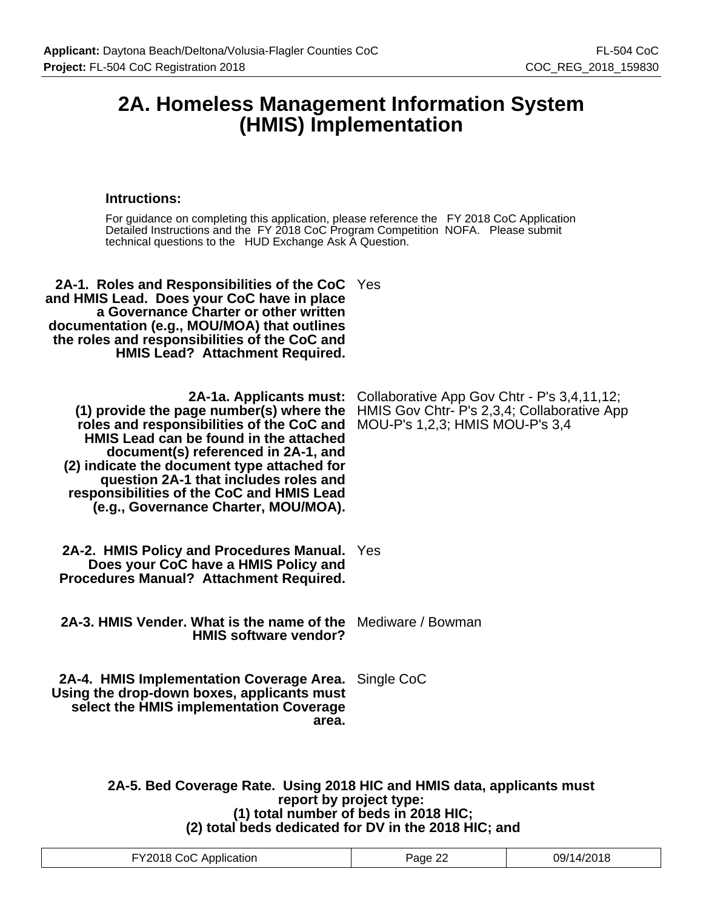# 2A. Homeless Management Information System (HMIS) Implementation

**Intructions:**

For guidance on completing this application, please reference the FY 2018 CoC Application Detailed Instructions and the FY 2018 CoC Program Competition NOFA. Please submit technical questions to the HUD Exchange Ask A Question.

| | |
|---|---|
| **2A-1. Roles and Responsibilities of the CoC and HMIS Lead. Does your CoC have in place a Governance Charter or other written documentation (e.g., MOU/MOA) that outlines the roles and responsibilities of the CoC and HMIS Lead? Attachment Required.** | Yes |
| **2A-1a. Applicants must: (1) provide the page number(s) where the roles and responsibilities of the CoC and HMIS Lead can be found in the attached document(s) referenced in 2A-1, and (2) indicate the document type attached for question 2A-1 that includes roles and responsibilities of the CoC and HMIS Lead (e.g., Governance Charter, MOU/MOA).** | Collaborative App Gov Chtr - P's 3,4,11,12; HMIS Gov Chtr- P's 2,3,4; Collaborative App MOU-P's 1,2,3; HMIS MOU-P's 3,4 |
| **2A-2. HMIS Policy and Procedures Manual. Does your CoC have a HMIS Policy and Procedures Manual? Attachment Required.** | Yes |
| **2A-3. HMIS Vender. What is the name of the HMIS software vendor?** | Mediware / Bowman |
| **2A-4. HMIS Implementation Coverage Area. Using the drop-down boxes, applicants must select the HMIS implementation Coverage area.** | Single CoC |

**2A-5. Bed Coverage Rate. Using 2018 HIC and HMIS data, applicants must report by project type:**
**(1) total number of beds in 2018 HIC;**
**(2) total beds dedicated for DV in the 2018 HIC; and**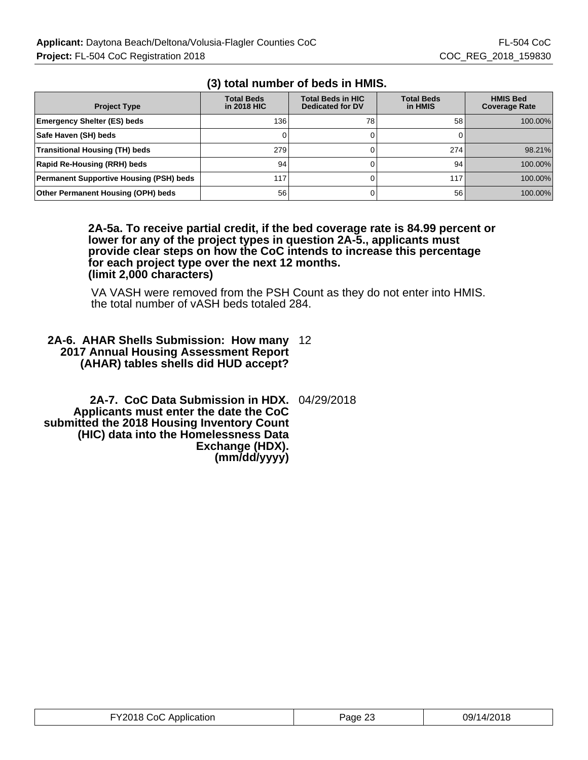### (3) total number of beds in HMIS.

| Project Type | Total Beds in 2018 HIC | Total Beds in HIC Dedicated for DV | Total Beds in HMIS | HMIS Bed Coverage Rate |
|---|---|---|---|---|
| Emergency Shelter (ES) beds | 136 | 78 | 58 | 100.00% |
| Safe Haven (SH) beds | 0 | 0 | 0 | |
| Transitional Housing (TH) beds | 279 | 0 | 274 | 98.21% |
| Rapid Re-Housing (RRH) beds | 94 | 0 | 94 | 100.00% |
| Permanent Supportive Housing (PSH) beds | 117 | 0 | 117 | 100.00% |
| Other Permanent Housing (OPH) beds | 56 | 0 | 56 | 100.00% |

**2A-5a. To receive partial credit, if the bed coverage rate is 84.99 percent or lower for any of the project types in question 2A-5., applicants must provide clear steps on how the CoC intends to increase this percentage for each project type over the next 12 months. (limit 2,000 characters)**

VA VASH were removed from the PSH Count as they do not enter into HMIS. the total number of vASH beds totaled 284.

**2A-6. AHAR Shells Submission: How many 2017 Annual Housing Assessment Report (AHAR) tables shells did HUD accept?** 12

**2A-7. CoC Data Submission in HDX. Applicants must enter the date the CoC submitted the 2018 Housing Inventory Count (HIC) data into the Homelessness Data Exchange (HDX). (mm/dd/yyyy)** 04/29/2018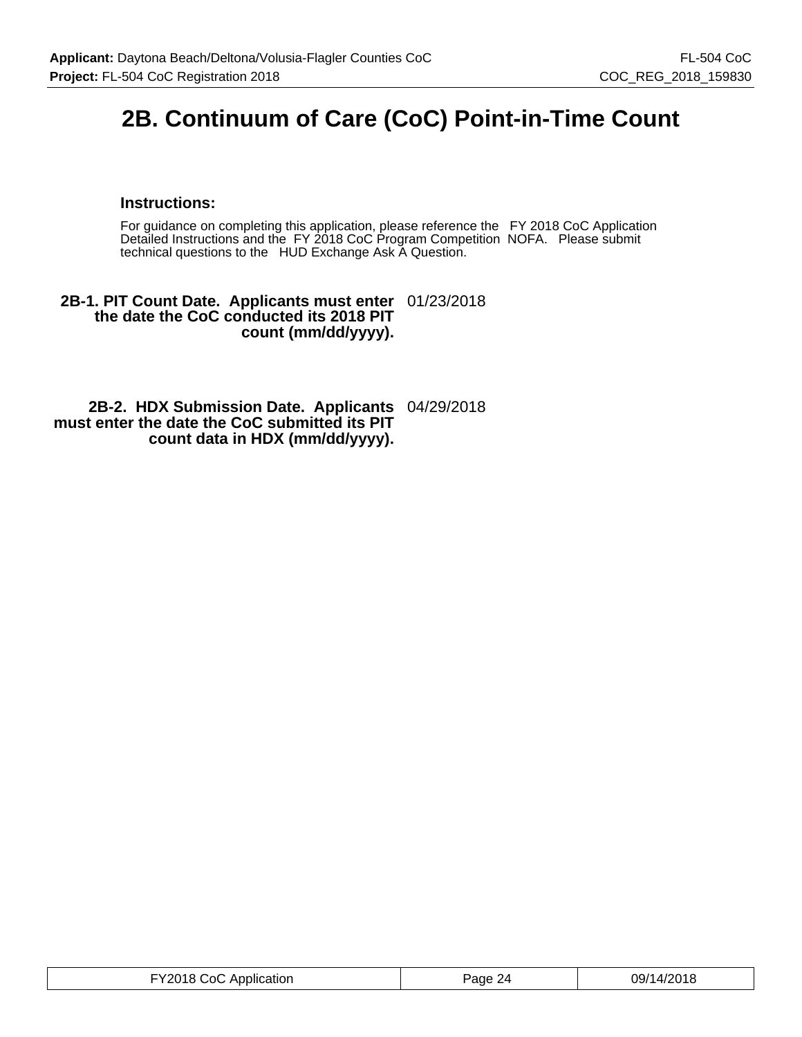# 2B. Continuum of Care (CoC) Point-in-Time Count

### Instructions:

For guidance on completing this application, please reference the FY 2018 CoC Application Detailed Instructions and the FY 2018 CoC Program Competition NOFA. Please submit technical questions to the HUD Exchange Ask A Question.

| | |
|---|---|
| **2B-1. PIT Count Date. Applicants must enter the date the CoC conducted its 2018 PIT count (mm/dd/yyyy).** | 01/23/2018 |
| **2B-2. HDX Submission Date. Applicants must enter the date the CoC submitted its PIT count data in HDX (mm/dd/yyyy).** | 04/29/2018 |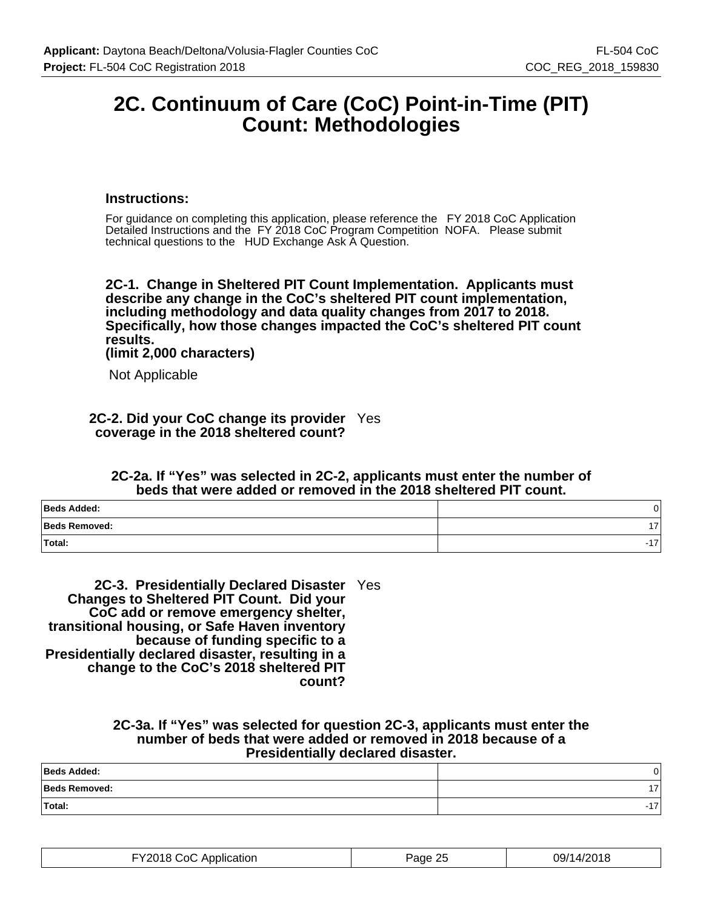# 2C. Continuum of Care (CoC) Point-in-Time (PIT) Count: Methodologies

### Instructions:

For guidance on completing this application, please reference the FY 2018 CoC Application Detailed Instructions and the FY 2018 CoC Program Competition NOFA. Please submit technical questions to the HUD Exchange Ask A Question.

**2C-1. Change in Sheltered PIT Count Implementation. Applicants must describe any change in the CoC's sheltered PIT count implementation, including methodology and data quality changes from 2017 to 2018. Specifically, how those changes impacted the CoC's sheltered PIT count results.**
**(limit 2,000 characters)**

Not Applicable

**2C-2. Did your CoC change its provider coverage in the 2018 sheltered count?** Yes

**2C-2a. If "Yes" was selected in 2C-2, applicants must enter the number of beds that were added or removed in the 2018 sheltered PIT count.**

| | |
|---|---|
| **Beds Added:** | 0 |
| **Beds Removed:** | 17 |
| **Total:** | -17 |

**2C-3. Presidentially Declared Disaster Changes to Sheltered PIT Count. Did your CoC add or remove emergency shelter, transitional housing, or Safe Haven inventory because of funding specific to a Presidentially declared disaster, resulting in a change to the CoC's 2018 sheltered PIT count?** Yes

**2C-3a. If "Yes" was selected for question 2C-3, applicants must enter the number of beds that were added or removed in 2018 because of a Presidentially declared disaster.**

| | |
|---|---|
| **Beds Added:** | 0 |
| **Beds Removed:** | 17 |
| **Total:** | -17 |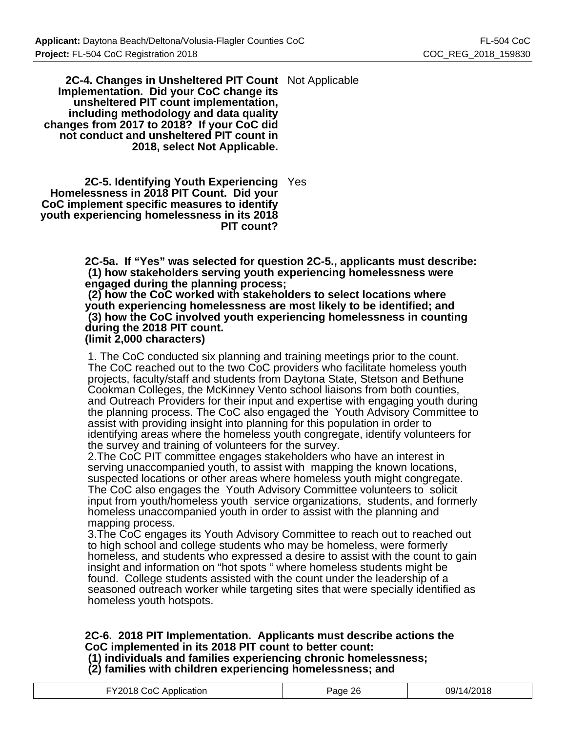**2C-4. Changes in Unsheltered PIT Count Implementation. Did your CoC change its unsheltered PIT count implementation, including methodology and data quality changes from 2017 to 2018? If your CoC did not conduct and unsheltered PIT count in 2018, select Not Applicable.** Not Applicable

**2C-5. Identifying Youth Experiencing Homelessness in 2018 PIT Count. Did your CoC implement specific measures to identify youth experiencing homelessness in its 2018 PIT count?** Yes

**2C-5a. If "Yes" was selected for question 2C-5., applicants must describe:**
**(1) how stakeholders serving youth experiencing homelessness were engaged during the planning process;**
**(2) how the CoC worked with stakeholders to select locations where youth experiencing homelessness are most likely to be identified; and**
**(3) how the CoC involved youth experiencing homelessness in counting during the 2018 PIT count.**
**(limit 2,000 characters)**

1. The CoC conducted six planning and training meetings prior to the count. The CoC reached out to the two CoC providers who facilitate homeless youth projects, faculty/staff and students from Daytona State, Stetson and Bethune Cookman Colleges, the McKinney Vento school liaisons from both counties, and Outreach Providers for their input and expertise with engaging youth during the planning process. The CoC also engaged the Youth Advisory Committee to assist with providing insight into planning for this population in order to identifying areas where the homeless youth congregate, identify volunteers for the survey and training of volunteers for the survey.
2.The CoC PIT committee engages stakeholders who have an interest in serving unaccompanied youth, to assist with mapping the known locations, suspected locations or other areas where homeless youth might congregate. The CoC also engages the Youth Advisory Committee volunteers to solicit input from youth/homeless youth service organizations, students, and formerly homeless unaccompanied youth in order to assist with the planning and mapping process.
3.The CoC engages its Youth Advisory Committee to reach out to reached out to high school and college students who may be homeless, were formerly homeless, and students who expressed a desire to assist with the count to gain insight and information on "hot spots " where homeless students might be found. College students assisted with the count under the leadership of a seasoned outreach worker while targeting sites that were specially identified as homeless youth hotspots.

**2C-6. 2018 PIT Implementation. Applicants must describe actions the CoC implemented in its 2018 PIT count to better count:**
**(1) individuals and families experiencing chronic homelessness;**
**(2) families with children experiencing homelessness; and**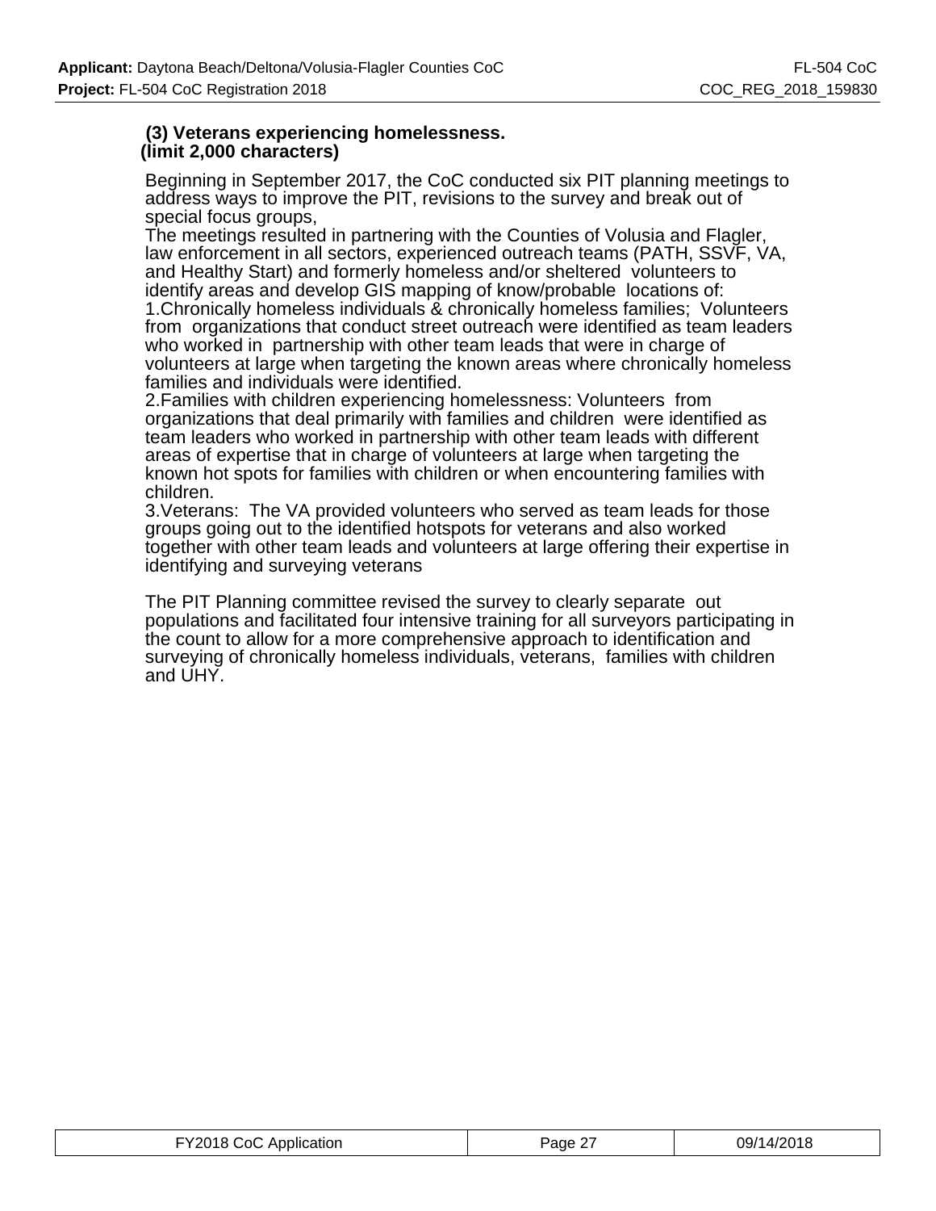**(3) Veterans experiencing homelessness.**
**(limit 2,000 characters)**

Beginning in September 2017, the CoC conducted six PIT planning meetings to address ways to improve the PIT, revisions to the survey and break out of special focus groups,

The meetings resulted in partnering with the Counties of Volusia and Flagler, law enforcement in all sectors, experienced outreach teams (PATH, SSVF, VA, and Healthy Start) and formerly homeless and/or sheltered volunteers to identify areas and develop GIS mapping of know/probable locations of:

1.Chronically homeless individuals & chronically homeless families; Volunteers from organizations that conduct street outreach were identified as team leaders who worked in partnership with other team leads that were in charge of volunteers at large when targeting the known areas where chronically homeless families and individuals were identified.

2.Families with children experiencing homelessness: Volunteers from organizations that deal primarily with families and children were identified as team leaders who worked in partnership with other team leads with different areas of expertise that in charge of volunteers at large when targeting the known hot spots for families with children or when encountering families with children.

3.Veterans: The VA provided volunteers who served as team leads for those groups going out to the identified hotspots for veterans and also worked together with other team leads and volunteers at large offering their expertise in identifying and surveying veterans

The PIT Planning committee revised the survey to clearly separate out populations and facilitated four intensive training for all surveyors participating in the count to allow for a more comprehensive approach to identification and surveying of chronically homeless individuals, veterans, families with children and UHY.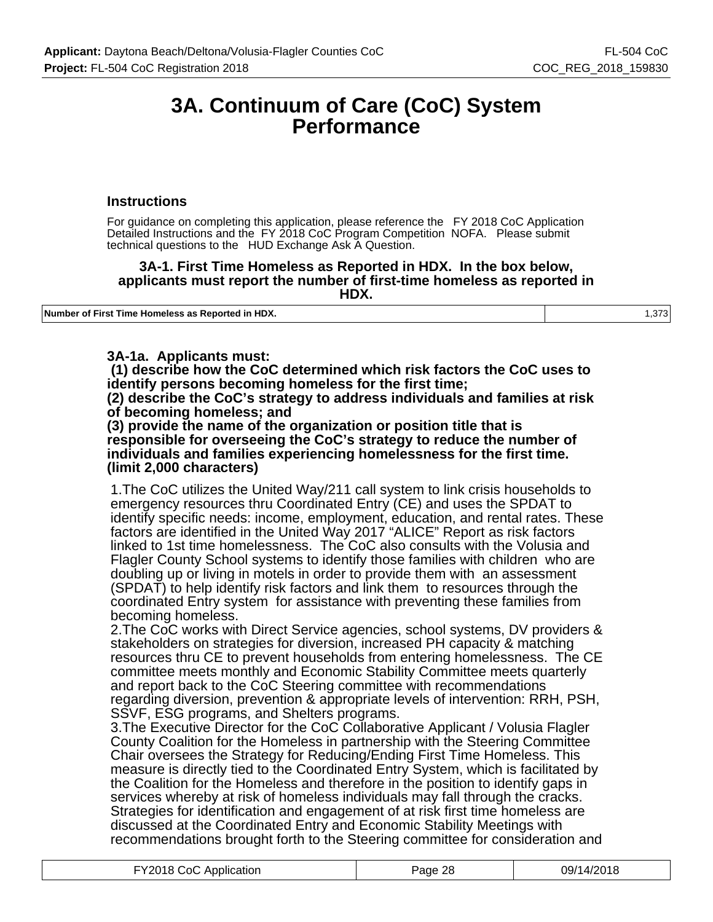# 3A. Continuum of Care (CoC) System Performance

### Instructions

For guidance on completing this application, please reference the FY 2018 CoC Application Detailed Instructions and the FY 2018 CoC Program Competition NOFA. Please submit technical questions to the HUD Exchange Ask A Question.

**3A-1. First Time Homeless as Reported in HDX. In the box below, applicants must report the number of first-time homeless as reported in HDX.**

| Number of First Time Homeless as Reported in HDX. | 1,373 |
|---|---|

**3A-1a. Applicants must:**
**(1) describe how the CoC determined which risk factors the CoC uses to identify persons becoming homeless for the first time;**
**(2) describe the CoC's strategy to address individuals and families at risk of becoming homeless; and**
**(3) provide the name of the organization or position title that is responsible for overseeing the CoC's strategy to reduce the number of individuals and families experiencing homelessness for the first time. (limit 2,000 characters)**

1.The CoC utilizes the United Way/211 call system to link crisis households to emergency resources thru Coordinated Entry (CE) and uses the SPDAT to identify specific needs: income, employment, education, and rental rates. These factors are identified in the United Way 2017 "ALICE" Report as risk factors linked to 1st time homelessness. The CoC also consults with the Volusia and Flagler County School systems to identify those families with children who are doubling up or living in motels in order to provide them with an assessment (SPDAT) to help identify risk factors and link them to resources through the coordinated Entry system for assistance with preventing these families from becoming homeless.
2.The CoC works with Direct Service agencies, school systems, DV providers & stakeholders on strategies for diversion, increased PH capacity & matching resources thru CE to prevent households from entering homelessness. The CE committee meets monthly and Economic Stability Committee meets quarterly and report back to the CoC Steering committee with recommendations regarding diversion, prevention & appropriate levels of intervention: RRH, PSH, SSVF, ESG programs, and Shelters programs.
3.The Executive Director for the CoC Collaborative Applicant / Volusia Flagler County Coalition for the Homeless in partnership with the Steering Committee Chair oversees the Strategy for Reducing/Ending First Time Homeless. This measure is directly tied to the Coordinated Entry System, which is facilitated by the Coalition for the Homeless and therefore in the position to identify gaps in services whereby at risk of homeless individuals may fall through the cracks. Strategies for identification and engagement of at risk first time homeless are discussed at the Coordinated Entry and Economic Stability Meetings with recommendations brought forth to the Steering committee for consideration and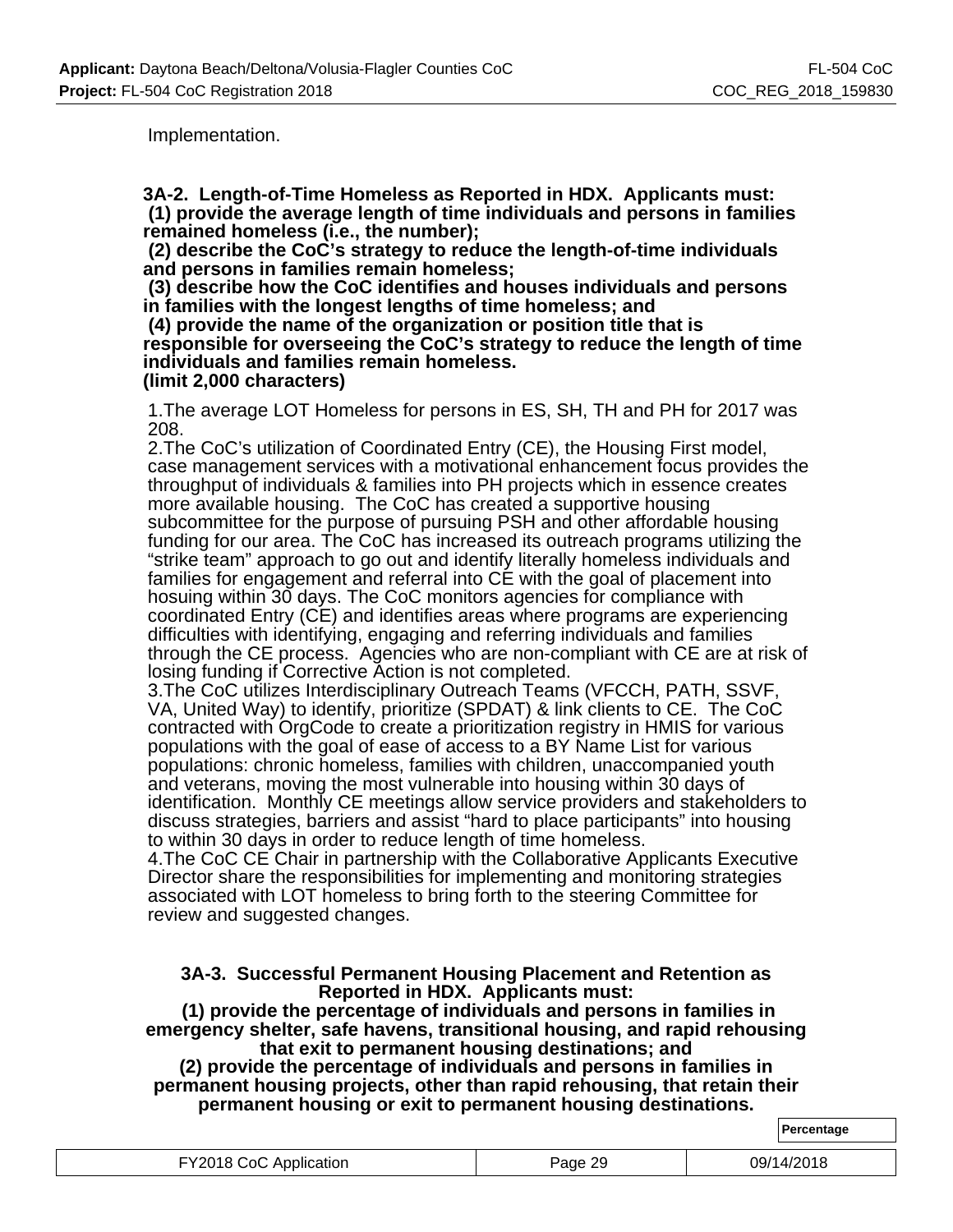Implementation.

**3A-2. Length-of-Time Homeless as Reported in HDX. Applicants must:**
**(1) provide the average length of time individuals and persons in families remained homeless (i.e., the number);**
**(2) describe the CoC's strategy to reduce the length-of-time individuals and persons in families remain homeless;**
**(3) describe how the CoC identifies and houses individuals and persons in families with the longest lengths of time homeless; and**
**(4) provide the name of the organization or position title that is responsible for overseeing the CoC's strategy to reduce the length of time individuals and families remain homeless.**
**(limit 2,000 characters)**

1.The average LOT Homeless for persons in ES, SH, TH and PH for 2017 was 208.
2.The CoC's utilization of Coordinated Entry (CE), the Housing First model, case management services with a motivational enhancement focus provides the throughput of individuals & families into PH projects which in essence creates more available housing. The CoC has created a supportive housing subcommittee for the purpose of pursuing PSH and other affordable housing funding for our area. The CoC has increased its outreach programs utilizing the "strike team" approach to go out and identify literally homeless individuals and families for engagement and referral into CE with the goal of placement into hosuing within 30 days. The CoC monitors agencies for compliance with coordinated Entry (CE) and identifies areas where programs are experiencing difficulties with identifying, engaging and referring individuals and families through the CE process. Agencies who are non-compliant with CE are at risk of losing funding if Corrective Action is not completed.
3.The CoC utilizes Interdisciplinary Outreach Teams (VFCCH, PATH, SSVF, VA, United Way) to identify, prioritize (SPDAT) & link clients to CE. The CoC contracted with OrgCode to create a prioritization registry in HMIS for various populations with the goal of ease of access to a BY Name List for various populations: chronic homeless, families with children, unaccompanied youth and veterans, moving the most vulnerable into housing within 30 days of identification. Monthly CE meetings allow service providers and stakeholders to discuss strategies, barriers and assist "hard to place participants" into housing to within 30 days in order to reduce length of time homeless.
4.The CoC CE Chair in partnership with the Collaborative Applicants Executive Director share the responsibilities for implementing and monitoring strategies associated with LOT homeless to bring forth to the steering Committee for review and suggested changes.

**3A-3. Successful Permanent Housing Placement and Retention as Reported in HDX. Applicants must:**
**(1) provide the percentage of individuals and persons in families in emergency shelter, safe havens, transitional housing, and rapid rehousing that exit to permanent housing destinations; and**
**(2) provide the percentage of individuals and persons in families in permanent housing projects, other than rapid rehousing, that retain their permanent housing or exit to permanent housing destinations.**

| | Percentage |
|---|---|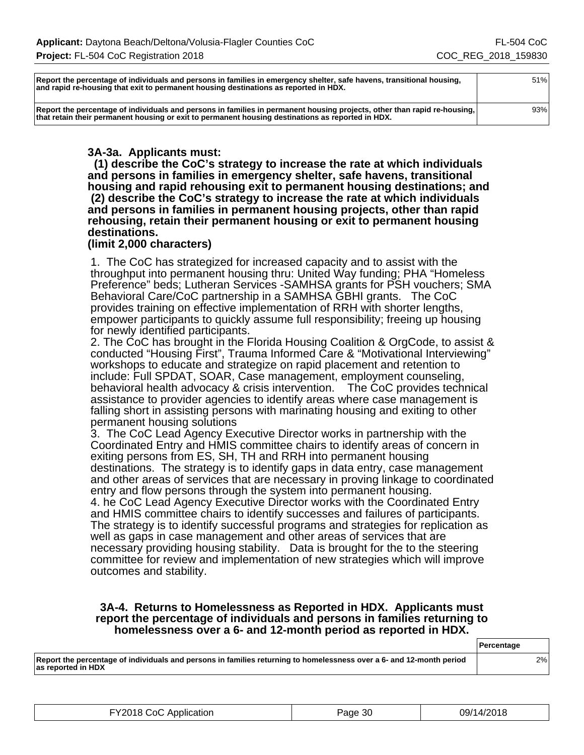| | |
|---|---|
| Report the percentage of individuals and persons in families in emergency shelter, safe havens, transitional housing, and rapid re-housing that exit to permanent housing destinations as reported in HDX. | 51% |
| Report the percentage of individuals and persons in families in permanent housing projects, other than rapid re-housing, that retain their permanent housing or exit to permanent housing destinations as reported in HDX. | 93% |

### 3A-3a. Applicants must:
**(1) describe the CoC's strategy to increase the rate at which individuals and persons in families in emergency shelter, safe havens, transitional housing and rapid rehousing exit to permanent housing destinations; and (2) describe the CoC's strategy to increase the rate at which individuals and persons in families in permanent housing projects, other than rapid rehousing, retain their permanent housing or exit to permanent housing destinations.**
**(limit 2,000 characters)**

1. The CoC has strategized for increased capacity and to assist with the throughput into permanent housing thru: United Way funding; PHA "Homeless Preference" beds; Lutheran Services -SAMHSA grants for PSH vouchers; SMA Behavioral Care/CoC partnership in a SAMHSA GBHI grants. The CoC provides training on effective implementation of RRH with shorter lengths, empower participants to quickly assume full responsibility; freeing up housing for newly identified participants.
2. The CoC has brought in the Florida Housing Coalition & OrgCode, to assist & conducted "Housing First", Trauma Informed Care & "Motivational Interviewing" workshops to educate and strategize on rapid placement and retention to include: Full SPDAT, SOAR, Case management, employment counseling, behavioral health advocacy & crisis intervention. The CoC provides technical assistance to provider agencies to identify areas where case management is falling short in assisting persons with marinating housing and exiting to other permanent housing solutions
3. The CoC Lead Agency Executive Director works in partnership with the Coordinated Entry and HMIS committee chairs to identify areas of concern in exiting persons from ES, SH, TH and RRH into permanent housing destinations. The strategy is to identify gaps in data entry, case management and other areas of services that are necessary in proving linkage to coordinated entry and flow persons through the system into permanent housing.
4. he CoC Lead Agency Executive Director works with the Coordinated Entry and HMIS committee chairs to identify successes and failures of participants. The strategy is to identify successful programs and strategies for replication as well as gaps in case management and other areas of services that are necessary providing housing stability. Data is brought for the to the steering committee for review and implementation of new strategies which will improve outcomes and stability.

### 3A-4. Returns to Homelessness as Reported in HDX. Applicants must report the percentage of individuals and persons in families returning to homelessness over a 6- and 12-month period as reported in HDX.

| | Percentage |
|---|---|
| Report the percentage of individuals and persons in families returning to homelessness over a 6- and 12-month period as reported in HDX | 2% |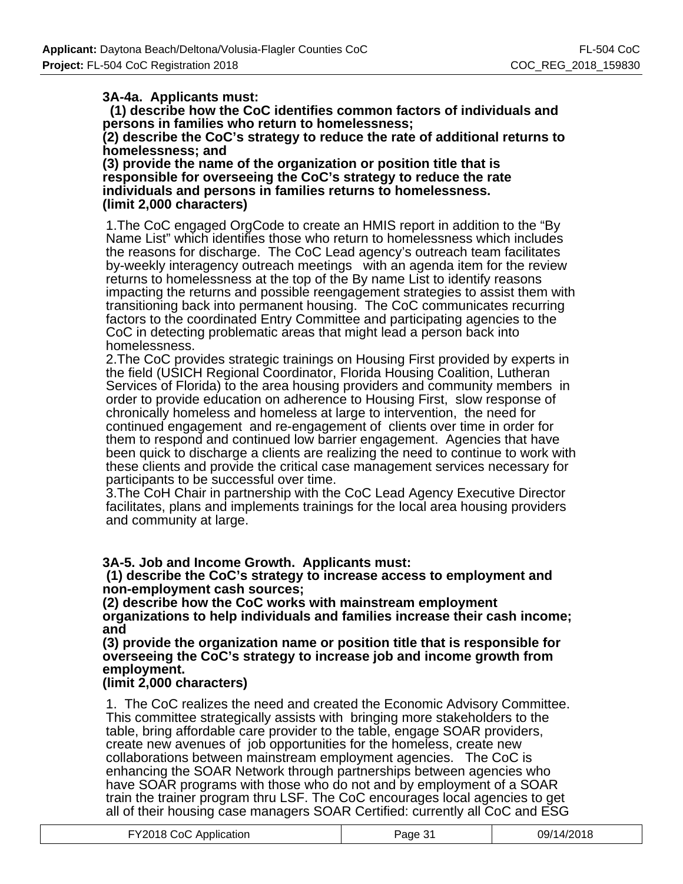**3A-4a. Applicants must:**
**(1) describe how the CoC identifies common factors of individuals and persons in families who return to homelessness;**
**(2) describe the CoC's strategy to reduce the rate of additional returns to homelessness; and**
**(3) provide the name of the organization or position title that is responsible for overseeing the CoC's strategy to reduce the rate individuals and persons in families returns to homelessness.**
**(limit 2,000 characters)**

1.The CoC engaged OrgCode to create an HMIS report in addition to the "By Name List" which identifies those who return to homelessness which includes the reasons for discharge. The CoC Lead agency's outreach team facilitates by-weekly interagency outreach meetings with an agenda item for the review returns to homelessness at the top of the By name List to identify reasons impacting the returns and possible reengagement strategies to assist them with transitioning back into permanent housing. The CoC communicates recurring factors to the coordinated Entry Committee and participating agencies to the CoC in detecting problematic areas that might lead a person back into homelessness.
2.The CoC provides strategic trainings on Housing First provided by experts in the field (USICH Regional Coordinator, Florida Housing Coalition, Lutheran Services of Florida) to the area housing providers and community members in order to provide education on adherence to Housing First, slow response of chronically homeless and homeless at large to intervention, the need for continued engagement and re-engagement of clients over time in order for them to respond and continued low barrier engagement. Agencies that have been quick to discharge a clients are realizing the need to continue to work with these clients and provide the critical case management services necessary for participants to be successful over time.
3.The CoH Chair in partnership with the CoC Lead Agency Executive Director facilitates, plans and implements trainings for the local area housing providers and community at large.

**3A-5. Job and Income Growth. Applicants must:**
**(1) describe the CoC's strategy to increase access to employment and non-employment cash sources;**
**(2) describe how the CoC works with mainstream employment organizations to help individuals and families increase their cash income; and**
**(3) provide the organization name or position title that is responsible for overseeing the CoC's strategy to increase job and income growth from employment.**
**(limit 2,000 characters)**

1. The CoC realizes the need and created the Economic Advisory Committee. This committee strategically assists with bringing more stakeholders to the table, bring affordable care provider to the table, engage SOAR providers, create new avenues of job opportunities for the homeless, create new collaborations between mainstream employment agencies. The CoC is enhancing the SOAR Network through partnerships between agencies who have SOAR programs with those who do not and by employment of a SOAR train the trainer program thru LSF. The CoC encourages local agencies to get all of their housing case managers SOAR Certified: currently all CoC and ESG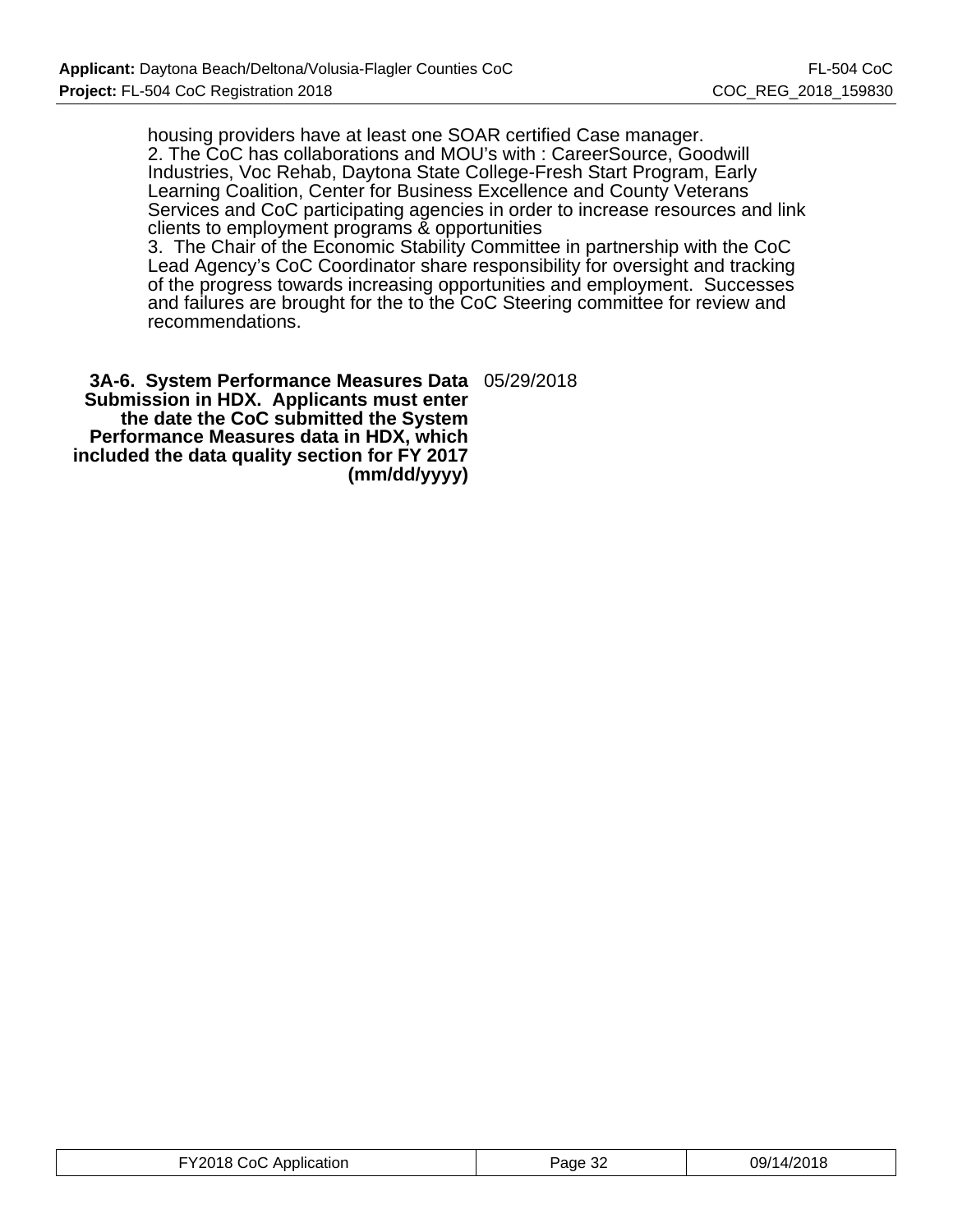housing providers have at least one SOAR certified Case manager.
2. The CoC has collaborations and MOU's with : CareerSource, Goodwill Industries, Voc Rehab, Daytona State College-Fresh Start Program, Early Learning Coalition, Center for Business Excellence and County Veterans Services and CoC participating agencies in order to increase resources and link clients to employment programs & opportunities
3. The Chair of the Economic Stability Committee in partnership with the CoC Lead Agency's CoC Coordinator share responsibility for oversight and tracking of the progress towards increasing opportunities and employment. Successes and failures are brought for the to the CoC Steering committee for review and recommendations.

| **3A-6. System Performance Measures Data Submission in HDX. Applicants must enter the date the CoC submitted the System Performance Measures data in HDX, which included the data quality section for FY 2017 (mm/dd/yyyy)** | 05/29/2018 |
|---|---|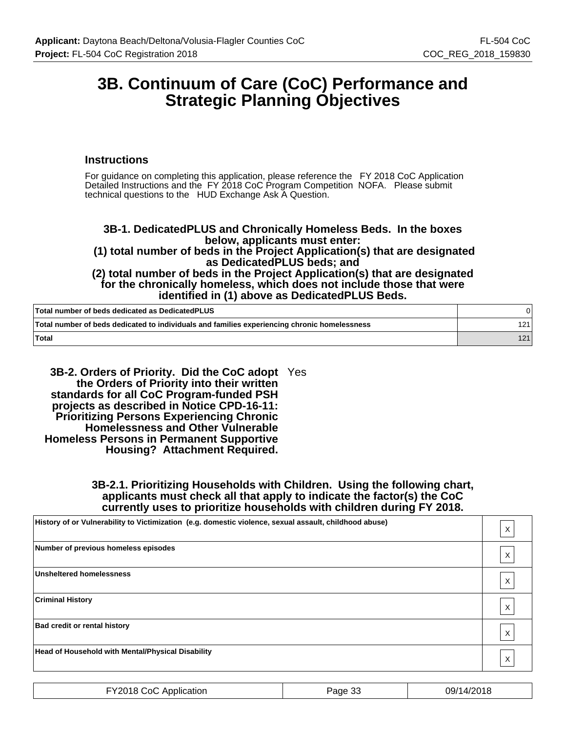# 3B. Continuum of Care (CoC) Performance and Strategic Planning Objectives

### Instructions

For guidance on completing this application, please reference the FY 2018 CoC Application Detailed Instructions and the FY 2018 CoC Program Competition NOFA. Please submit technical questions to the HUD Exchange Ask A Question.

**3B-1. DedicatedPLUS and Chronically Homeless Beds. In the boxes below, applicants must enter:**
**(1) total number of beds in the Project Application(s) that are designated as DedicatedPLUS beds; and**
**(2) total number of beds in the Project Application(s) that are designated for the chronically homeless, which does not include those that were identified in (1) above as DedicatedPLUS Beds.**

| | |
|---|---|
| **Total number of beds dedicated as DedicatedPLUS** | 0 |
| **Total number of beds dedicated to individuals and families experiencing chronic homelessness** | 121 |
| **Total** | 121 |

**3B-2. Orders of Priority. Did the CoC adopt the Orders of Priority into their written standards for all CoC Program-funded PSH projects as described in Notice CPD-16-11: Prioritizing Persons Experiencing Chronic Homelessness and Other Vulnerable Homeless Persons in Permanent Supportive Housing? Attachment Required.** Yes

**3B-2.1. Prioritizing Households with Children. Using the following chart, applicants must check all that apply to indicate the factor(s) the CoC currently uses to prioritize households with children during FY 2018.**

| | |
|---|---|
| **History of or Vulnerability to Victimization (e.g. domestic violence, sexual assault, childhood abuse)** | X |
| **Number of previous homeless episodes** | X |
| **Unsheltered homelessness** | X |
| **Criminal History** | X |
| **Bad credit or rental history** | X |
| **Head of Household with Mental/Physical Disability** | X |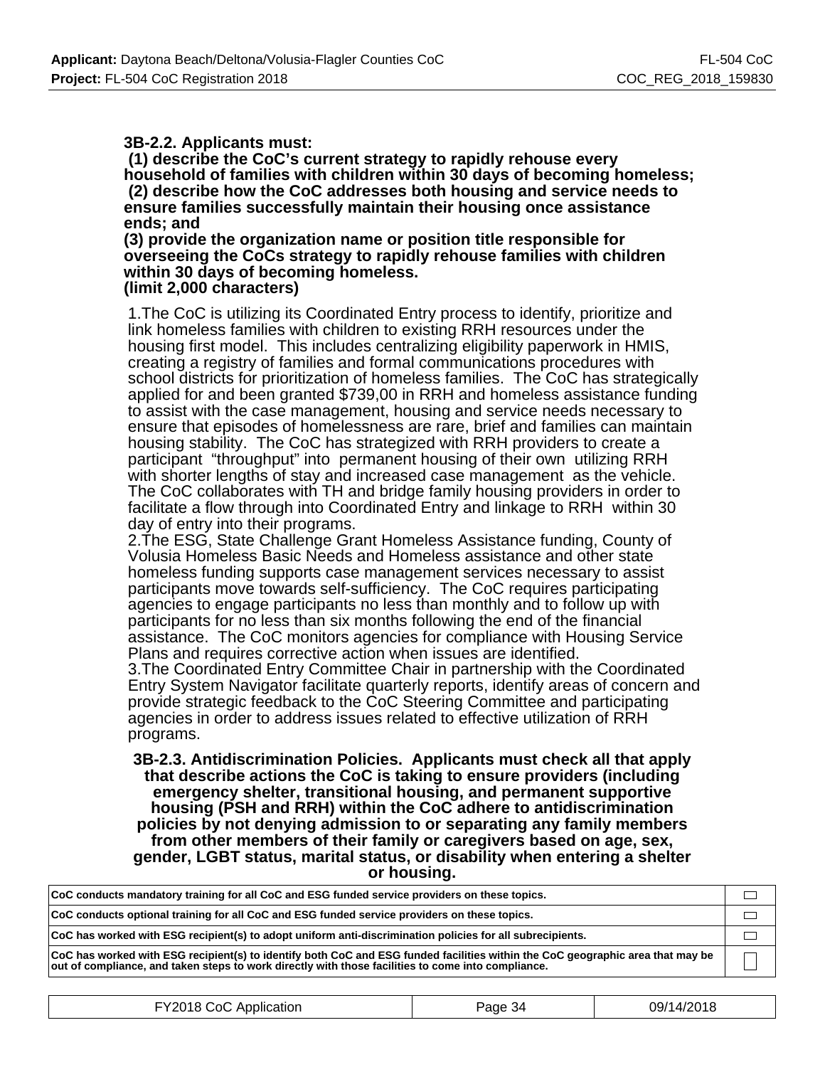**3B-2.2. Applicants must:**
**(1) describe the CoC's current strategy to rapidly rehouse every household of families with children within 30 days of becoming homeless;**
**(2) describe how the CoC addresses both housing and service needs to ensure families successfully maintain their housing once assistance ends; and**
**(3) provide the organization name or position title responsible for overseeing the CoCs strategy to rapidly rehouse families with children within 30 days of becoming homeless.**
**(limit 2,000 characters)**

1.The CoC is utilizing its Coordinated Entry process to identify, prioritize and link homeless families with children to existing RRH resources under the housing first model. This includes centralizing eligibility paperwork in HMIS, creating a registry of families and formal communications procedures with school districts for prioritization of homeless families. The CoC has strategically applied for and been granted $739,00 in RRH and homeless assistance funding to assist with the case management, housing and service needs necessary to ensure that episodes of homelessness are rare, brief and families can maintain housing stability. The CoC has strategized with RRH providers to create a participant "throughput" into permanent housing of their own utilizing RRH with shorter lengths of stay and increased case management as the vehicle. The CoC collaborates with TH and bridge family housing providers in order to facilitate a flow through into Coordinated Entry and linkage to RRH within 30 day of entry into their programs.
2.The ESG, State Challenge Grant Homeless Assistance funding, County of Volusia Homeless Basic Needs and Homeless assistance and other state homeless funding supports case management services necessary to assist participants move towards self-sufficiency. The CoC requires participating agencies to engage participants no less than monthly and to follow up with participants for no less than six months following the end of the financial assistance. The CoC monitors agencies for compliance with Housing Service Plans and requires corrective action when issues are identified.
3.The Coordinated Entry Committee Chair in partnership with the Coordinated Entry System Navigator facilitate quarterly reports, identify areas of concern and provide strategic feedback to the CoC Steering Committee and participating agencies in order to address issues related to effective utilization of RRH programs.

**3B-2.3. Antidiscrimination Policies. Applicants must check all that apply that describe actions the CoC is taking to ensure providers (including emergency shelter, transitional housing, and permanent supportive housing (PSH and RRH) within the CoC adhere to antidiscrimination policies by not denying admission to or separating any family members from other members of their family or caregivers based on age, sex, gender, LGBT status, marital status, or disability when entering a shelter or housing.**

| | |
|---|---|
| CoC conducts mandatory training for all CoC and ESG funded service providers on these topics. | ☐ |
| CoC conducts optional training for all CoC and ESG funded service providers on these topics. | ☐ |
| CoC has worked with ESG recipient(s) to adopt uniform anti-discrimination policies for all subrecipients. | ☐ |
| CoC has worked with ESG recipient(s) to identify both CoC and ESG funded facilities within the CoC geographic area that may be out of compliance, and taken steps to work directly with those facilities to come into compliance. | ☐ |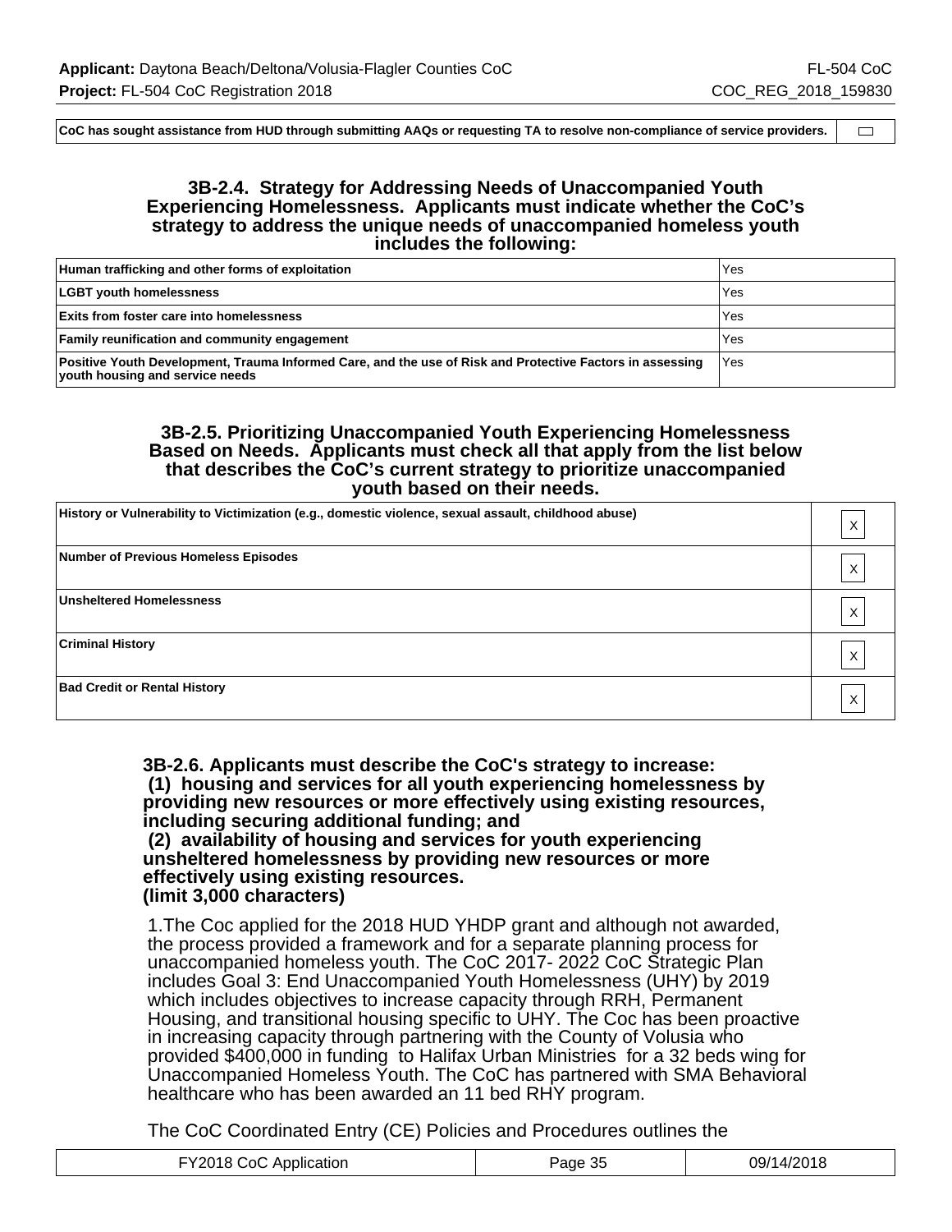| CoC has sought assistance from HUD through submitting AAQs or requesting TA to resolve non-compliance of service providers. | |
|---|---|

### 3B-2.4. Strategy for Addressing Needs of Unaccompanied Youth Experiencing Homelessness. Applicants must indicate whether the CoC's strategy to address the unique needs of unaccompanied homeless youth includes the following:

| | |
|---|---|
| **Human trafficking and other forms of exploitation** | Yes |
| **LGBT youth homelessness** | Yes |
| **Exits from foster care into homelessness** | Yes |
| **Family reunification and community engagement** | Yes |
| **Positive Youth Development, Trauma Informed Care, and the use of Risk and Protective Factors in assessing youth housing and service needs** | Yes |

### 3B-2.5. Prioritizing Unaccompanied Youth Experiencing Homelessness Based on Needs. Applicants must check all that apply from the list below that describes the CoC's current strategy to prioritize unaccompanied youth based on their needs.

| | |
|---|---|
| **History or Vulnerability to Victimization (e.g., domestic violence, sexual assault, childhood abuse)** | X |
| **Number of Previous Homeless Episodes** | X |
| **Unsheltered Homelessness** | X |
| **Criminal History** | X |
| **Bad Credit or Rental History** | X |

### 3B-2.6. Applicants must describe the CoC's strategy to increase: (1) housing and services for all youth experiencing homelessness by providing new resources or more effectively using existing resources, including securing additional funding; and (2) availability of housing and services for youth experiencing unsheltered homelessness by providing new resources or more effectively using existing resources. (limit 3,000 characters)

1.The Coc applied for the 2018 HUD YHDP grant and although not awarded, the process provided a framework and for a separate planning process for unaccompanied homeless youth. The CoC 2017- 2022 CoC Strategic Plan includes Goal 3: End Unaccompanied Youth Homelessness (UHY) by 2019 which includes objectives to increase capacity through RRH, Permanent Housing, and transitional housing specific to UHY. The Coc has been proactive in increasing capacity through partnering with the County of Volusia who provided $400,000 in funding to Halifax Urban Ministries for a 32 beds wing for Unaccompanied Homeless Youth. The CoC has partnered with SMA Behavioral healthcare who has been awarded an 11 bed RHY program.

The CoC Coordinated Entry (CE) Policies and Procedures outlines the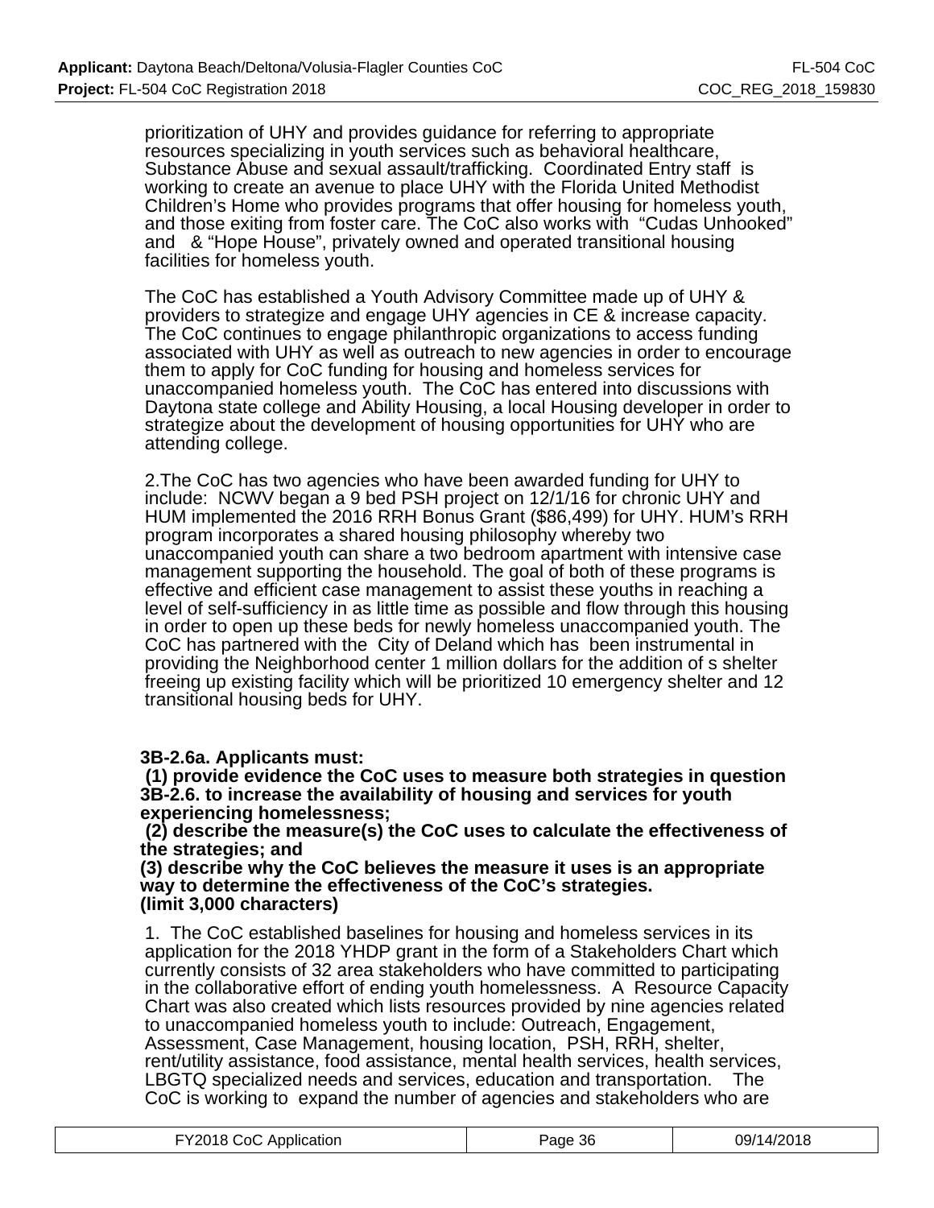prioritization of UHY and provides guidance for referring to appropriate resources specializing in youth services such as behavioral healthcare, Substance Abuse and sexual assault/trafficking. Coordinated Entry staff is working to create an avenue to place UHY with the Florida United Methodist Children's Home who provides programs that offer housing for homeless youth, and those exiting from foster care. The CoC also works with "Cudas Unhooked" and & "Hope House", privately owned and operated transitional housing facilities for homeless youth.

The CoC has established a Youth Advisory Committee made up of UHY & providers to strategize and engage UHY agencies in CE & increase capacity. The CoC continues to engage philanthropic organizations to access funding associated with UHY as well as outreach to new agencies in order to encourage them to apply for CoC funding for housing and homeless services for unaccompanied homeless youth. The CoC has entered into discussions with Daytona state college and Ability Housing, a local Housing developer in order to strategize about the development of housing opportunities for UHY who are attending college.

2.The CoC has two agencies who have been awarded funding for UHY to include: NCWV began a 9 bed PSH project on 12/1/16 for chronic UHY and HUM implemented the 2016 RRH Bonus Grant ($86,499) for UHY. HUM's RRH program incorporates a shared housing philosophy whereby two unaccompanied youth can share a two bedroom apartment with intensive case management supporting the household. The goal of both of these programs is effective and efficient case management to assist these youths in reaching a level of self-sufficiency in as little time as possible and flow through this housing in order to open up these beds for newly homeless unaccompanied youth. The CoC has partnered with the City of Deland which has been instrumental in providing the Neighborhood center 1 million dollars for the addition of s shelter freeing up existing facility which will be prioritized 10 emergency shelter and 12 transitional housing beds for UHY.

**3B-2.6a. Applicants must:**
**(1) provide evidence the CoC uses to measure both strategies in question 3B-2.6. to increase the availability of housing and services for youth experiencing homelessness;**
**(2) describe the measure(s) the CoC uses to calculate the effectiveness of the strategies; and**
**(3) describe why the CoC believes the measure it uses is an appropriate way to determine the effectiveness of the CoC's strategies.**
**(limit 3,000 characters)**

1. The CoC established baselines for housing and homeless services in its application for the 2018 YHDP grant in the form of a Stakeholders Chart which currently consists of 32 area stakeholders who have committed to participating in the collaborative effort of ending youth homelessness. A Resource Capacity Chart was also created which lists resources provided by nine agencies related to unaccompanied homeless youth to include: Outreach, Engagement, Assessment, Case Management, housing location, PSH, RRH, shelter, rent/utility assistance, food assistance, mental health services, health services, LBGTQ specialized needs and services, education and transportation. The CoC is working to expand the number of agencies and stakeholders who are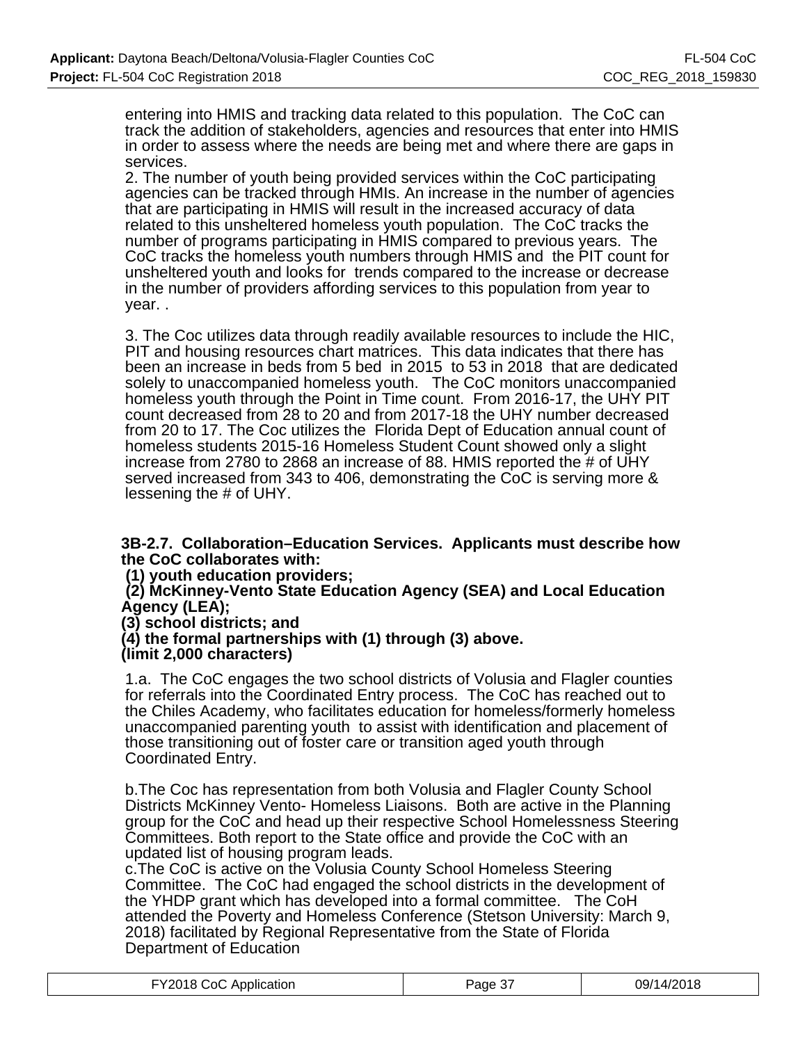entering into HMIS and tracking data related to this population. The CoC can track the addition of stakeholders, agencies and resources that enter into HMIS in order to assess where the needs are being met and where there are gaps in services.

2. The number of youth being provided services within the CoC participating agencies can be tracked through HMIs. An increase in the number of agencies that are participating in HMIS will result in the increased accuracy of data related to this unsheltered homeless youth population. The CoC tracks the number of programs participating in HMIS compared to previous years. The CoC tracks the homeless youth numbers through HMIS and the PIT count for unsheltered youth and looks for trends compared to the increase or decrease in the number of providers affording services to this population from year to year. .

3. The Coc utilizes data through readily available resources to include the HIC, PIT and housing resources chart matrices. This data indicates that there has been an increase in beds from 5 bed in 2015 to 53 in 2018 that are dedicated solely to unaccompanied homeless youth. The CoC monitors unaccompanied homeless youth through the Point in Time count. From 2016-17, the UHY PIT count decreased from 28 to 20 and from 2017-18 the UHY number decreased from 20 to 17. The Coc utilizes the Florida Dept of Education annual count of homeless students 2015-16 Homeless Student Count showed only a slight increase from 2780 to 2868 an increase of 88. HMIS reported the # of UHY served increased from 343 to 406, demonstrating the CoC is serving more & lessening the # of UHY.

**3B-2.7. Collaboration–Education Services. Applicants must describe how the CoC collaborates with:**
**(1) youth education providers;**
**(2) McKinney-Vento State Education Agency (SEA) and Local Education Agency (LEA);**
**(3) school districts; and**
**(4) the formal partnerships with (1) through (3) above.**
**(limit 2,000 characters)**

1.a. The CoC engages the two school districts of Volusia and Flagler counties for referrals into the Coordinated Entry process. The CoC has reached out to the Chiles Academy, who facilitates education for homeless/formerly homeless unaccompanied parenting youth to assist with identification and placement of those transitioning out of foster care or transition aged youth through Coordinated Entry.

b.The Coc has representation from both Volusia and Flagler County School Districts McKinney Vento- Homeless Liaisons. Both are active in the Planning group for the CoC and head up their respective School Homelessness Steering Committees. Both report to the State office and provide the CoC with an updated list of housing program leads.

c.The CoC is active on the Volusia County School Homeless Steering Committee. The CoC had engaged the school districts in the development of the YHDP grant which has developed into a formal committee. The CoH attended the Poverty and Homeless Conference (Stetson University: March 9, 2018) facilitated by Regional Representative from the State of Florida Department of Education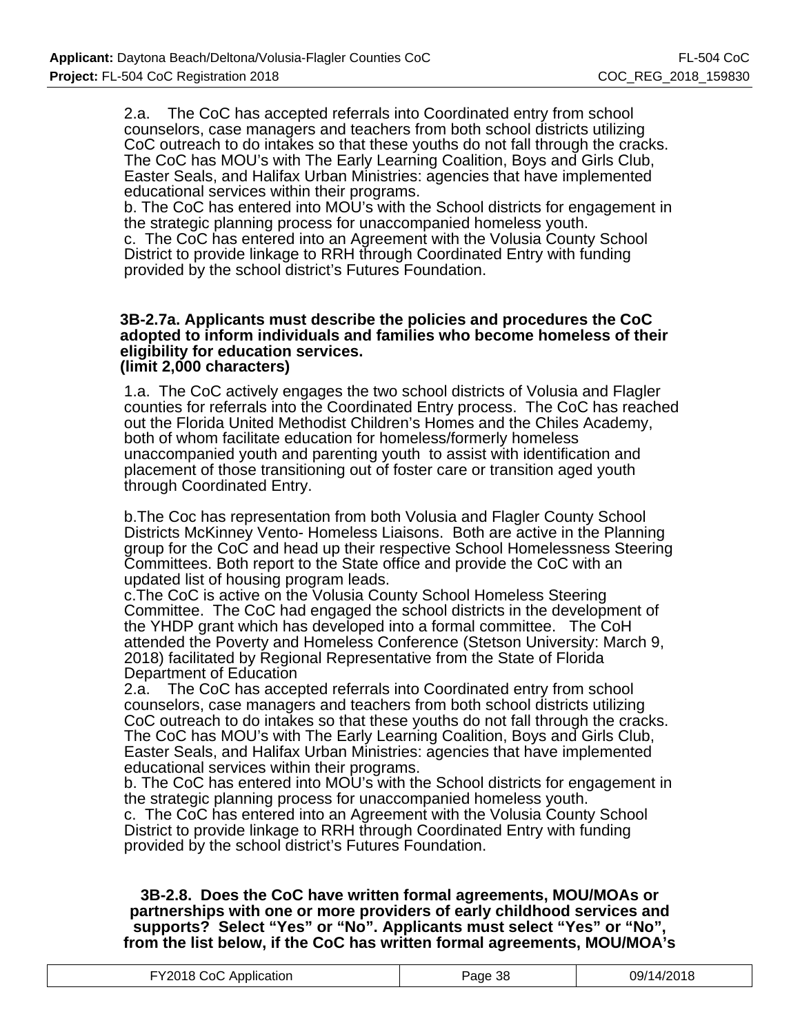2.a. The CoC has accepted referrals into Coordinated entry from school counselors, case managers and teachers from both school districts utilizing CoC outreach to do intakes so that these youths do not fall through the cracks. The CoC has MOU's with The Early Learning Coalition, Boys and Girls Club, Easter Seals, and Halifax Urban Ministries: agencies that have implemented educational services within their programs.
b. The CoC has entered into MOU's with the School districts for engagement in the strategic planning process for unaccompanied homeless youth.
c. The CoC has entered into an Agreement with the Volusia County School District to provide linkage to RRH through Coordinated Entry with funding provided by the school district's Futures Foundation.

**3B-2.7a. Applicants must describe the policies and procedures the CoC adopted to inform individuals and families who become homeless of their eligibility for education services.**
**(limit 2,000 characters)**

1.a. The CoC actively engages the two school districts of Volusia and Flagler counties for referrals into the Coordinated Entry process. The CoC has reached out the Florida United Methodist Children's Homes and the Chiles Academy, both of whom facilitate education for homeless/formerly homeless unaccompanied youth and parenting youth to assist with identification and placement of those transitioning out of foster care or transition aged youth through Coordinated Entry.

b.The Coc has representation from both Volusia and Flagler County School Districts McKinney Vento- Homeless Liaisons. Both are active in the Planning group for the CoC and head up their respective School Homelessness Steering Committees. Both report to the State office and provide the CoC with an updated list of housing program leads.
c.The CoC is active on the Volusia County School Homeless Steering Committee. The CoC had engaged the school districts in the development of the YHDP grant which has developed into a formal committee. The CoH attended the Poverty and Homeless Conference (Stetson University: March 9, 2018) facilitated by Regional Representative from the State of Florida Department of Education
2.a. The CoC has accepted referrals into Coordinated entry from school counselors, case managers and teachers from both school districts utilizing CoC outreach to do intakes so that these youths do not fall through the cracks. The CoC has MOU's with The Early Learning Coalition, Boys and Girls Club, Easter Seals, and Halifax Urban Ministries: agencies that have implemented educational services within their programs.
b. The CoC has entered into MOU's with the School districts for engagement in the strategic planning process for unaccompanied homeless youth.
c. The CoC has entered into an Agreement with the Volusia County School District to provide linkage to RRH through Coordinated Entry with funding provided by the school district's Futures Foundation.

**3B-2.8. Does the CoC have written formal agreements, MOU/MOAs or partnerships with one or more providers of early childhood services and supports? Select "Yes" or "No". Applicants must select "Yes" or "No", from the list below, if the CoC has written formal agreements, MOU/MOA's**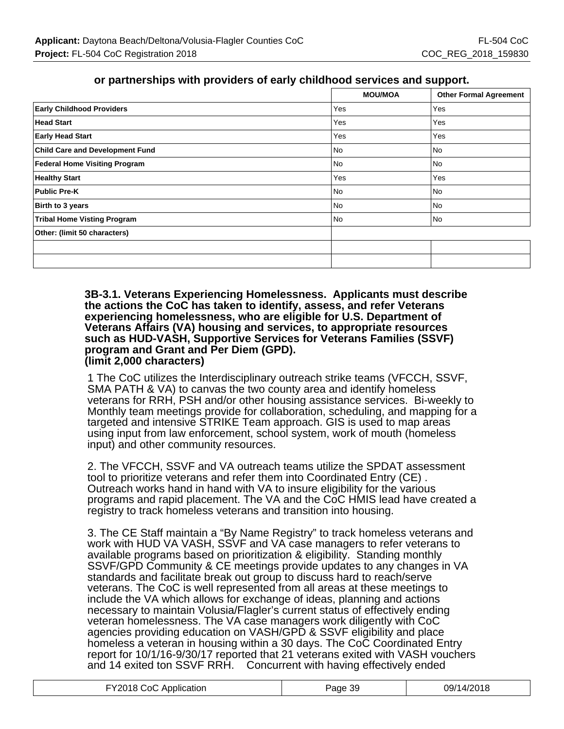**or partnerships with providers of early childhood services and support.**

| | MOU/MOA | Other Formal Agreement |
|---|---|---|
| **Early Childhood Providers** | Yes | Yes |
| **Head Start** | Yes | Yes |
| **Early Head Start** | Yes | Yes |
| **Child Care and Development Fund** | No | No |
| **Federal Home Visiting Program** | No | No |
| **Healthy Start** | Yes | Yes |
| **Public Pre-K** | No | No |
| **Birth to 3 years** | No | No |
| **Tribal Home Visting Program** | No | No |
| **Other: (limit 50 characters)** | | |
| | | |
| | | |

**3B-3.1. Veterans Experiencing Homelessness. Applicants must describe the actions the CoC has taken to identify, assess, and refer Veterans experiencing homelessness, who are eligible for U.S. Department of Veterans Affairs (VA) housing and services, to appropriate resources such as HUD-VASH, Supportive Services for Veterans Families (SSVF) program and Grant and Per Diem (GPD).**
**(limit 2,000 characters)**

1 The CoC utilizes the Interdisciplinary outreach strike teams (VFCCH, SSVF, SMA PATH & VA) to canvas the two county area and identify homeless veterans for RRH, PSH and/or other housing assistance services. Bi-weekly to Monthly team meetings provide for collaboration, scheduling, and mapping for a targeted and intensive STRIKE Team approach. GIS is used to map areas using input from law enforcement, school system, work of mouth (homeless input) and other community resources.

2. The VFCCH, SSVF and VA outreach teams utilize the SPDAT assessment tool to prioritize veterans and refer them into Coordinated Entry (CE) . Outreach works hand in hand with VA to insure eligibility for the various programs and rapid placement. The VA and the CoC HMIS lead have created a registry to track homeless veterans and transition into housing.

3. The CE Staff maintain a "By Name Registry" to track homeless veterans and work with HUD VA VASH, SSVF and VA case managers to refer veterans to available programs based on prioritization & eligibility. Standing monthly SSVF/GPD Community & CE meetings provide updates to any changes in VA standards and facilitate break out group to discuss hard to reach/serve veterans. The CoC is well represented from all areas at these meetings to include the VA which allows for exchange of ideas, planning and actions necessary to maintain Volusia/Flagler's current status of effectively ending veteran homelessness. The VA case managers work diligently with CoC agencies providing education on VASH/GPD & SSVF eligibility and place homeless a veteran in housing within a 30 days. The CoC Coordinated Entry report for 10/1/16-9/30/17 reported that 21 veterans exited with VASH vouchers and 14 exited ton SSVF RRH. Concurrent with having effectively ended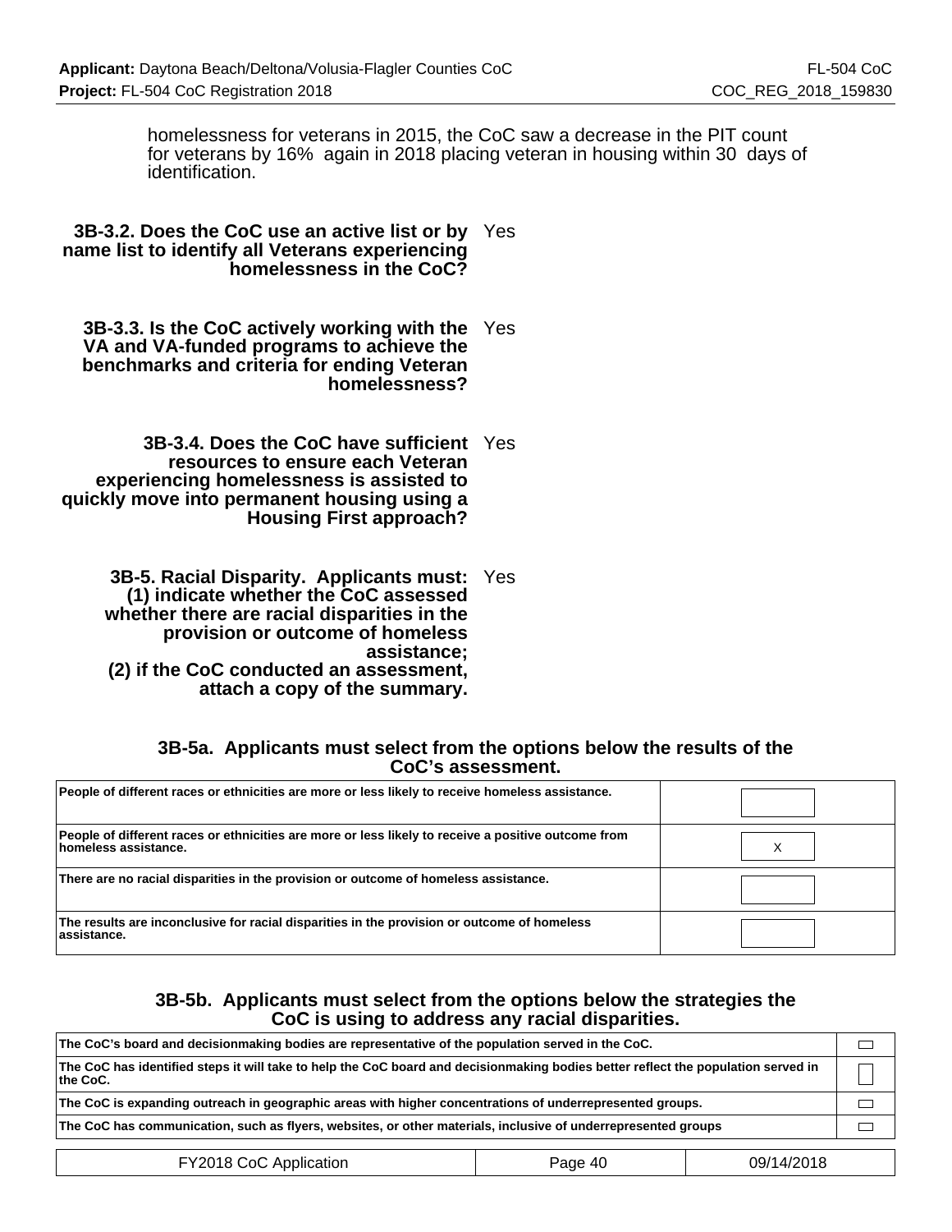homelessness for veterans in 2015, the CoC saw a decrease in the PIT count for veterans by 16% again in 2018 placing veteran in housing within 30 days of identification.

**3B-3.2. Does the CoC use an active list or by name list to identify all Veterans experiencing homelessness in the CoC?** Yes

**3B-3.3. Is the CoC actively working with the VA and VA-funded programs to achieve the benchmarks and criteria for ending Veteran homelessness?** Yes

**3B-3.4. Does the CoC have sufficient resources to ensure each Veteran experiencing homelessness is assisted to quickly move into permanent housing using a Housing First approach?** Yes

**3B-5. Racial Disparity. Applicants must: (1) indicate whether the CoC assessed whether there are racial disparities in the provision or outcome of homeless assistance; (2) if the CoC conducted an assessment, attach a copy of the summary.** Yes

### 3B-5a. Applicants must select from the options below the results of the CoC's assessment.

| | |
|---|---|
| People of different races or ethnicities are more or less likely to receive homeless assistance. | |
| People of different races or ethnicities are more or less likely to receive a positive outcome from homeless assistance. | X |
| There are no racial disparities in the provision or outcome of homeless assistance. | |
| The results are inconclusive for racial disparities in the provision or outcome of homeless assistance. | |

### 3B-5b. Applicants must select from the options below the strategies the CoC is using to address any racial disparities.

| | |
|---|---|
| The CoC's board and decisionmaking bodies are representative of the population served in the CoC. | |
| The CoC has identified steps it will take to help the CoC board and decisionmaking bodies better reflect the population served in the CoC. | |
| The CoC is expanding outreach in geographic areas with higher concentrations of underrepresented groups. | |
| The CoC has communication, such as flyers, websites, or other materials, inclusive of underrepresented groups | |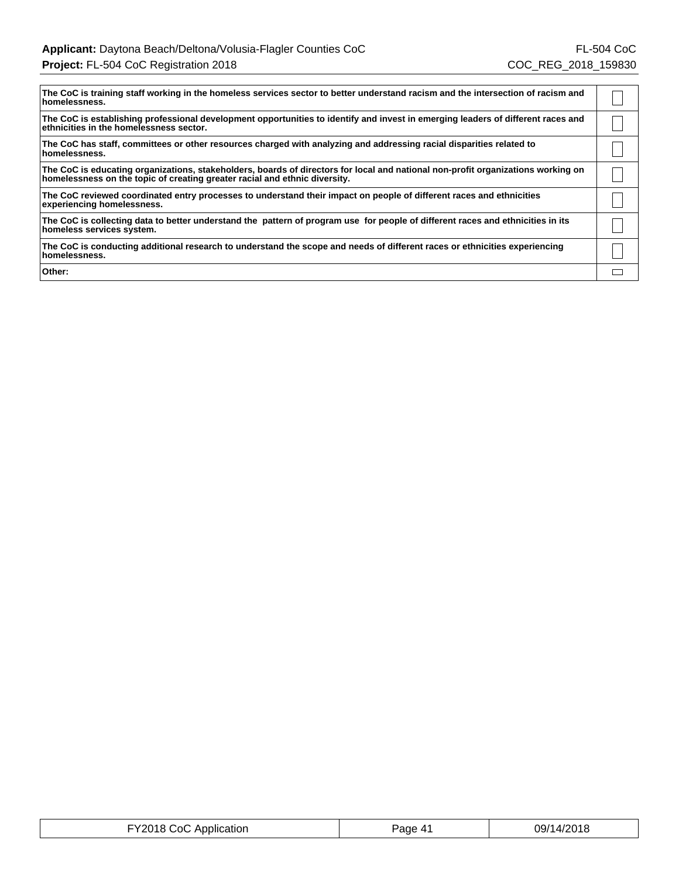| | |
|---|---|
| **The CoC is training staff working in the homeless services sector to better understand racism and the intersection of racism and homelessness.** | |
| **The CoC is establishing professional development opportunities to identify and invest in emerging leaders of different races and ethnicities in the homelessness sector.** | |
| **The CoC has staff, committees or other resources charged with analyzing and addressing racial disparities related to homelessness.** | |
| **The CoC is educating organizations, stakeholders, boards of directors for local and national non-profit organizations working on homelessness on the topic of creating greater racial and ethnic diversity.** | |
| **The CoC reviewed coordinated entry processes to understand their impact on people of different races and ethnicities experiencing homelessness.** | |
| **The CoC is collecting data to better understand the pattern of program use for people of different races and ethnicities in its homeless services system.** | |
| **The CoC is conducting additional research to understand the scope and needs of different races or ethnicities experiencing homelessness.** | |
| **Other:** | |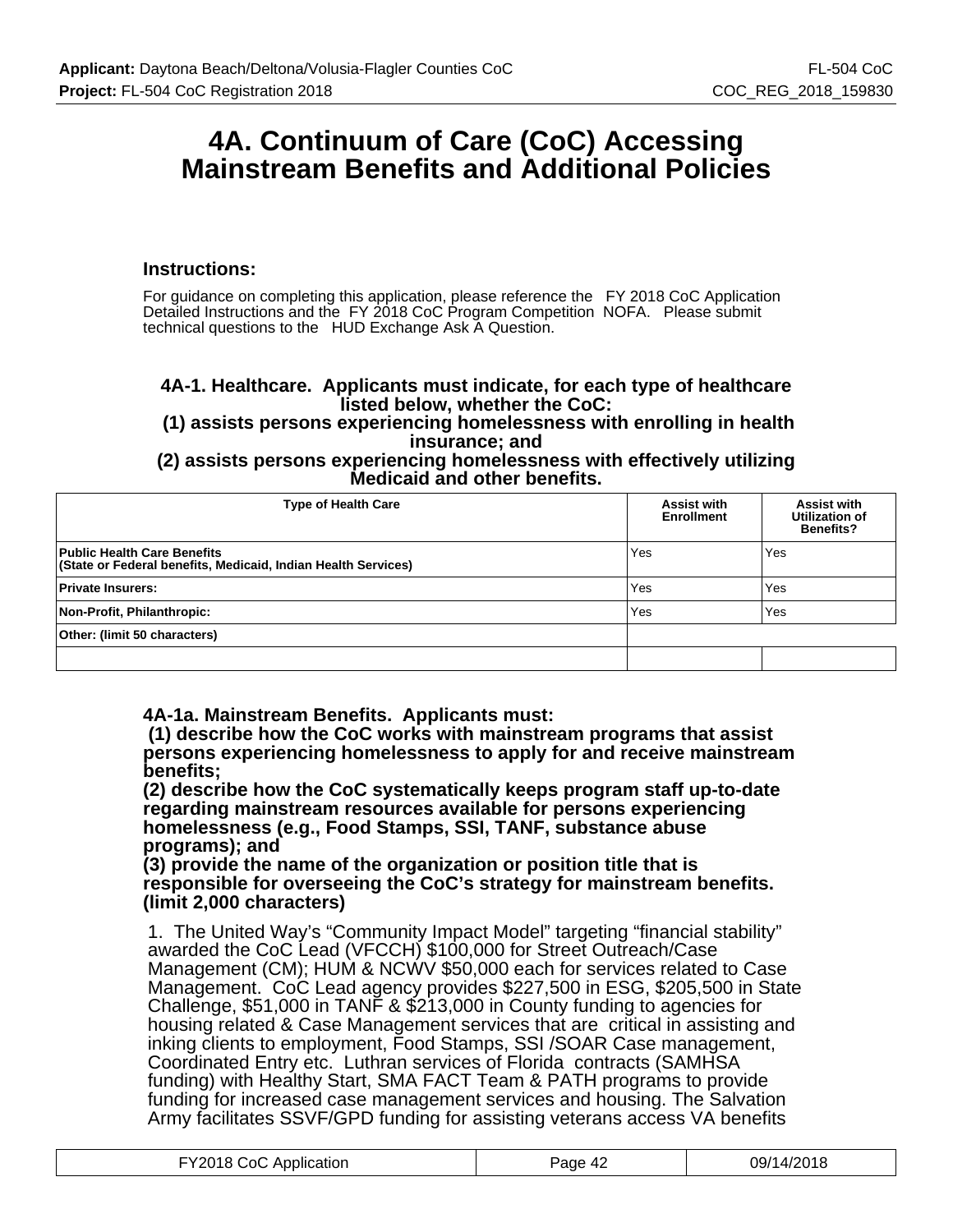# 4A. Continuum of Care (CoC) Accessing Mainstream Benefits and Additional Policies

### Instructions:

For guidance on completing this application, please reference the FY 2018 CoC Application Detailed Instructions and the FY 2018 CoC Program Competition NOFA. Please submit technical questions to the HUD Exchange Ask A Question.

**4A-1. Healthcare. Applicants must indicate, for each type of healthcare listed below, whether the CoC:**
**(1) assists persons experiencing homelessness with enrolling in health insurance; and**
**(2) assists persons experiencing homelessness with effectively utilizing Medicaid and other benefits.**

| Type of Health Care | Assist with Enrollment | Assist with Utilization of Benefits? |
|---|---|---|
| **Public Health Care Benefits (State or Federal benefits, Medicaid, Indian Health Services)** | Yes | Yes |
| **Private Insurers:** | Yes | Yes |
| **Non-Profit, Philanthropic:** | Yes | Yes |
| **Other: (limit 50 characters)** | | |
| | | |

**4A-1a. Mainstream Benefits. Applicants must:**
**(1) describe how the CoC works with mainstream programs that assist persons experiencing homelessness to apply for and receive mainstream benefits;**
**(2) describe how the CoC systematically keeps program staff up-to-date regarding mainstream resources available for persons experiencing homelessness (e.g., Food Stamps, SSI, TANF, substance abuse programs); and**
**(3) provide the name of the organization or position title that is responsible for overseeing the CoC's strategy for mainstream benefits. (limit 2,000 characters)**

1. The United Way's "Community Impact Model" targeting "financial stability" awarded the CoC Lead (VFCCH) $100,000 for Street Outreach/Case Management (CM); HUM & NCWV $50,000 each for services related to Case Management. CoC Lead agency provides $227,500 in ESG, $205,500 in State Challenge, $51,000 in TANF & $213,000 in County funding to agencies for housing related & Case Management services that are critical in assisting and inking clients to employment, Food Stamps, SSI /SOAR Case management, Coordinated Entry etc. Luthran services of Florida contracts (SAMHSA funding) with Healthy Start, SMA FACT Team & PATH programs to provide funding for increased case management services and housing. The Salvation Army facilitates SSVF/GPD funding for assisting veterans access VA benefits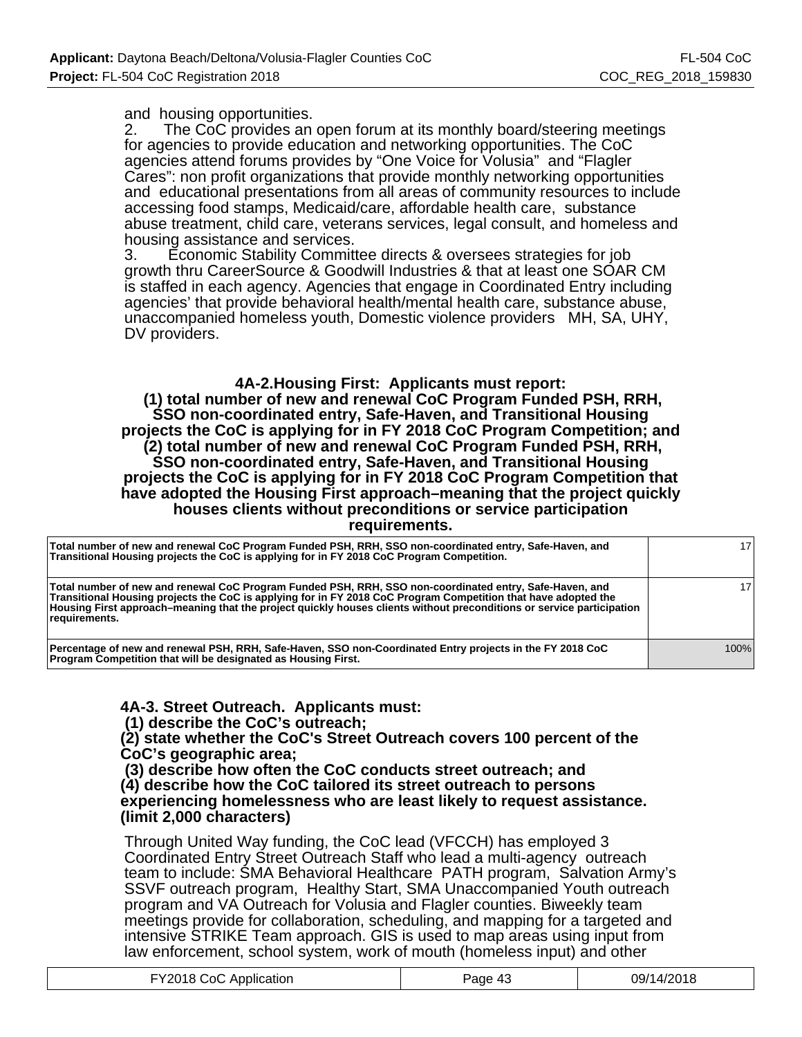and housing opportunities.

2. The CoC provides an open forum at its monthly board/steering meetings for agencies to provide education and networking opportunities. The CoC agencies attend forums provides by “One Voice for Volusia” and “Flagler Cares”: non profit organizations that provide monthly networking opportunities and educational presentations from all areas of community resources to include accessing food stamps, Medicaid/care, affordable health care, substance abuse treatment, child care, veterans services, legal consult, and homeless and housing assistance and services.

3. Economic Stability Committee directs & oversees strategies for job growth thru CareerSource & Goodwill Industries & that at least one SOAR CM is staffed in each agency. Agencies that engage in Coordinated Entry including agencies’ that provide behavioral health/mental health care, substance abuse, unaccompanied homeless youth, Domestic violence providers MH, SA, UHY, DV providers.

**4A-2.Housing First: Applicants must report:**
**(1) total number of new and renewal CoC Program Funded PSH, RRH, SSO non-coordinated entry, Safe-Haven, and Transitional Housing projects the CoC is applying for in FY 2018 CoC Program Competition; and**
**(2) total number of new and renewal CoC Program Funded PSH, RRH, SSO non-coordinated entry, Safe-Haven, and Transitional Housing projects the CoC is applying for in FY 2018 CoC Program Competition that have adopted the Housing First approach–meaning that the project quickly houses clients without preconditions or service participation requirements.**

| | |
|---|---|
| **Total number of new and renewal CoC Program Funded PSH, RRH, SSO non-coordinated entry, Safe-Haven, and Transitional Housing projects the CoC is applying for in FY 2018 CoC Program Competition.** | 17 |
| **Total number of new and renewal CoC Program Funded PSH, RRH, SSO non-coordinated entry, Safe-Haven, and Transitional Housing projects the CoC is applying for in FY 2018 CoC Program Competition that have adopted the Housing First approach–meaning that the project quickly houses clients without preconditions or service participation requirements.** | 17 |
| **Percentage of new and renewal PSH, RRH, Safe-Haven, SSO non-Coordinated Entry projects in the FY 2018 CoC Program Competition that will be designated as Housing First.** | 100% |

**4A-3. Street Outreach. Applicants must:**
**(1) describe the CoC’s outreach;**
**(2) state whether the CoC's Street Outreach covers 100 percent of the CoC’s geographic area;**
**(3) describe how often the CoC conducts street outreach; and**
**(4) describe how the CoC tailored its street outreach to persons experiencing homelessness who are least likely to request assistance. (limit 2,000 characters)**

Through United Way funding, the CoC lead (VFCCH) has employed 3 Coordinated Entry Street Outreach Staff who lead a multi-agency outreach team to include: SMA Behavioral Healthcare PATH program, Salvation Army’s SSVF outreach program, Healthy Start, SMA Unaccompanied Youth outreach program and VA Outreach for Volusia and Flagler counties. Biweekly team meetings provide for collaboration, scheduling, and mapping for a targeted and intensive STRIKE Team approach. GIS is used to map areas using input from law enforcement, school system, work of mouth (homeless input) and other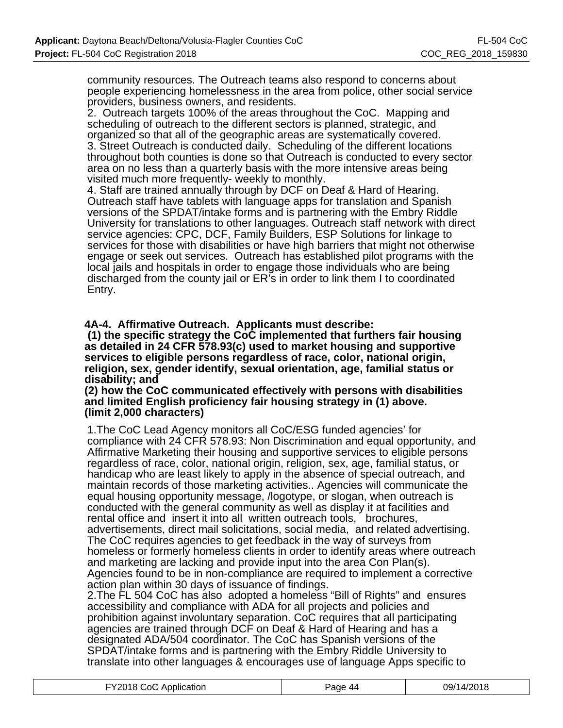community resources. The Outreach teams also respond to concerns about people experiencing homelessness in the area from police, other social service providers, business owners, and residents.
2. Outreach targets 100% of the areas throughout the CoC. Mapping and scheduling of outreach to the different sectors is planned, strategic, and organized so that all of the geographic areas are systematically covered.
3. Street Outreach is conducted daily. Scheduling of the different locations throughout both counties is done so that Outreach is conducted to every sector area on no less than a quarterly basis with the more intensive areas being visited much more frequently- weekly to monthly.
4. Staff are trained annually through by DCF on Deaf & Hard of Hearing. Outreach staff have tablets with language apps for translation and Spanish versions of the SPDAT/intake forms and is partnering with the Embry Riddle University for translations to other languages. Outreach staff network with direct service agencies: CPC, DCF, Family Builders, ESP Solutions for linkage to services for those with disabilities or have high barriers that might not otherwise engage or seek out services. Outreach has established pilot programs with the local jails and hospitals in order to engage those individuals who are being discharged from the county jail or ER's in order to link them I to coordinated Entry.

**4A-4. Affirmative Outreach. Applicants must describe:**
**(1) the specific strategy the CoC implemented that furthers fair housing as detailed in 24 CFR 578.93(c) used to market housing and supportive services to eligible persons regardless of race, color, national origin, religion, sex, gender identify, sexual orientation, age, familial status or disability; and**
**(2) how the CoC communicated effectively with persons with disabilities and limited English proficiency fair housing strategy in (1) above.**
**(limit 2,000 characters)**

1.The CoC Lead Agency monitors all CoC/ESG funded agencies' for compliance with 24 CFR 578.93: Non Discrimination and equal opportunity, and Affirmative Marketing their housing and supportive services to eligible persons regardless of race, color, national origin, religion, sex, age, familial status, or handicap who are least likely to apply in the absence of special outreach, and maintain records of those marketing activities.. Agencies will communicate the equal housing opportunity message, /logotype, or slogan, when outreach is conducted with the general community as well as display it at facilities and rental office and insert it into all written outreach tools, brochures, advertisements, direct mail solicitations, social media, and related advertising. The CoC requires agencies to get feedback in the way of surveys from homeless or formerly homeless clients in order to identify areas where outreach and marketing are lacking and provide input into the area Con Plan(s). Agencies found to be in non-compliance are required to implement a corrective action plan within 30 days of issuance of findings.
2.The FL 504 CoC has also adopted a homeless "Bill of Rights" and ensures accessibility and compliance with ADA for all projects and policies and prohibition against involuntary separation. CoC requires that all participating agencies are trained through DCF on Deaf & Hard of Hearing and has a designated ADA/504 coordinator. The CoC has Spanish versions of the SPDAT/intake forms and is partnering with the Embry Riddle University to translate into other languages & encourages use of language Apps specific to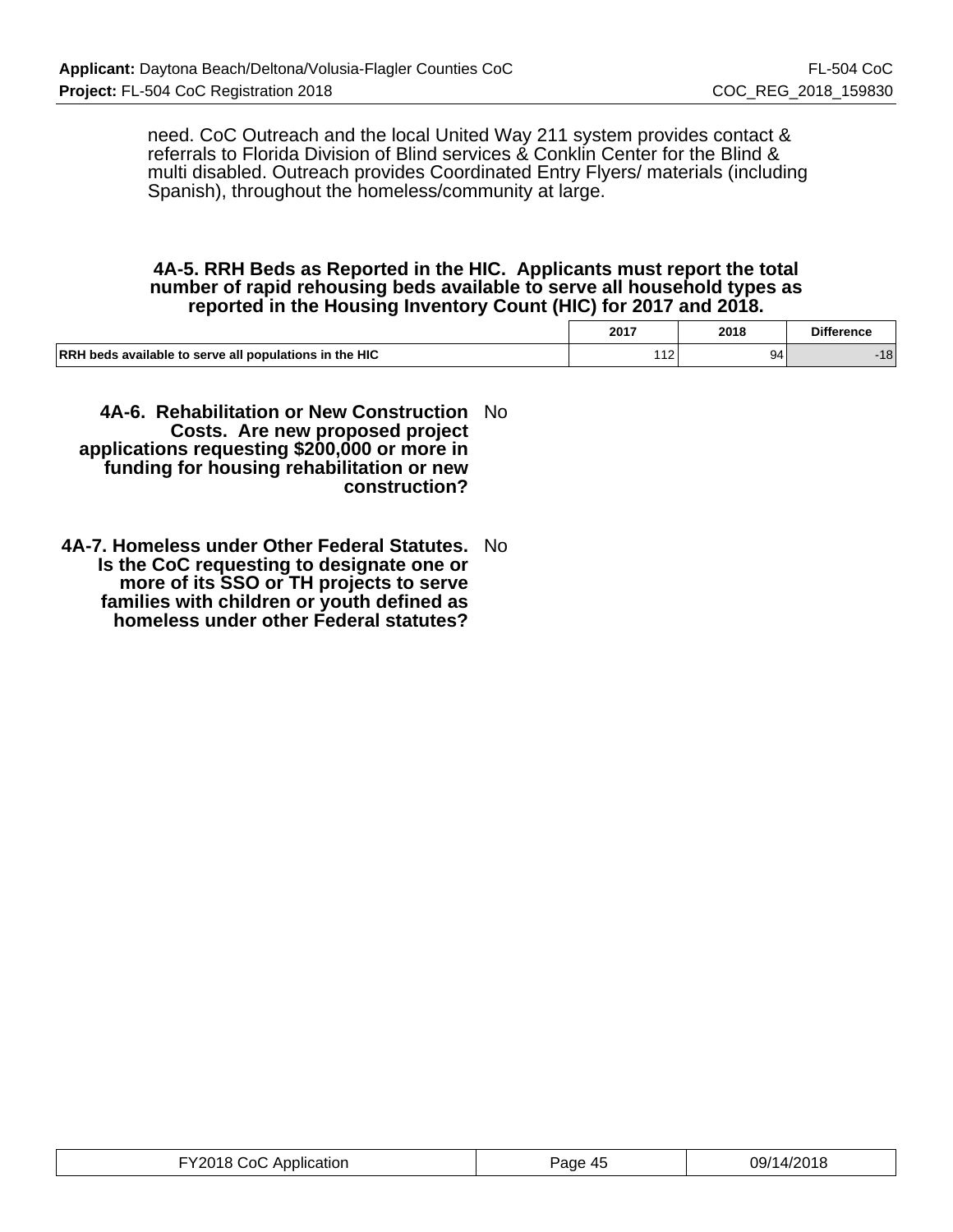need. CoC Outreach and the local United Way 211 system provides contact & referrals to Florida Division of Blind services & Conklin Center for the Blind & multi disabled. Outreach provides Coordinated Entry Flyers/ materials (including Spanish), throughout the homeless/community at large.

**4A-5. RRH Beds as Reported in the HIC. Applicants must report the total number of rapid rehousing beds available to serve all household types as reported in the Housing Inventory Count (HIC) for 2017 and 2018.**

| | 2017 | 2018 | Difference |
|---|---|---|---|
| RRH beds available to serve all populations in the HIC | 112 | 94 | -18 |

**4A-6. Rehabilitation or New Construction Costs. Are new proposed project applications requesting $200,000 or more in funding for housing rehabilitation or new construction?** No

**4A-7. Homeless under Other Federal Statutes. Is the CoC requesting to designate one or more of its SSO or TH projects to serve families with children or youth defined as homeless under other Federal statutes?** No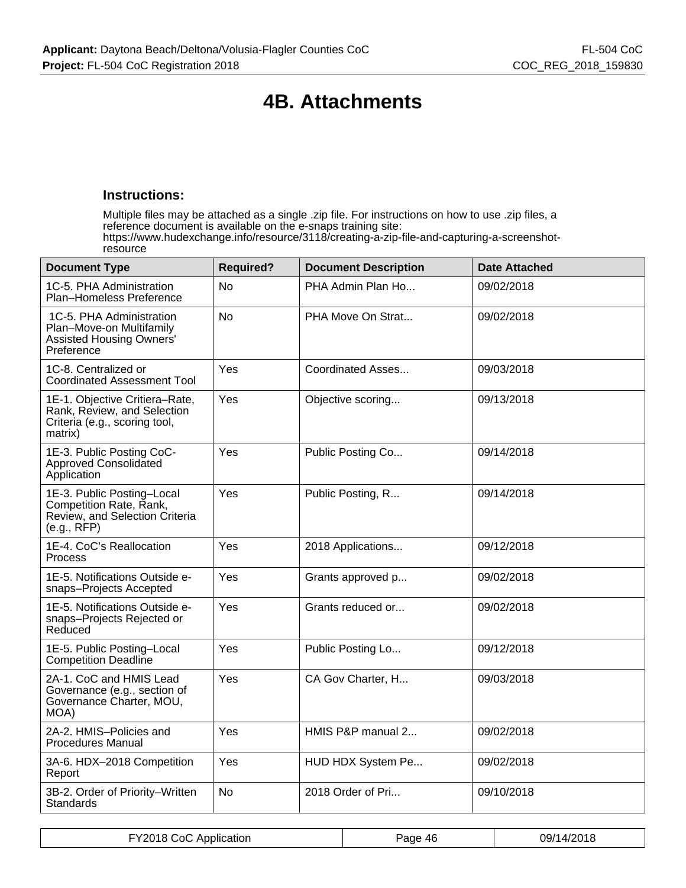# 4B. Attachments

### Instructions:

Multiple files may be attached as a single .zip file. For instructions on how to use .zip files, a reference document is available on the e-snaps training site: https://www.hudexchange.info/resource/3118/creating-a-zip-file-and-capturing-a-screenshot-resource

| Document Type | Required? | Document Description | Date Attached |
|---|---|---|---|
| 1C-5. PHA Administration Plan–Homeless Preference | No | PHA Admin Plan Ho... | 09/02/2018 |
| 1C-5. PHA Administration Plan–Move-on Multifamily Assisted Housing Owners' Preference | No | PHA Move On Strat... | 09/02/2018 |
| 1C-8. Centralized or Coordinated Assessment Tool | Yes | Coordinated Asses... | 09/03/2018 |
| 1E-1. Objective Critiera–Rate, Rank, Review, and Selection Criteria (e.g., scoring tool, matrix) | Yes | Objective scoring... | 09/13/2018 |
| 1E-3. Public Posting CoC-Approved Consolidated Application | Yes | Public Posting Co... | 09/14/2018 |
| 1E-3. Public Posting–Local Competition Rate, Rank, Review, and Selection Criteria (e.g., RFP) | Yes | Public Posting, R... | 09/14/2018 |
| 1E-4. CoC's Reallocation Process | Yes | 2018 Applications... | 09/12/2018 |
| 1E-5. Notifications Outside e-snaps–Projects Accepted | Yes | Grants approved p... | 09/02/2018 |
| 1E-5. Notifications Outside e-snaps–Projects Rejected or Reduced | Yes | Grants reduced or... | 09/02/2018 |
| 1E-5. Public Posting–Local Competition Deadline | Yes | Public Posting Lo... | 09/12/2018 |
| 2A-1. CoC and HMIS Lead Governance (e.g., section of Governance Charter, MOU, MOA) | Yes | CA Gov Charter, H... | 09/03/2018 |
| 2A-2. HMIS–Policies and Procedures Manual | Yes | HMIS P&P manual 2... | 09/02/2018 |
| 3A-6. HDX–2018 Competition Report | Yes | HUD HDX System Pe... | 09/02/2018 |
| 3B-2. Order of Priority–Written Standards | No | 2018 Order of Pri... | 09/10/2018 |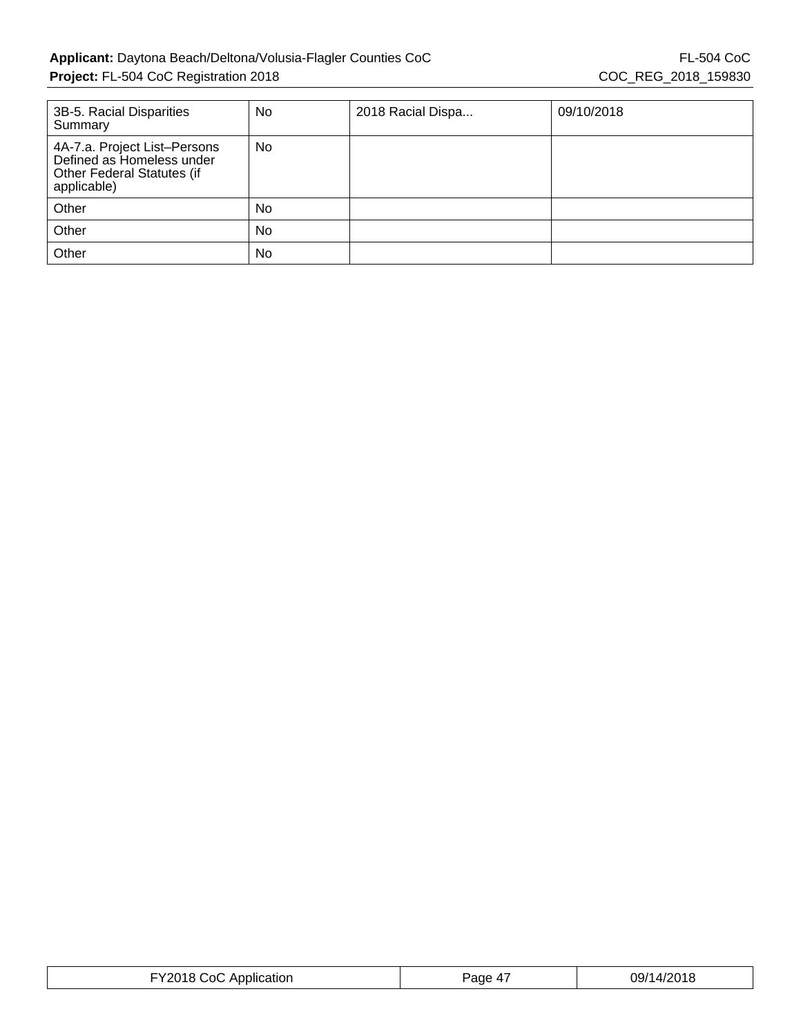| 3B-5. Racial Disparities Summary | No | 2018 Racial Dispa... | 09/10/2018 |
|---|---|---|---|
| 4A-7.a. Project List–Persons Defined as Homeless under Other Federal Statutes (if applicable) | No | | |
| Other | No | | |
| Other | No | | |
| Other | No | | |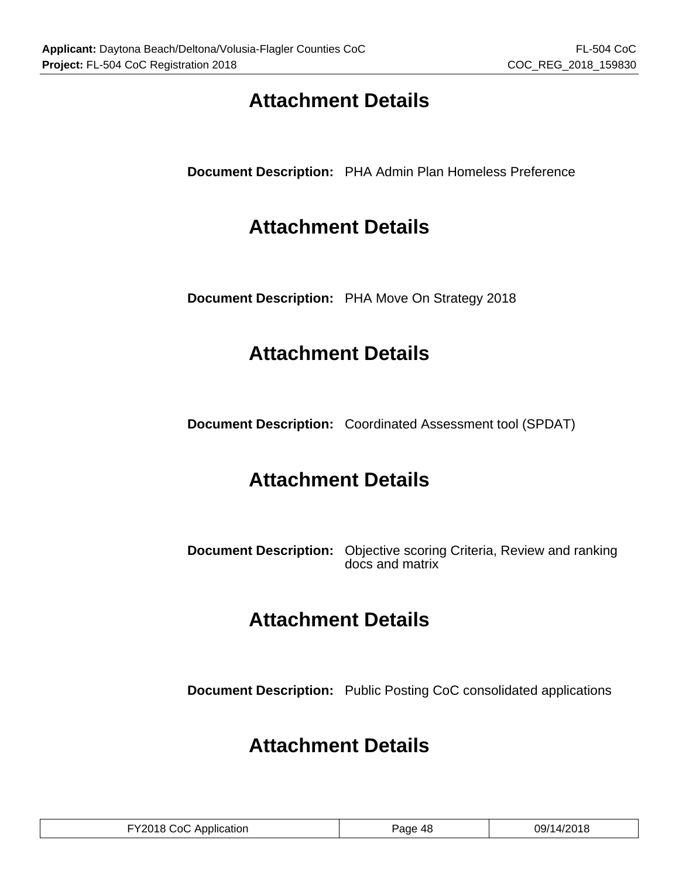# Attachment Details

**Document Description:** PHA Admin Plan Homeless Preference

# Attachment Details

**Document Description:** PHA Move On Strategy 2018

# Attachment Details

**Document Description:** Coordinated Assessment tool (SPDAT)

# Attachment Details

**Document Description:** Objective scoring Criteria, Review and ranking docs and matrix

# Attachment Details

**Document Description:** Public Posting CoC consolidated applications

# Attachment Details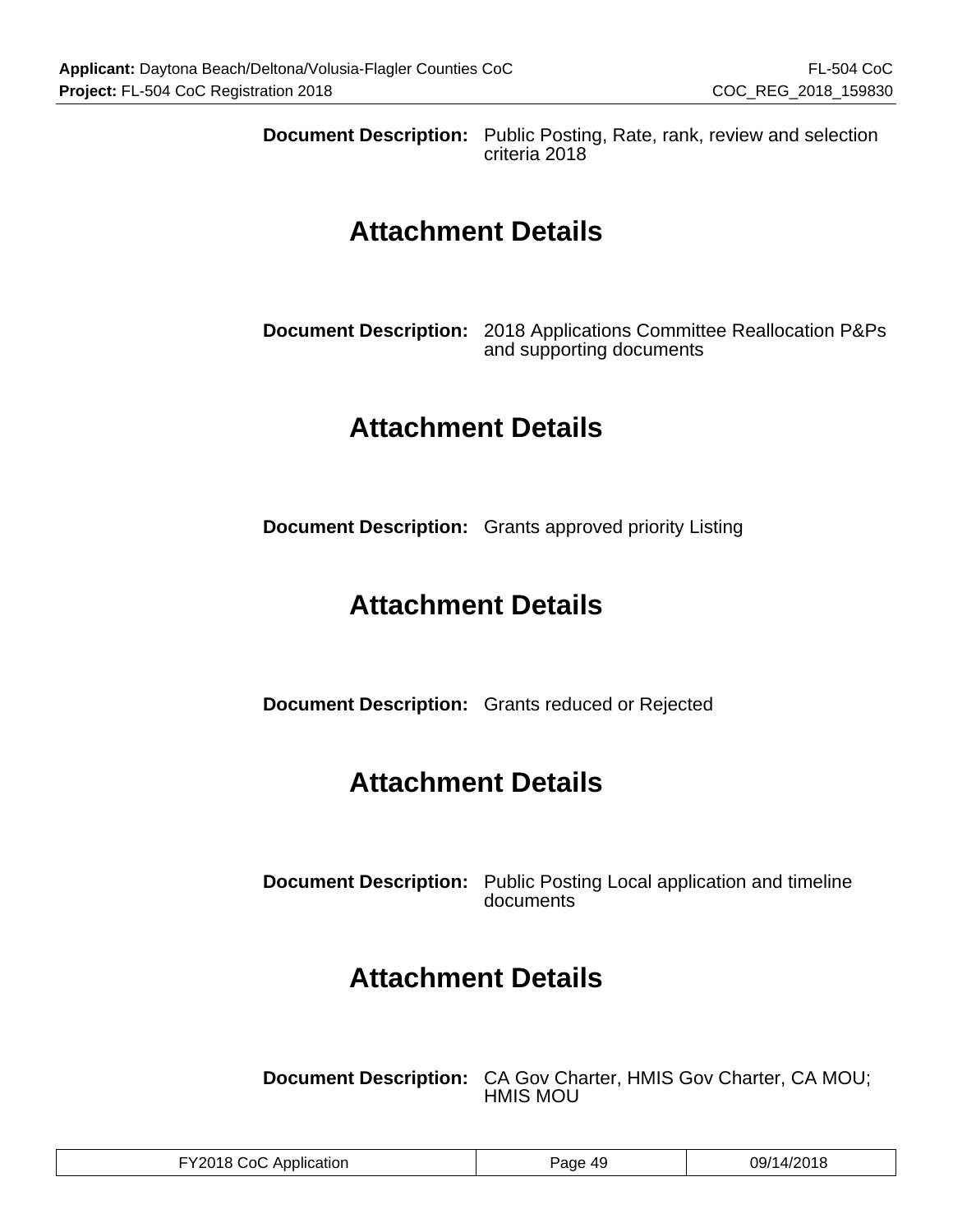**Document Description:** Public Posting, Rate, rank, review and selection criteria 2018

## Attachment Details

**Document Description:** 2018 Applications Committee Reallocation P&Ps and supporting documents

## Attachment Details

**Document Description:** Grants approved priority Listing

## Attachment Details

**Document Description:** Grants reduced or Rejected

## Attachment Details

**Document Description:** Public Posting Local application and timeline documents

## Attachment Details

**Document Description:** CA Gov Charter, HMIS Gov Charter, CA MOU; HMIS MOU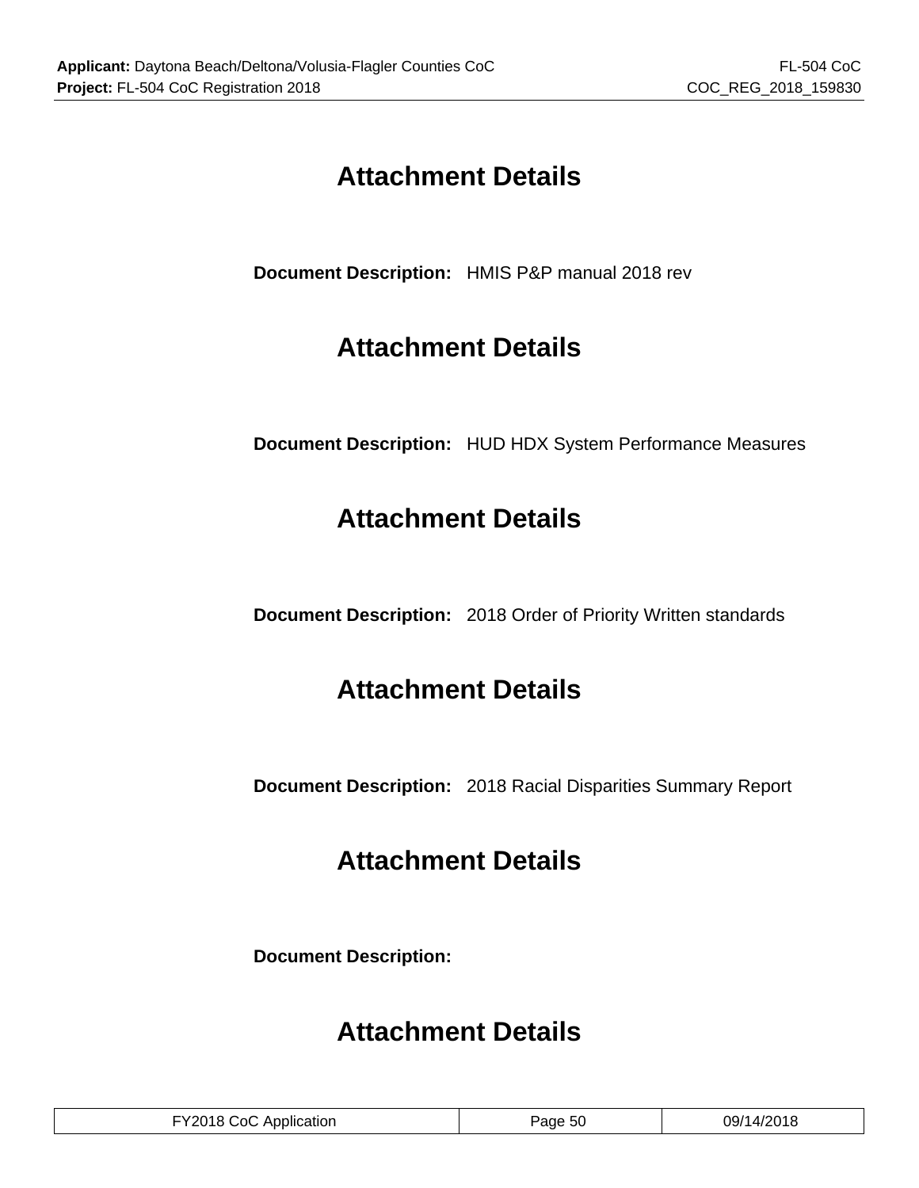# Attachment Details

**Document Description:** HMIS P&P manual 2018 rev

# Attachment Details

**Document Description:** HUD HDX System Performance Measures

# Attachment Details

**Document Description:** 2018 Order of Priority Written standards

# Attachment Details

**Document Description:** 2018 Racial Disparities Summary Report

# Attachment Details

**Document Description:**

# Attachment Details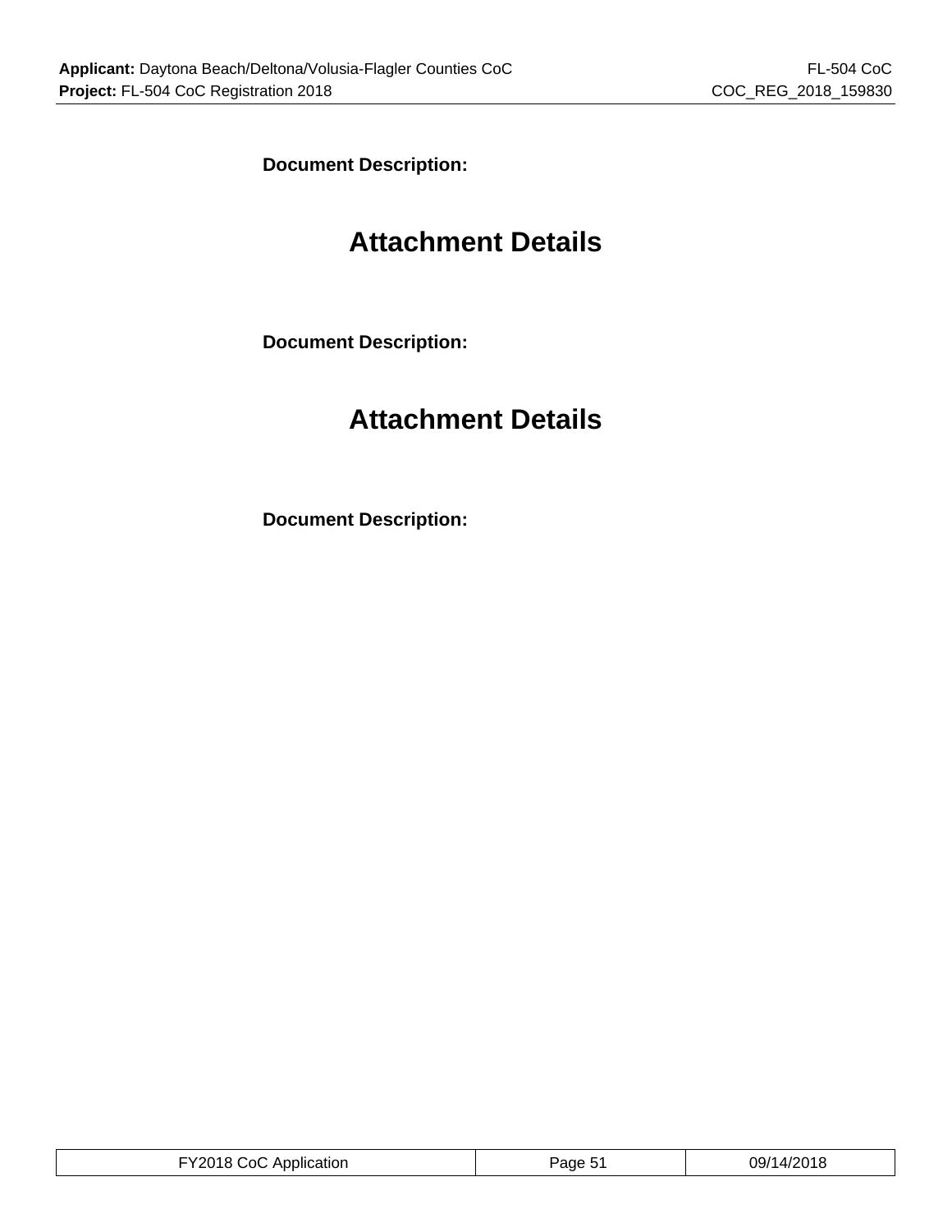**Document Description:**

# Attachment Details

**Document Description:**

# Attachment Details

**Document Description:**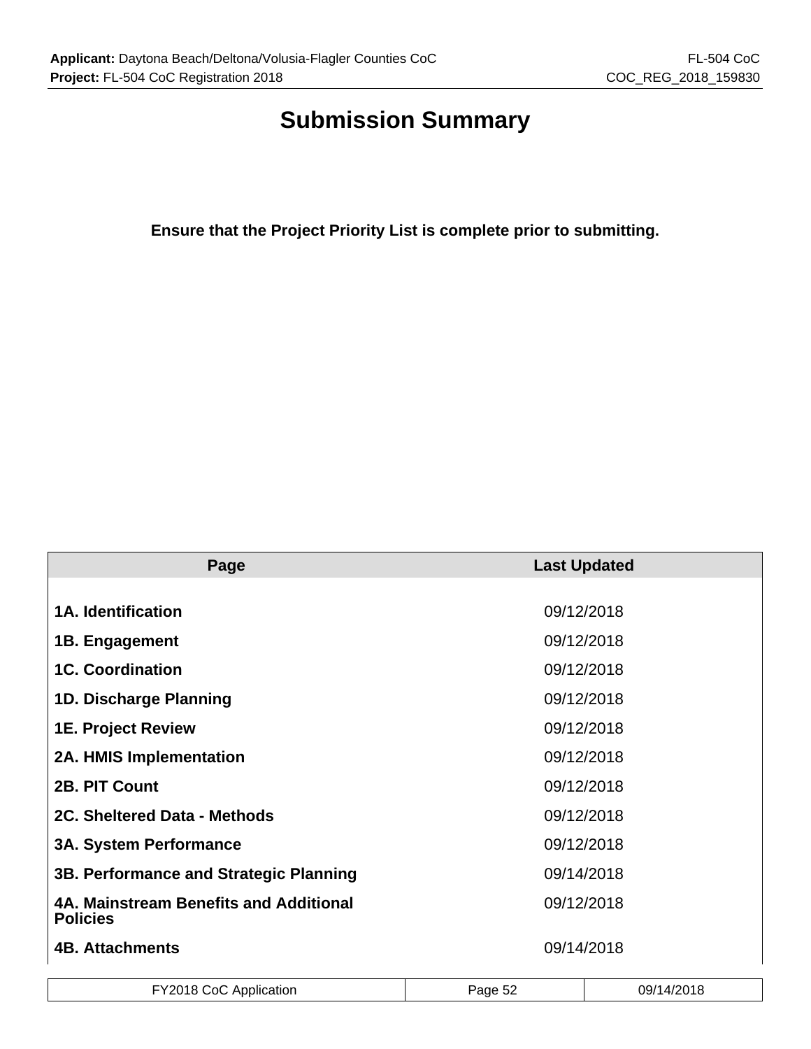# Submission Summary

**Ensure that the Project Priority List is complete prior to submitting.**

| Page | Last Updated |
|---|---|
| **1A. Identification** | 09/12/2018 |
| **1B. Engagement** | 09/12/2018 |
| **1C. Coordination** | 09/12/2018 |
| **1D. Discharge Planning** | 09/12/2018 |
| **1E. Project Review** | 09/12/2018 |
| **2A. HMIS Implementation** | 09/12/2018 |
| **2B. PIT Count** | 09/12/2018 |
| **2C. Sheltered Data - Methods** | 09/12/2018 |
| **3A. System Performance** | 09/12/2018 |
| **3B. Performance and Strategic Planning** | 09/14/2018 |
| **4A. Mainstream Benefits and Additional Policies** | 09/12/2018 |
| **4B. Attachments** | 09/14/2018 |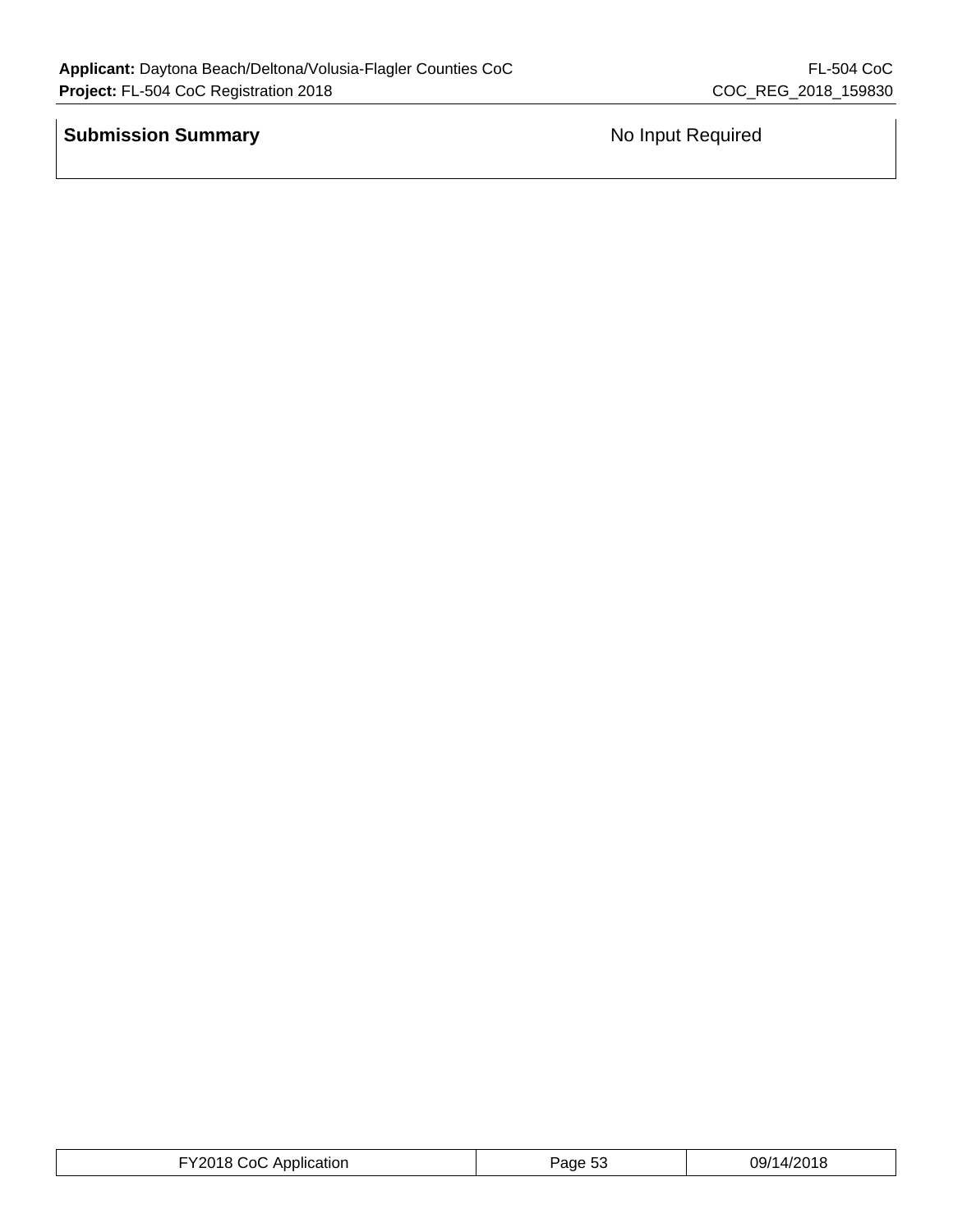## Submission Summary

No Input Required